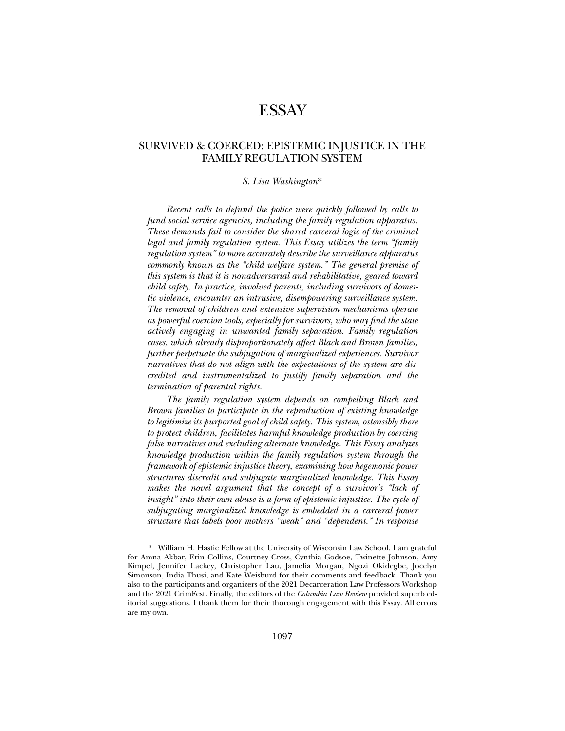# ESSAY

## SURVIVED & COERCED: EPISTEMIC INJUSTICE IN THE FAMILY REGULATION SYSTEM

*S. Lisa Washington*\*

*Recent calls to defund the police were quickly followed by calls to fund social service agencies, including the family regulation apparatus. These demands fail to consider the shared carceral logic of the criminal legal and family regulation system. This Essay utilizes the term "family regulation system" to more accurately describe the surveillance apparatus commonly known as the "child welfare system." The general premise of this system is that it is nonadversarial and rehabilitative, geared toward child safety. In practice, involved parents, including survivors of domestic violence, encounter an intrusive, disempowering surveillance system. The removal of children and extensive supervision mechanisms operate as powerful coercion tools, especially for survivors, who may find the state actively engaging in unwanted family separation. Family regulation cases, which already disproportionately affect Black and Brown families, further perpetuate the subjugation of marginalized experiences. Survivor narratives that do not align with the expectations of the system are discredited and instrumentalized to justify family separation and the termination of parental rights.*

*The family regulation system depends on compelling Black and Brown families to participate in the reproduction of existing knowledge to legitimize its purported goal of child safety. This system, ostensibly there to protect children, facilitates harmful knowledge production by coercing false narratives and excluding alternate knowledge. This Essay analyzes knowledge production within the family regulation system through the framework of epistemic injustice theory, examining how hegemonic power structures discredit and subjugate marginalized knowledge. This Essay makes the novel argument that the concept of a survivor's "lack of insight" into their own abuse is a form of epistemic injustice. The cycle of subjugating marginalized knowledge is embedded in a carceral power structure that labels poor mothers "weak" and "dependent." In response*

---

\* William H. Hastie Fellow at the University of Wisconsin Law School. I am grateful for Amna Akbar, Erin Collins, Courtney Cross, Cynthia Godsoe, Twinette Johnson, Amy Kimpel, Jennifer Lackey, Christopher Lau, Jamelia Morgan, Ngozi Okidegbe, Jocelyn Simonson, India Thusi, and Kate Weisburd for their comments and feedback. Thank you also to the participants and organizers of the 2021 Decarceration Law Professors Workshop and the 2021 CrimFest. Finally, the editors of the *Columbia Law Review* provided superb editorial suggestions. I thank them for their thorough engagement with this Essay. All errors are my own.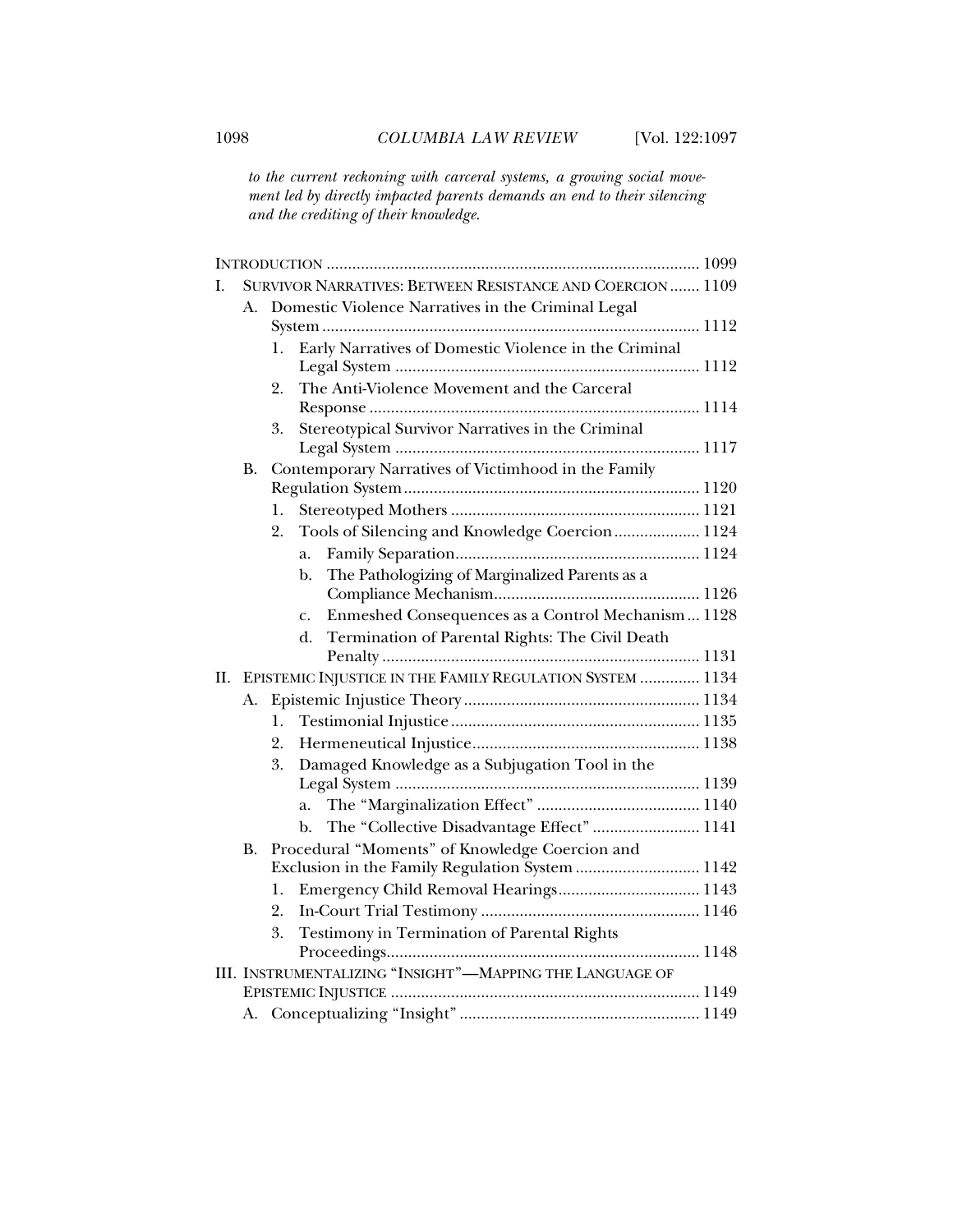*to the current reckoning with carceral systems, a growing social movement led by directly impacted parents demands an end to their silencing and the crediting of their knowledge.*

INTRODUCTION ..................................................................................... 1099

I. SURVIVOR NARRATIVES: BETWEEN RESISTANCE AND COERCION ....... 1109
   - A. Domestic Violence Narratives in the Criminal Legal System ....................................................................................... 1112
     - 1. Early Narratives of Domestic Violence in the Criminal Legal System ...................................................................... 1112
     - 2. The Anti-Violence Movement and the Carceral Response ............................................................................ 1114
     - 3. Stereotypical Survivor Narratives in the Criminal Legal System ...................................................................... 1117
   - B. Contemporary Narratives of Victimhood in the Family Regulation System .................................................................... 1120
     - 1. Stereotyped Mothers ......................................................... 1121
     - 2. Tools of Silencing and Knowledge Coercion .................... 1124
       - a. Family Separation ........................................................ 1124
       - b. The Pathologizing of Marginalized Parents as a Compliance Mechanism ............................................... 1126
       - c. Enmeshed Consequences as a Control Mechanism ... 1128
       - d. Termination of Parental Rights: The Civil Death Penalty ......................................................................... 1131

II. EPISTEMIC INJUSTICE IN THE FAMILY REGULATION SYSTEM ............. 1134
   - A. Epistemic Injustice Theory ...................................................... 1134
     - 1. Testimonial Injustice .......................................................... 1135
     - 2. Hermeneutical Injustice ..................................................... 1138
     - 3. Damaged Knowledge as a Subjugation Tool in the Legal System ...................................................................... 1139
       - a. The "Marginalization Effect" ...................................... 1140
       - b. The "Collective Disadvantage Effect" ......................... 1141
   - B. Procedural "Moments" of Knowledge Coercion and Exclusion in the Family Regulation System ............................ 1142
     - 1. Emergency Child Removal Hearings ................................. 1143
     - 2. In-Court Trial Testimony ................................................... 1146
     - 3. Testimony in Termination of Parental Rights Proceedings ........................................................................ 1148

III. INSTRUMENTALIZING "INSIGHT"—MAPPING THE LANGUAGE OF EPISTEMIC INJUSTICE ....................................................................... 1149
   - A. Conceptualizing "Insight" ....................................................... 1149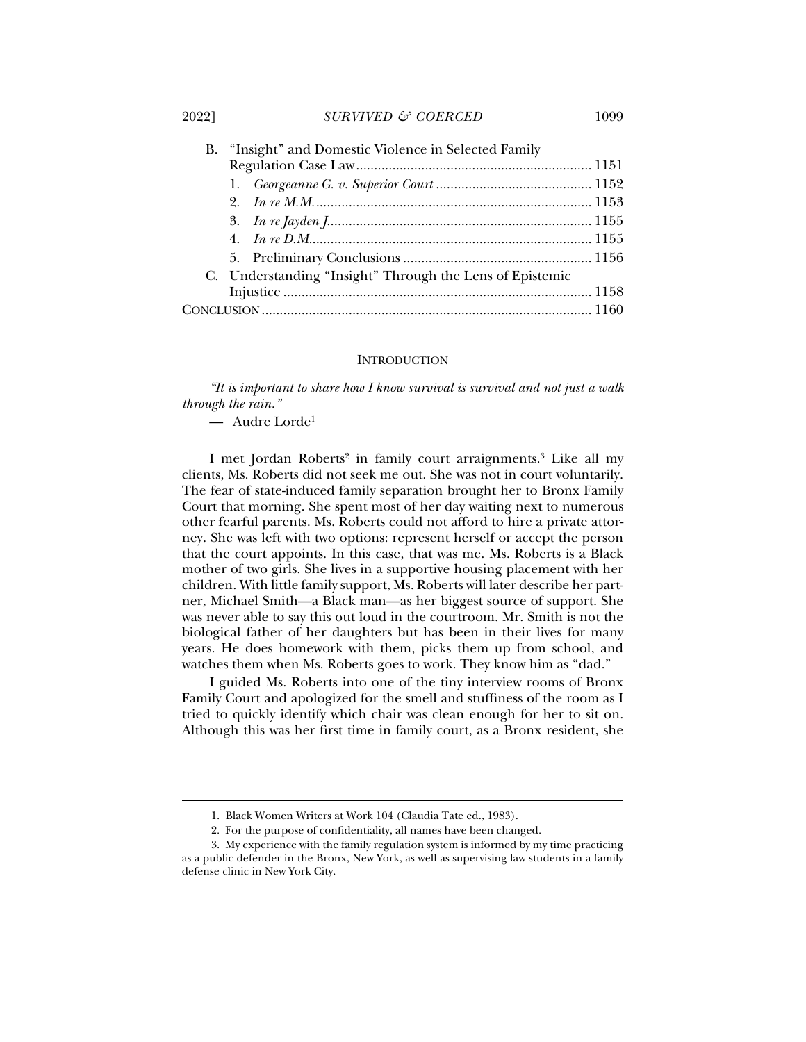- B. "Insight" and Domestic Violence in Selected Family Regulation Case Law ........ 1151
  - 1. *Georgeanne G. v. Superior Court* ........ 1152
  - 2. *In re M.M.* ........ 1153
  - 3. *In re Jayden J.* ........ 1155
  - 4. *In re D.M.* ........ 1155
  - 5. Preliminary Conclusions ........ 1156
- C. Understanding "Insight" Through the Lens of Epistemic Injustice ........ 1158

CONCLUSION ........ 1160

## INTRODUCTION

> *"It is important to share how I know survival is survival and not just a walk through the rain."*
>
> — Audre Lorde[1]

I met Jordan Roberts[2] in family court arraignments.[3] Like all my clients, Ms. Roberts did not seek me out. She was not in court voluntarily. The fear of state-induced family separation brought her to Bronx Family Court that morning. She spent most of her day waiting next to numerous other fearful parents. Ms. Roberts could not afford to hire a private attorney. She was left with two options: represent herself or accept the person that the court appoints. In this case, that was me. Ms. Roberts is a Black mother of two girls. She lives in a supportive housing placement with her children. With little family support, Ms. Roberts will later describe her partner, Michael Smith—a Black man—as her biggest source of support. She was never able to say this out loud in the courtroom. Mr. Smith is not the biological father of her daughters but has been in their lives for many years. He does homework with them, picks them up from school, and watches them when Ms. Roberts goes to work. They know him as "dad."

I guided Ms. Roberts into one of the tiny interview rooms of Bronx Family Court and apologized for the smell and stuffiness of the room as I tried to quickly identify which chair was clean enough for her to sit on. Although this was her first time in family court, as a Bronx resident, she

---

1. Black Women Writers at Work 104 (Claudia Tate ed., 1983).

2. For the purpose of confidentiality, all names have been changed.

3. My experience with the family regulation system is informed by my time practicing as a public defender in the Bronx, New York, as well as supervising law students in a family defense clinic in New York City.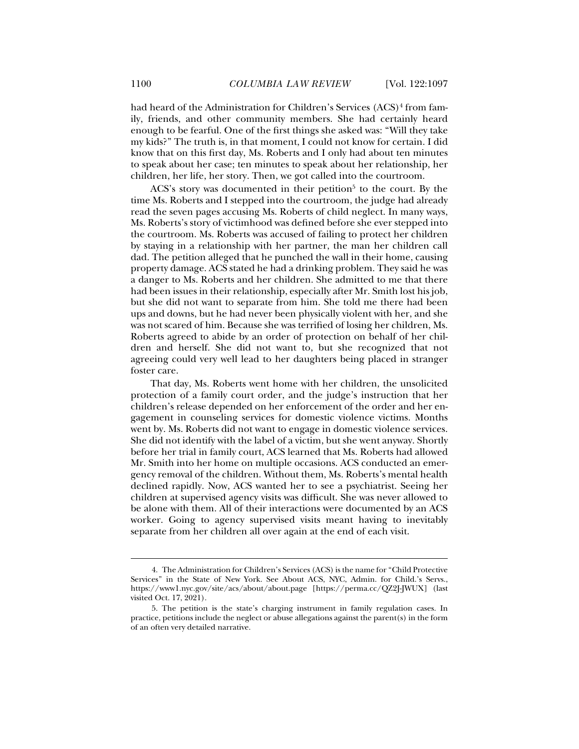had heard of the Administration for Children's Services (ACS)[4] from family, friends, and other community members. She had certainly heard enough to be fearful. One of the first things she asked was: "Will they take my kids?" The truth is, in that moment, I could not know for certain. I did know that on this first day, Ms. Roberts and I only had about ten minutes to speak about her case; ten minutes to speak about her relationship, her children, her life, her story. Then, we got called into the courtroom.

ACS's story was documented in their petition[5] to the court. By the time Ms. Roberts and I stepped into the courtroom, the judge had already read the seven pages accusing Ms. Roberts of child neglect. In many ways, Ms. Roberts's story of victimhood was defined before she ever stepped into the courtroom. Ms. Roberts was accused of failing to protect her children by staying in a relationship with her partner, the man her children call dad. The petition alleged that he punched the wall in their home, causing property damage. ACS stated he had a drinking problem. They said he was a danger to Ms. Roberts and her children. She admitted to me that there had been issues in their relationship, especially after Mr. Smith lost his job, but she did not want to separate from him. She told me there had been ups and downs, but he had never been physically violent with her, and she was not scared of him. Because she was terrified of losing her children, Ms. Roberts agreed to abide by an order of protection on behalf of her children and herself. She did not want to, but she recognized that not agreeing could very well lead to her daughters being placed in stranger foster care.

That day, Ms. Roberts went home with her children, the unsolicited protection of a family court order, and the judge's instruction that her children's release depended on her enforcement of the order and her engagement in counseling services for domestic violence victims. Months went by. Ms. Roberts did not want to engage in domestic violence services. She did not identify with the label of a victim, but she went anyway. Shortly before her trial in family court, ACS learned that Ms. Roberts had allowed Mr. Smith into her home on multiple occasions. ACS conducted an emergency removal of the children. Without them, Ms. Roberts's mental health declined rapidly. Now, ACS wanted her to see a psychiatrist. Seeing her children at supervised agency visits was difficult. She was never allowed to be alone with them. All of their interactions were documented by an ACS worker. Going to agency supervised visits meant having to inevitably separate from her children all over again at the end of each visit.

---

4. The Administration for Children's Services (ACS) is the name for "Child Protective Services" in the State of New York. See About ACS, NYC, Admin. for Child.'s Servs., https://www1.nyc.gov/site/acs/about/about.page [https://perma.cc/QZ2J-JWUX] (last visited Oct. 17, 2021).

5. The petition is the state's charging instrument in family regulation cases. In practice, petitions include the neglect or abuse allegations against the parent(s) in the form of an often very detailed narrative.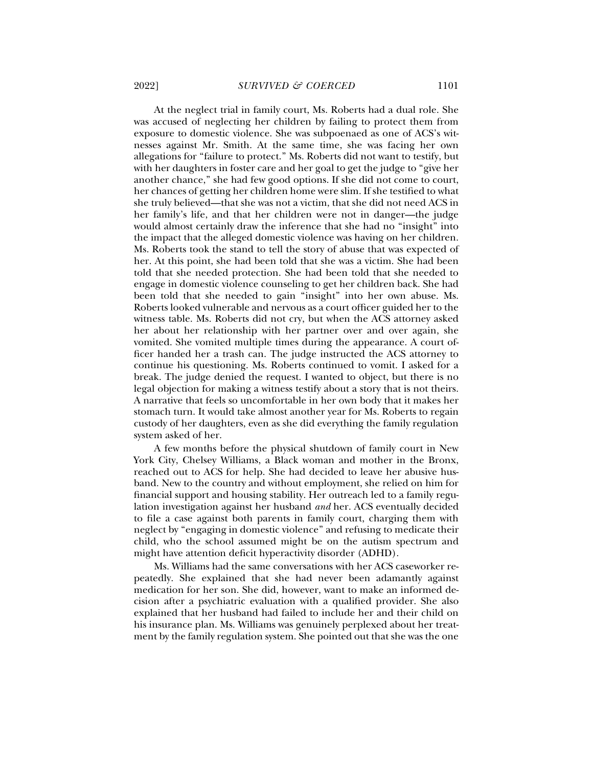At the neglect trial in family court, Ms. Roberts had a dual role. She was accused of neglecting her children by failing to protect them from exposure to domestic violence. She was subpoenaed as one of ACS's witnesses against Mr. Smith. At the same time, she was facing her own allegations for "failure to protect." Ms. Roberts did not want to testify, but with her daughters in foster care and her goal to get the judge to "give her another chance," she had few good options. If she did not come to court, her chances of getting her children home were slim. If she testified to what she truly believed—that she was not a victim, that she did not need ACS in her family's life, and that her children were not in danger—the judge would almost certainly draw the inference that she had no "insight" into the impact that the alleged domestic violence was having on her children. Ms. Roberts took the stand to tell the story of abuse that was expected of her. At this point, she had been told that she was a victim. She had been told that she needed protection. She had been told that she needed to engage in domestic violence counseling to get her children back. She had been told that she needed to gain "insight" into her own abuse. Ms. Roberts looked vulnerable and nervous as a court officer guided her to the witness table. Ms. Roberts did not cry, but when the ACS attorney asked her about her relationship with her partner over and over again, she vomited. She vomited multiple times during the appearance. A court officer handed her a trash can. The judge instructed the ACS attorney to continue his questioning. Ms. Roberts continued to vomit. I asked for a break. The judge denied the request. I wanted to object, but there is no legal objection for making a witness testify about a story that is not theirs. A narrative that feels so uncomfortable in her own body that it makes her stomach turn. It would take almost another year for Ms. Roberts to regain custody of her daughters, even as she did everything the family regulation system asked of her.

A few months before the physical shutdown of family court in New York City, Chelsey Williams, a Black woman and mother in the Bronx, reached out to ACS for help. She had decided to leave her abusive husband. New to the country and without employment, she relied on him for financial support and housing stability. Her outreach led to a family regulation investigation against her husband *and* her. ACS eventually decided to file a case against both parents in family court, charging them with neglect by "engaging in domestic violence" and refusing to medicate their child, who the school assumed might be on the autism spectrum and might have attention deficit hyperactivity disorder (ADHD).

Ms. Williams had the same conversations with her ACS caseworker repeatedly. She explained that she had never been adamantly against medication for her son. She did, however, want to make an informed decision after a psychiatric evaluation with a qualified provider. She also explained that her husband had failed to include her and their child on his insurance plan. Ms. Williams was genuinely perplexed about her treatment by the family regulation system. She pointed out that she was the one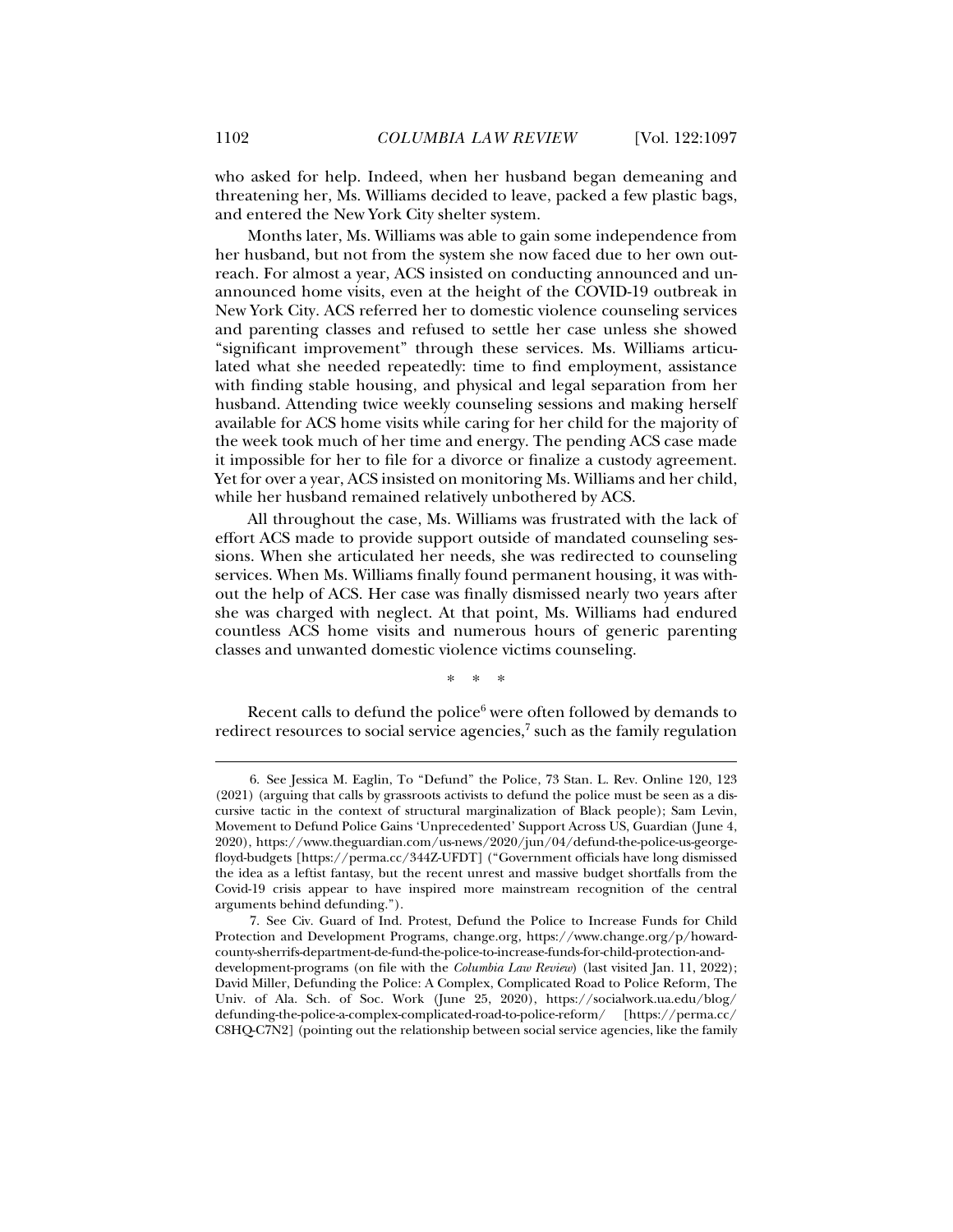who asked for help. Indeed, when her husband began demeaning and threatening her, Ms. Williams decided to leave, packed a few plastic bags, and entered the New York City shelter system.

Months later, Ms. Williams was able to gain some independence from her husband, but not from the system she now faced due to her own outreach. For almost a year, ACS insisted on conducting announced and unannounced home visits, even at the height of the COVID-19 outbreak in New York City. ACS referred her to domestic violence counseling services and parenting classes and refused to settle her case unless she showed "significant improvement" through these services. Ms. Williams articulated what she needed repeatedly: time to find employment, assistance with finding stable housing, and physical and legal separation from her husband. Attending twice weekly counseling sessions and making herself available for ACS home visits while caring for her child for the majority of the week took much of her time and energy. The pending ACS case made it impossible for her to file for a divorce or finalize a custody agreement. Yet for over a year, ACS insisted on monitoring Ms. Williams and her child, while her husband remained relatively unbothered by ACS.

All throughout the case, Ms. Williams was frustrated with the lack of effort ACS made to provide support outside of mandated counseling sessions. When she articulated her needs, she was redirected to counseling services. When Ms. Williams finally found permanent housing, it was without the help of ACS. Her case was finally dismissed nearly two years after she was charged with neglect. At that point, Ms. Williams had endured countless ACS home visits and numerous hours of generic parenting classes and unwanted domestic violence victims counseling.

\* \* \*

Recent calls to defund the police[6] were often followed by demands to redirect resources to social service agencies,[7] such as the family regulation

---

6. See Jessica M. Eaglin, To "Defund" the Police, 73 Stan. L. Rev. Online 120, 123 (2021) (arguing that calls by grassroots activists to defund the police must be seen as a discursive tactic in the context of structural marginalization of Black people); Sam Levin, Movement to Defund Police Gains 'Unprecedented' Support Across US, Guardian (June 4, 2020), https://www.theguardian.com/us-news/2020/jun/04/defund-the-police-us-george-floyd-budgets [https://perma.cc/344Z-UFDT] ("Government officials have long dismissed the idea as a leftist fantasy, but the recent unrest and massive budget shortfalls from the Covid-19 crisis appear to have inspired more mainstream recognition of the central arguments behind defunding.").

7. See Civ. Guard of Ind. Protest, Defund the Police to Increase Funds for Child Protection and Development Programs, change.org, https://www.change.org/p/howard-county-sherrifs-department-de-fund-the-police-to-increase-funds-for-child-protection-and-development-programs (on file with the *Columbia Law Review*) (last visited Jan. 11, 2022); David Miller, Defunding the Police: A Complex, Complicated Road to Police Reform, The Univ. of Ala. Sch. of Soc. Work (June 25, 2020), https://socialwork.ua.edu/blog/defunding-the-police-a-complex-complicated-road-to-police-reform/ [https://perma.cc/C8HQ-C7N2] (pointing out the relationship between social service agencies, like the family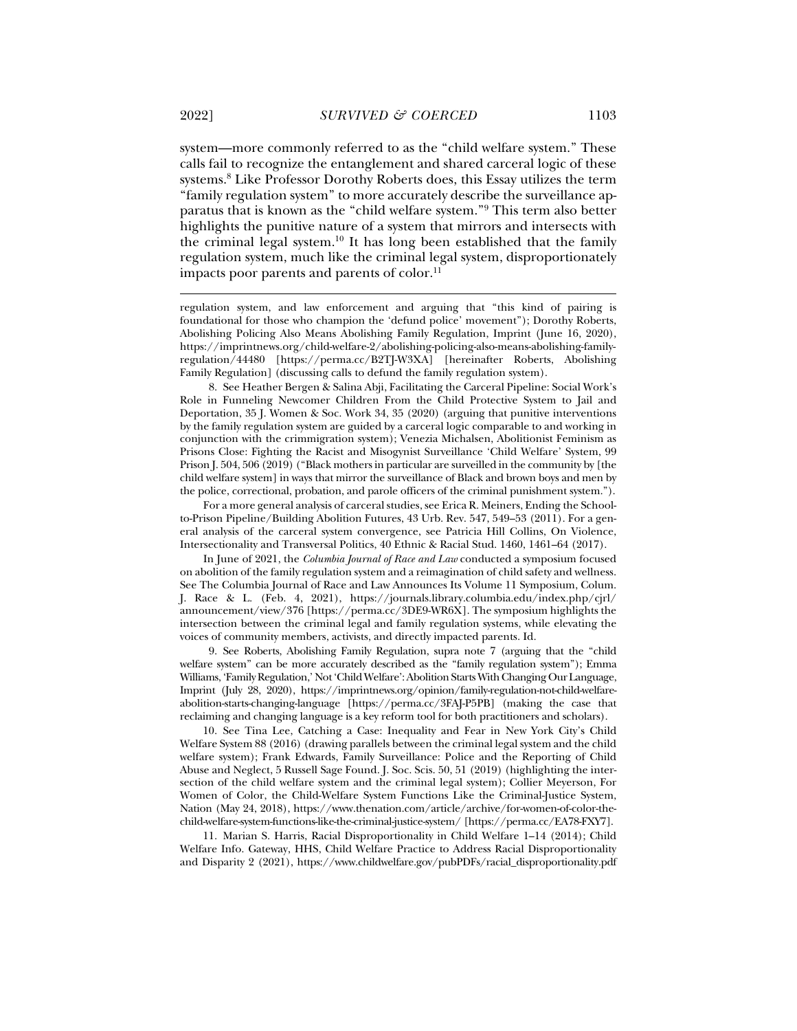system—more commonly referred to as the "child welfare system." These calls fail to recognize the entanglement and shared carceral logic of these systems.[8] Like Professor Dorothy Roberts does, this Essay utilizes the term "family regulation system" to more accurately describe the surveillance apparatus that is known as the "child welfare system."[9] This term also better highlights the punitive nature of a system that mirrors and intersects with the criminal legal system.[10] It has long been established that the family regulation system, much like the criminal legal system, disproportionately impacts poor parents and parents of color.[11]

---

regulation system, and law enforcement and arguing that "this kind of pairing is foundational for those who champion the 'defund police' movement"); Dorothy Roberts, Abolishing Policing Also Means Abolishing Family Regulation, Imprint (June 16, 2020), https://imprintnews.org/child-welfare-2/abolishing-policing-also-means-abolishing-family-regulation/44480 [https://perma.cc/B2TJ-W3XA] [hereinafter Roberts, Abolishing Family Regulation] (discussing calls to defund the family regulation system).

8. See Heather Bergen & Salina Abji, Facilitating the Carceral Pipeline: Social Work's Role in Funneling Newcomer Children From the Child Protective System to Jail and Deportation, 35 J. Women & Soc. Work 34, 35 (2020) (arguing that punitive interventions by the family regulation system are guided by a carceral logic comparable to and working in conjunction with the crimmigration system); Venezia Michalsen, Abolitionist Feminism as Prisons Close: Fighting the Racist and Misogynist Surveillance 'Child Welfare' System, 99 Prison J. 504, 506 (2019) ("Black mothers in particular are surveilled in the community by [the child welfare system] in ways that mirror the surveillance of Black and brown boys and men by the police, correctional, probation, and parole officers of the criminal punishment system.").

For a more general analysis of carceral studies, see Erica R. Meiners, Ending the School-to-Prison Pipeline/Building Abolition Futures, 43 Urb. Rev. 547, 549–53 (2011). For a general analysis of the carceral system convergence, see Patricia Hill Collins, On Violence, Intersectionality and Transversal Politics, 40 Ethnic & Racial Stud. 1460, 1461–64 (2017).

In June of 2021, the *Columbia Journal of Race and Law* conducted a symposium focused on abolition of the family regulation system and a reimagination of child safety and wellness. See The Columbia Journal of Race and Law Announces Its Volume 11 Symposium, Colum. J. Race & L. (Feb. 4, 2021), https://journals.library.columbia.edu/index.php/cjrl/announcement/view/376 [https://perma.cc/3DE9-WR6X]. The symposium highlights the intersection between the criminal legal and family regulation systems, while elevating the voices of community members, activists, and directly impacted parents. Id.

9. See Roberts, Abolishing Family Regulation, supra note 7 (arguing that the "child welfare system" can be more accurately described as the "family regulation system"); Emma Williams, 'Family Regulation,' Not 'Child Welfare': Abolition Starts With Changing Our Language, Imprint (July 28, 2020), https://imprintnews.org/opinion/family-regulation-not-child-welfare-abolition-starts-changing-language [https://perma.cc/3FAJ-P5PB] (making the case that reclaiming and changing language is a key reform tool for both practitioners and scholars).

10. See Tina Lee, Catching a Case: Inequality and Fear in New York City's Child Welfare System 88 (2016) (drawing parallels between the criminal legal system and the child welfare system); Frank Edwards, Family Surveillance: Police and the Reporting of Child Abuse and Neglect, 5 Russell Sage Found. J. Soc. Scis. 50, 51 (2019) (highlighting the intersection of the child welfare system and the criminal legal system); Collier Meyerson, For Women of Color, the Child-Welfare System Functions Like the Criminal-Justice System, Nation (May 24, 2018), https://www.thenation.com/article/archive/for-women-of-color-the-child-welfare-system-functions-like-the-criminal-justice-system/ [https://perma.cc/EA78-FXY7].

11. Marian S. Harris, Racial Disproportionality in Child Welfare 1–14 (2014); Child Welfare Info. Gateway, HHS, Child Welfare Practice to Address Racial Disproportionality and Disparity 2 (2021), https://www.childwelfare.gov/pubPDFs/racial_disproportionality.pdf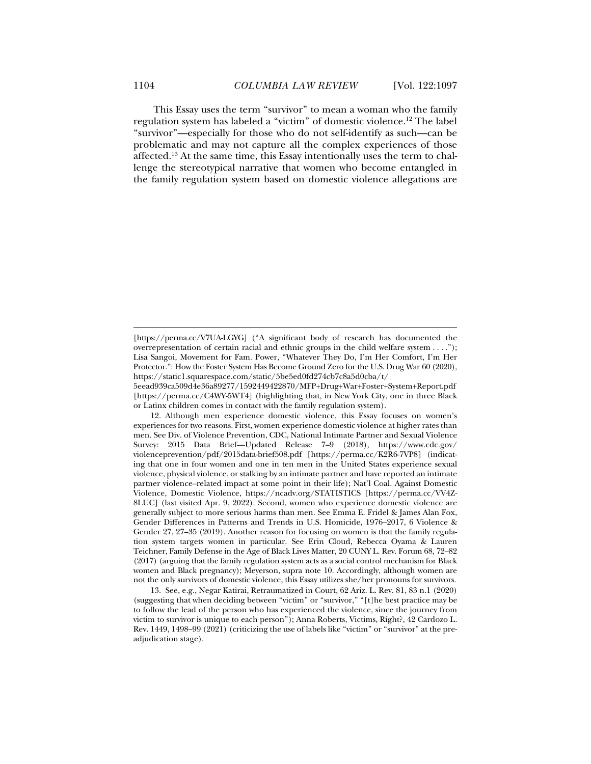This Essay uses the term "survivor" to mean a woman who the family regulation system has labeled a "victim" of domestic violence.[12] The label "survivor"—especially for those who do not self-identify as such—can be problematic and may not capture all the complex experiences of those affected.[13] At the same time, this Essay intentionally uses the term to challenge the stereotypical narrative that women who become entangled in the family regulation system based on domestic violence allegations are

---

[https://perma.cc/V7UA-LGYG] ("A significant body of research has documented the overrepresentation of certain racial and ethnic groups in the child welfare system . . . ."); Lisa Sangoi, Movement for Fam. Power, "Whatever They Do, I'm Her Comfort, I'm Her Protector.": How the Foster System Has Become Ground Zero for the U.S. Drug War 60 (2020), https://static1.squarespace.com/static/5be5ed0fd274cb7c8a5d0cba/t/5eead939ca509d4e36a89277/1592449422870/MFP+Drug+War+Foster+System+Report.pdf [https://perma.cc/C4WY-5WT4] (highlighting that, in New York City, one in three Black or Latinx children comes in contact with the family regulation system).

12. Although men experience domestic violence, this Essay focuses on women's experiences for two reasons. First, women experience domestic violence at higher rates than men. See Div. of Violence Prevention, CDC, National Intimate Partner and Sexual Violence Survey: 2015 Data Brief—Updated Release 7–9 (2018), https://www.cdc.gov/violenceprevention/pdf/2015data-brief508.pdf [https://perma.cc/K2R6-7VP8] (indicating that one in four women and one in ten men in the United States experience sexual violence, physical violence, or stalking by an intimate partner and have reported an intimate partner violence–related impact at some point in their life); Nat'l Coal. Against Domestic Violence, Domestic Violence, https://ncadv.org/STATISTICS [https://perma.cc/VV4Z-8LUC] (last visited Apr. 9, 2022). Second, women who experience domestic violence are generally subject to more serious harms than men. See Emma E. Fridel & James Alan Fox, Gender Differences in Patterns and Trends in U.S. Homicide, 1976–2017, 6 Violence & Gender 27, 27–35 (2019). Another reason for focusing on women is that the family regulation system targets women in particular. See Erin Cloud, Rebecca Oyama & Lauren Teichner, Family Defense in the Age of Black Lives Matter, 20 CUNY L. Rev. Forum 68, 72–82 (2017) (arguing that the family regulation system acts as a social control mechanism for Black women and Black pregnancy); Meyerson, supra note 10. Accordingly, although women are not the only survivors of domestic violence, this Essay utilizes she/her pronouns for survivors.

13. See, e.g., Negar Katirai, Retraumatized in Court, 62 Ariz. L. Rev. 81, 83 n.1 (2020) (suggesting that when deciding between "victim" or "survivor," "[t]he best practice may be to follow the lead of the person who has experienced the violence, since the journey from victim to survivor is unique to each person"); Anna Roberts, Victims, Right?, 42 Cardozo L. Rev. 1449, 1498–99 (2021) (criticizing the use of labels like "victim" or "survivor" at the pre-adjudication stage).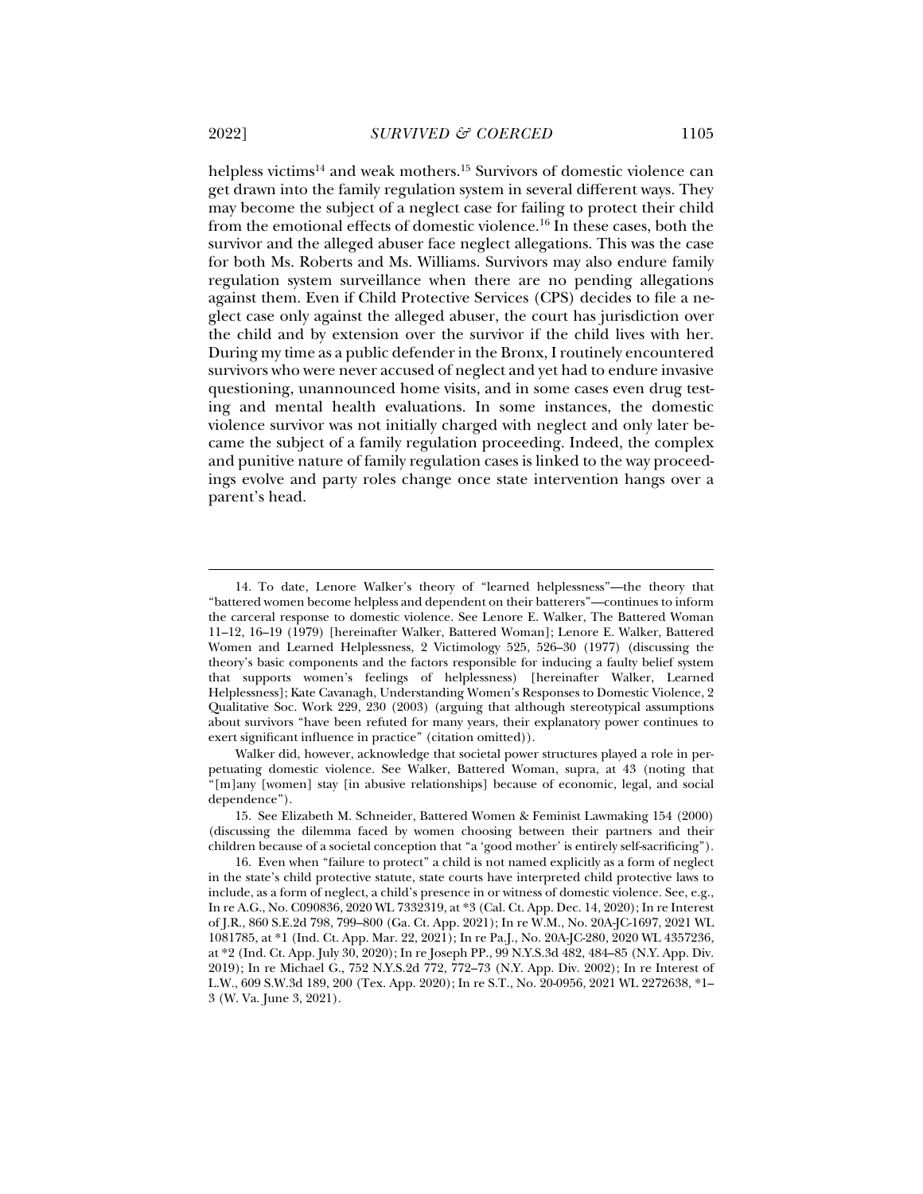helpless victims[14] and weak mothers.[15] Survivors of domestic violence can get drawn into the family regulation system in several different ways. They may become the subject of a neglect case for failing to protect their child from the emotional effects of domestic violence.[16] In these cases, both the survivor and the alleged abuser face neglect allegations. This was the case for both Ms. Roberts and Ms. Williams. Survivors may also endure family regulation system surveillance when there are no pending allegations against them. Even if Child Protective Services (CPS) decides to file a neglect case only against the alleged abuser, the court has jurisdiction over the child and by extension over the survivor if the child lives with her. During my time as a public defender in the Bronx, I routinely encountered survivors who were never accused of neglect and yet had to endure invasive questioning, unannounced home visits, and in some cases even drug testing and mental health evaluations. In some instances, the domestic violence survivor was not initially charged with neglect and only later became the subject of a family regulation proceeding. Indeed, the complex and punitive nature of family regulation cases is linked to the way proceedings evolve and party roles change once state intervention hangs over a parent's head.

---

14. To date, Lenore Walker's theory of "learned helplessness"—the theory that "battered women become helpless and dependent on their batterers"—continues to inform the carceral response to domestic violence. See Lenore E. Walker, The Battered Woman 11–12, 16–19 (1979) [hereinafter Walker, Battered Woman]; Lenore E. Walker, Battered Women and Learned Helplessness, 2 Victimology 525, 526–30 (1977) (discussing the theory's basic components and the factors responsible for inducing a faulty belief system that supports women's feelings of helplessness) [hereinafter Walker, Learned Helplessness]; Kate Cavanagh, Understanding Women's Responses to Domestic Violence, 2 Qualitative Soc. Work 229, 230 (2003) (arguing that although stereotypical assumptions about survivors "have been refuted for many years, their explanatory power continues to exert significant influence in practice" (citation omitted)).

Walker did, however, acknowledge that societal power structures played a role in perpetuating domestic violence. See Walker, Battered Woman, supra, at 43 (noting that "[m]any [women] stay [in abusive relationships] because of economic, legal, and social dependence").

15. See Elizabeth M. Schneider, Battered Women & Feminist Lawmaking 154 (2000) (discussing the dilemma faced by women choosing between their partners and their children because of a societal conception that "a 'good mother' is entirely self-sacrificing").

16. Even when "failure to protect" a child is not named explicitly as a form of neglect in the state's child protective statute, state courts have interpreted child protective laws to include, as a form of neglect, a child's presence in or witness of domestic violence. See, e.g., In re A.G., No. C090836, 2020 WL 7332319, at *3 (Cal. Ct. App. Dec. 14, 2020); In re Interest of J.R., 860 S.E.2d 798, 799–800 (Ga. Ct. App. 2021); In re W.M., No. 20A-JC-1697, 2021 WL 1081785, at *1 (Ind. Ct. App. Mar. 22, 2021); In re Pa.J., No. 20A-JC-280, 2020 WL 4357236, at *2 (Ind. Ct. App. July 30, 2020); In re Joseph PP., 99 N.Y.S.3d 482, 484–85 (N.Y. App. Div. 2019); In re Michael G., 752 N.Y.S.2d 772, 772–73 (N.Y. App. Div. 2002); In re Interest of L.W., 609 S.W.3d 189, 200 (Tex. App. 2020); In re S.T., No. 20-0956, 2021 WL 2272638, *1–3 (W. Va. June 3, 2021).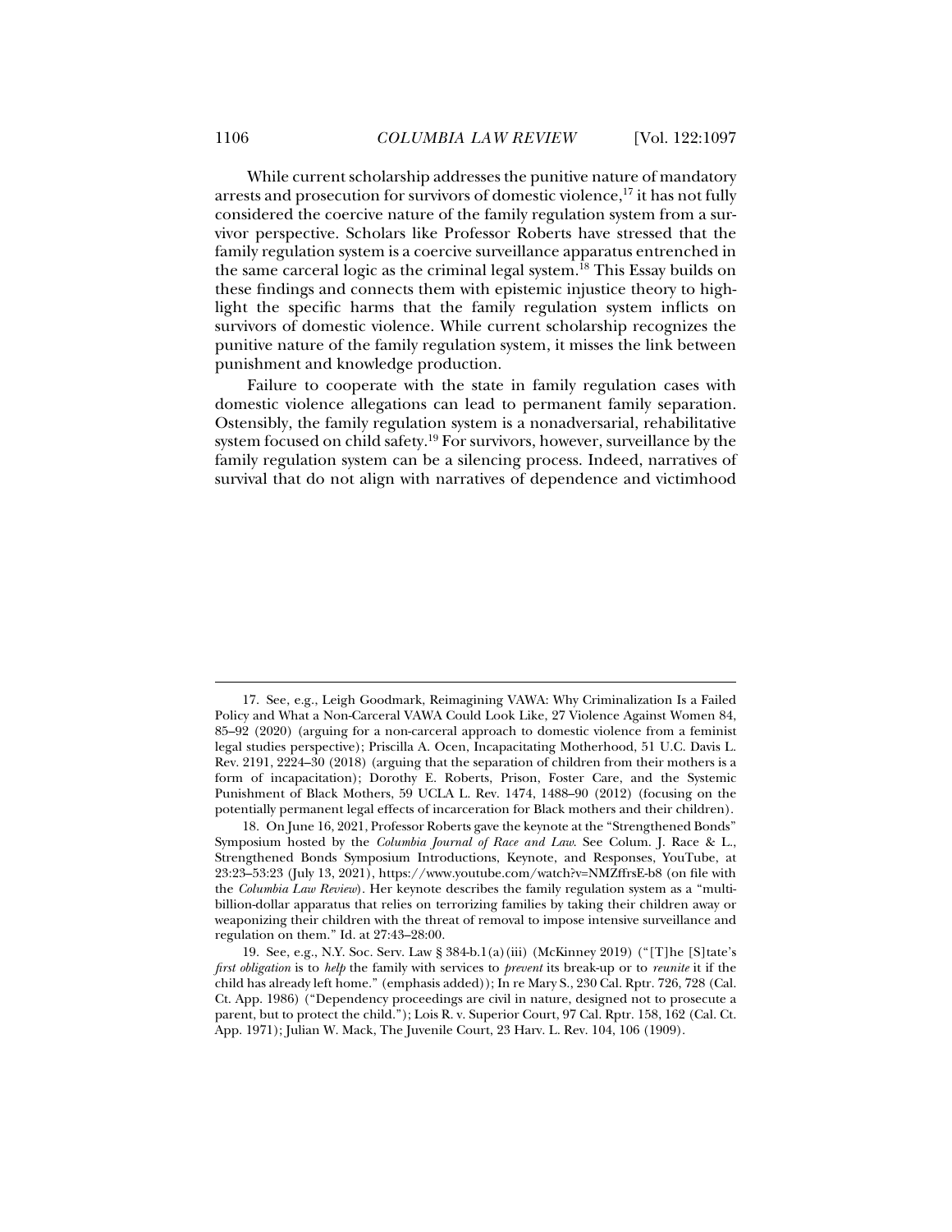While current scholarship addresses the punitive nature of mandatory arrests and prosecution for survivors of domestic violence,[17] it has not fully considered the coercive nature of the family regulation system from a survivor perspective. Scholars like Professor Roberts have stressed that the family regulation system is a coercive surveillance apparatus entrenched in the same carceral logic as the criminal legal system.[18] This Essay builds on these findings and connects them with epistemic injustice theory to highlight the specific harms that the family regulation system inflicts on survivors of domestic violence. While current scholarship recognizes the punitive nature of the family regulation system, it misses the link between punishment and knowledge production.

Failure to cooperate with the state in family regulation cases with domestic violence allegations can lead to permanent family separation. Ostensibly, the family regulation system is a nonadversarial, rehabilitative system focused on child safety.[19] For survivors, however, surveillance by the family regulation system can be a silencing process. Indeed, narratives of survival that do not align with narratives of dependence and victimhood

---

17. See, e.g., Leigh Goodmark, Reimagining VAWA: Why Criminalization Is a Failed Policy and What a Non-Carceral VAWA Could Look Like, 27 Violence Against Women 84, 85–92 (2020) (arguing for a non-carceral approach to domestic violence from a feminist legal studies perspective); Priscilla A. Ocen, Incapacitating Motherhood, 51 U.C. Davis L. Rev. 2191, 2224–30 (2018) (arguing that the separation of children from their mothers is a form of incapacitation); Dorothy E. Roberts, Prison, Foster Care, and the Systemic Punishment of Black Mothers, 59 UCLA L. Rev. 1474, 1488–90 (2012) (focusing on the potentially permanent legal effects of incarceration for Black mothers and their children).

18. On June 16, 2021, Professor Roberts gave the keynote at the "Strengthened Bonds" Symposium hosted by the *Columbia Journal of Race and Law*. See Colum. J. Race & L., Strengthened Bonds Symposium Introductions, Keynote, and Responses, YouTube, at 23:23–53:23 (July 13, 2021), https://www.youtube.com/watch?v=NMZffrsE-b8 (on file with the *Columbia Law Review*). Her keynote describes the family regulation system as a "multi-billion-dollar apparatus that relies on terrorizing families by taking their children away or weaponizing their children with the threat of removal to impose intensive surveillance and regulation on them." Id. at 27:43–28:00.

19. See, e.g., N.Y. Soc. Serv. Law § 384-b.1(a)(iii) (McKinney 2019) ("[T]he [S]tate's *first obligation* is to *help* the family with services to *prevent* its break-up or to *reunite* it if the child has already left home." (emphasis added)); In re Mary S., 230 Cal. Rptr. 726, 728 (Cal. Ct. App. 1986) ("Dependency proceedings are civil in nature, designed not to prosecute a parent, but to protect the child."); Lois R. v. Superior Court, 97 Cal. Rptr. 158, 162 (Cal. Ct. App. 1971); Julian W. Mack, The Juvenile Court, 23 Harv. L. Rev. 104, 106 (1909).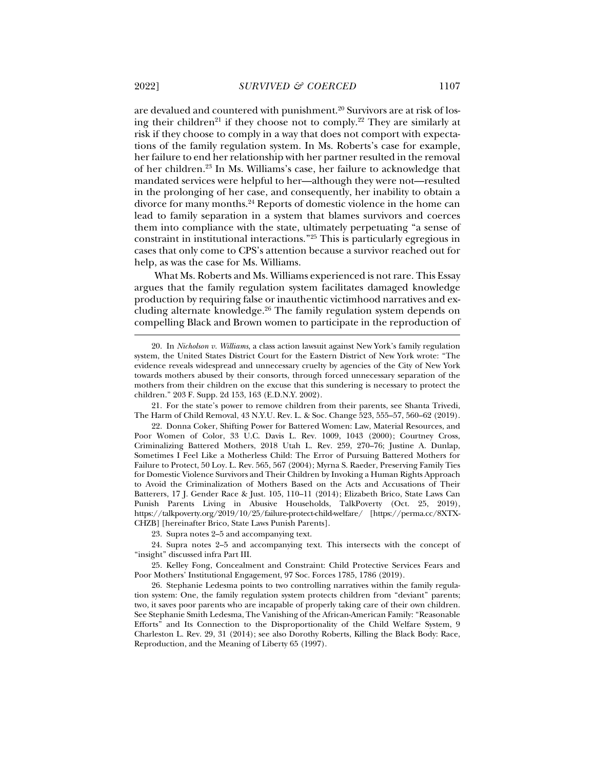are devalued and countered with punishment.[20] Survivors are at risk of losing their children[21] if they choose not to comply.[22] They are similarly at risk if they choose to comply in a way that does not comport with expectations of the family regulation system. In Ms. Roberts's case for example, her failure to end her relationship with her partner resulted in the removal of her children.[23] In Ms. Williams's case, her failure to acknowledge that mandated services were helpful to her—although they were not—resulted in the prolonging of her case, and consequently, her inability to obtain a divorce for many months.[24] Reports of domestic violence in the home can lead to family separation in a system that blames survivors and coerces them into compliance with the state, ultimately perpetuating "a sense of constraint in institutional interactions."[25] This is particularly egregious in cases that only come to CPS's attention because a survivor reached out for help, as was the case for Ms. Williams.

What Ms. Roberts and Ms. Williams experienced is not rare. This Essay argues that the family regulation system facilitates damaged knowledge production by requiring false or inauthentic victimhood narratives and excluding alternate knowledge.[26] The family regulation system depends on compelling Black and Brown women to participate in the reproduction of

---

20. In *Nicholson v. Williams*, a class action lawsuit against New York's family regulation system, the United States District Court for the Eastern District of New York wrote: "The evidence reveals widespread and unnecessary cruelty by agencies of the City of New York towards mothers abused by their consorts, through forced unnecessary separation of the mothers from their children on the excuse that this sundering is necessary to protect the children." 203 F. Supp. 2d 153, 163 (E.D.N.Y. 2002).

21. For the state's power to remove children from their parents, see Shanta Trivedi, The Harm of Child Removal, 43 N.Y.U. Rev. L. & Soc. Change 523, 555–57, 560–62 (2019).

22. Donna Coker, Shifting Power for Battered Women: Law, Material Resources, and Poor Women of Color, 33 U.C. Davis L. Rev. 1009, 1043 (2000); Courtney Cross, Criminalizing Battered Mothers, 2018 Utah L. Rev. 259, 270–76; Justine A. Dunlap, Sometimes I Feel Like a Motherless Child: The Error of Pursuing Battered Mothers for Failure to Protect, 50 Loy. L. Rev. 565, 567 (2004); Myrna S. Raeder, Preserving Family Ties for Domestic Violence Survivors and Their Children by Invoking a Human Rights Approach to Avoid the Criminalization of Mothers Based on the Acts and Accusations of Their Batterers, 17 J. Gender Race & Just. 105, 110–11 (2014); Elizabeth Brico, State Laws Can Punish Parents Living in Abusive Households, TalkPoverty (Oct. 25, 2019), https://talkpoverty.org/2019/10/25/failure-protect-child-welfare/ [https://perma.cc/8XTX-CHZB] [hereinafter Brico, State Laws Punish Parents].

23. Supra notes 2–5 and accompanying text.

24. Supra notes 2–5 and accompanying text. This intersects with the concept of "insight" discussed infra Part III.

25. Kelley Fong, Concealment and Constraint: Child Protective Services Fears and Poor Mothers' Institutional Engagement, 97 Soc. Forces 1785, 1786 (2019).

26. Stephanie Ledesma points to two controlling narratives within the family regulation system: One, the family regulation system protects children from "deviant" parents; two, it saves poor parents who are incapable of properly taking care of their own children. See Stephanie Smith Ledesma, The Vanishing of the African-American Family: "Reasonable Efforts" and Its Connection to the Disproportionality of the Child Welfare System, 9 Charleston L. Rev. 29, 31 (2014); see also Dorothy Roberts, Killing the Black Body: Race, Reproduction, and the Meaning of Liberty 65 (1997).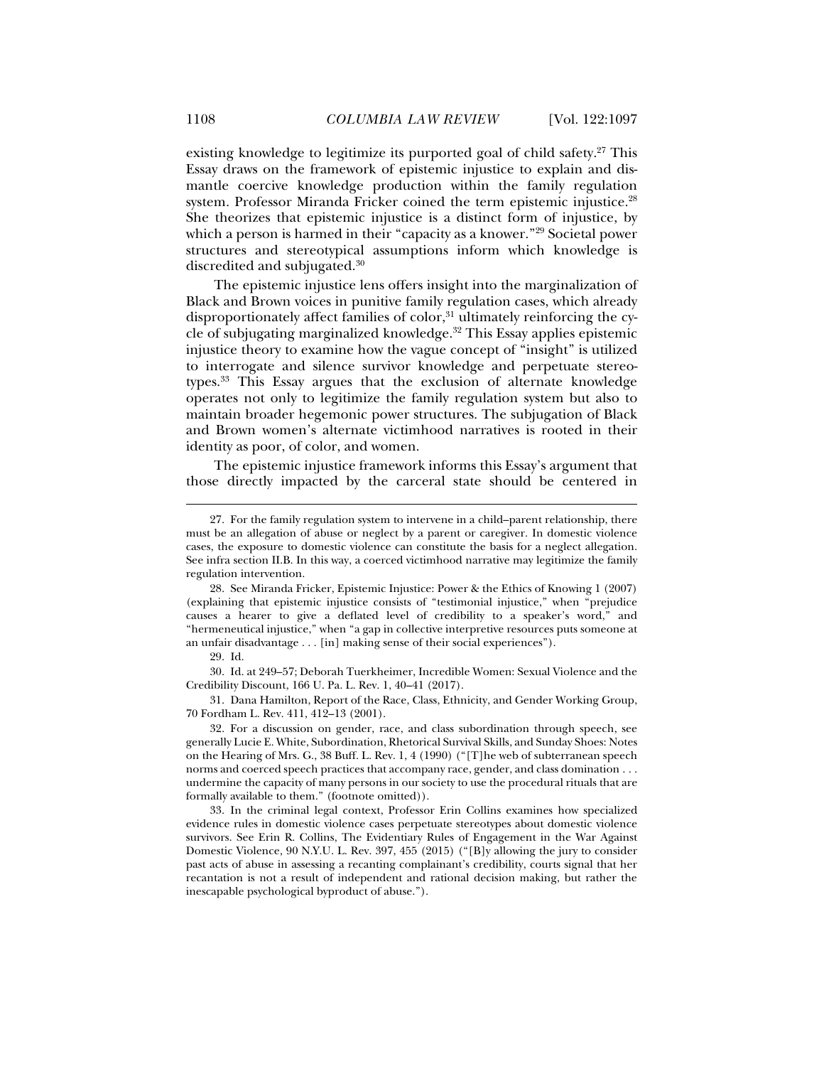existing knowledge to legitimize its purported goal of child safety.[27] This Essay draws on the framework of epistemic injustice to explain and dismantle coercive knowledge production within the family regulation system. Professor Miranda Fricker coined the term epistemic injustice.[28] She theorizes that epistemic injustice is a distinct form of injustice, by which a person is harmed in their "capacity as a knower."[29] Societal power structures and stereotypical assumptions inform which knowledge is discredited and subjugated.[30]

The epistemic injustice lens offers insight into the marginalization of Black and Brown voices in punitive family regulation cases, which already disproportionately affect families of color,[31] ultimately reinforcing the cycle of subjugating marginalized knowledge.[32] This Essay applies epistemic injustice theory to examine how the vague concept of "insight" is utilized to interrogate and silence survivor knowledge and perpetuate stereotypes.[33] This Essay argues that the exclusion of alternate knowledge operates not only to legitimize the family regulation system but also to maintain broader hegemonic power structures. The subjugation of Black and Brown women's alternate victimhood narratives is rooted in their identity as poor, of color, and women.

The epistemic injustice framework informs this Essay's argument that those directly impacted by the carceral state should be centered in

---

27. For the family regulation system to intervene in a child–parent relationship, there must be an allegation of abuse or neglect by a parent or caregiver. In domestic violence cases, the exposure to domestic violence can constitute the basis for a neglect allegation. See infra section II.B. In this way, a coerced victimhood narrative may legitimize the family regulation intervention.

28. See Miranda Fricker, Epistemic Injustice: Power & the Ethics of Knowing 1 (2007) (explaining that epistemic injustice consists of "testimonial injustice," when "prejudice causes a hearer to give a deflated level of credibility to a speaker's word," and "hermeneutical injustice," when "a gap in collective interpretive resources puts someone at an unfair disadvantage . . . [in] making sense of their social experiences").

29. Id.

30. Id. at 249–57; Deborah Tuerkheimer, Incredible Women: Sexual Violence and the Credibility Discount, 166 U. Pa. L. Rev. 1, 40–41 (2017).

31. Dana Hamilton, Report of the Race, Class, Ethnicity, and Gender Working Group, 70 Fordham L. Rev. 411, 412–13 (2001).

32. For a discussion on gender, race, and class subordination through speech, see generally Lucie E. White, Subordination, Rhetorical Survival Skills, and Sunday Shoes: Notes on the Hearing of Mrs. G., 38 Buff. L. Rev. 1, 4 (1990) ("[T]he web of subterranean speech norms and coerced speech practices that accompany race, gender, and class domination . . . undermine the capacity of many persons in our society to use the procedural rituals that are formally available to them." (footnote omitted)).

33. In the criminal legal context, Professor Erin Collins examines how specialized evidence rules in domestic violence cases perpetuate stereotypes about domestic violence survivors. See Erin R. Collins, The Evidentiary Rules of Engagement in the War Against Domestic Violence, 90 N.Y.U. L. Rev. 397, 455 (2015) ("[B]y allowing the jury to consider past acts of abuse in assessing a recanting complainant's credibility, courts signal that her recantation is not a result of independent and rational decision making, but rather the inescapable psychological byproduct of abuse.").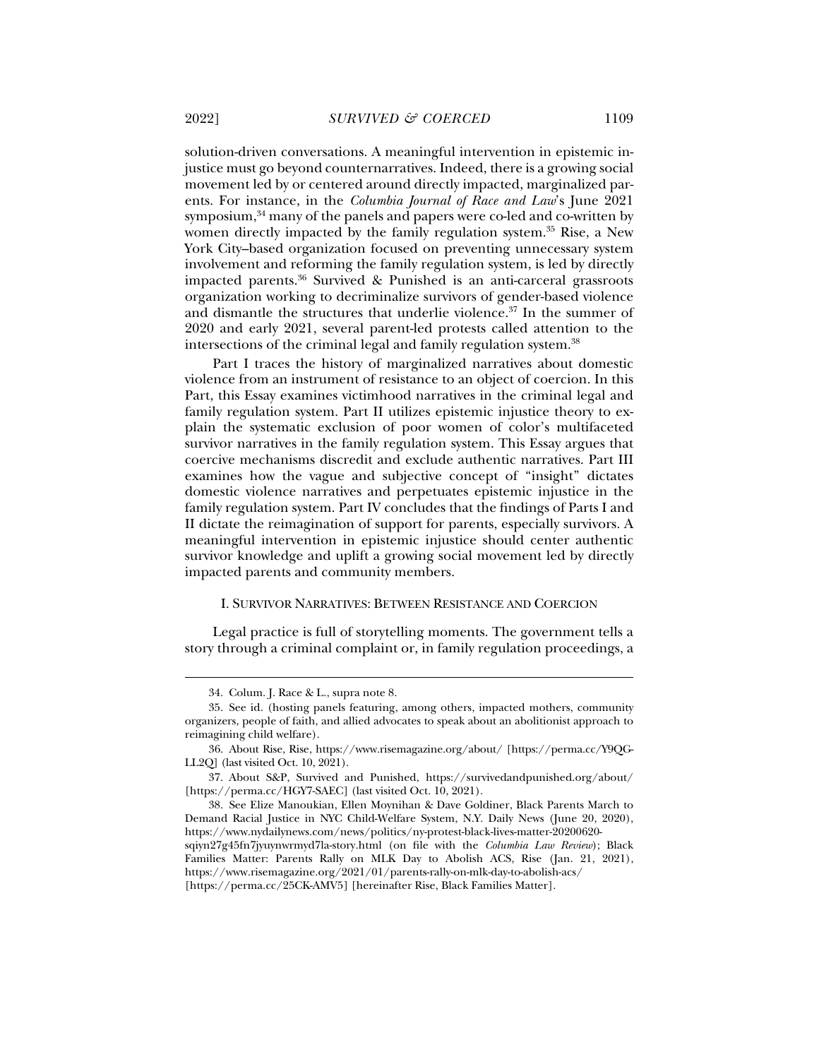solution-driven conversations. A meaningful intervention in epistemic injustice must go beyond counternarratives. Indeed, there is a growing social movement led by or centered around directly impacted, marginalized parents. For instance, in the *Columbia Journal of Race and Law*'s June 2021 symposium,[34] many of the panels and papers were co-led and co-written by women directly impacted by the family regulation system.[35] Rise, a New York City–based organization focused on preventing unnecessary system involvement and reforming the family regulation system, is led by directly impacted parents.[36] Survived & Punished is an anti-carceral grassroots organization working to decriminalize survivors of gender-based violence and dismantle the structures that underlie violence.[37] In the summer of 2020 and early 2021, several parent-led protests called attention to the intersections of the criminal legal and family regulation system.[38]

Part I traces the history of marginalized narratives about domestic violence from an instrument of resistance to an object of coercion. In this Part, this Essay examines victimhood narratives in the criminal legal and family regulation system. Part II utilizes epistemic injustice theory to explain the systematic exclusion of poor women of color's multifaceted survivor narratives in the family regulation system. This Essay argues that coercive mechanisms discredit and exclude authentic narratives. Part III examines how the vague and subjective concept of "insight" dictates domestic violence narratives and perpetuates epistemic injustice in the family regulation system. Part IV concludes that the findings of Parts I and II dictate the reimagination of support for parents, especially survivors. A meaningful intervention in epistemic injustice should center authentic survivor knowledge and uplift a growing social movement led by directly impacted parents and community members.

## I. SURVIVOR NARRATIVES: BETWEEN RESISTANCE AND COERCION

Legal practice is full of storytelling moments. The government tells a story through a criminal complaint or, in family regulation proceedings, a

---

34. Colum. J. Race & L., supra note 8.

35. See id. (hosting panels featuring, among others, impacted mothers, community organizers, people of faith, and allied advocates to speak about an abolitionist approach to reimagining child welfare).

36. About Rise, Rise, https://www.risemagazine.org/about/ [https://perma.cc/Y9QG-LL2Q] (last visited Oct. 10, 2021).

37. About S&P, Survived and Punished, https://survivedandpunished.org/about/ [https://perma.cc/HGY7-SAEC] (last visited Oct. 10, 2021).

38. See Elize Manoukian, Ellen Moynihan & Dave Goldiner, Black Parents March to Demand Racial Justice in NYC Child-Welfare System, N.Y. Daily News (June 20, 2020), https://www.nydailynews.com/news/politics/ny-protest-black-lives-matter-20200620-sqiyn27g45fn7jyuynwrmyd7la-story.html (on file with the *Columbia Law Review*); Black Families Matter: Parents Rally on MLK Day to Abolish ACS, Rise (Jan. 21, 2021), https://www.risemagazine.org/2021/01/parents-rally-on-mlk-day-to-abolish-acs/ [https://perma.cc/25CK-AMV5] [hereinafter Rise, Black Families Matter].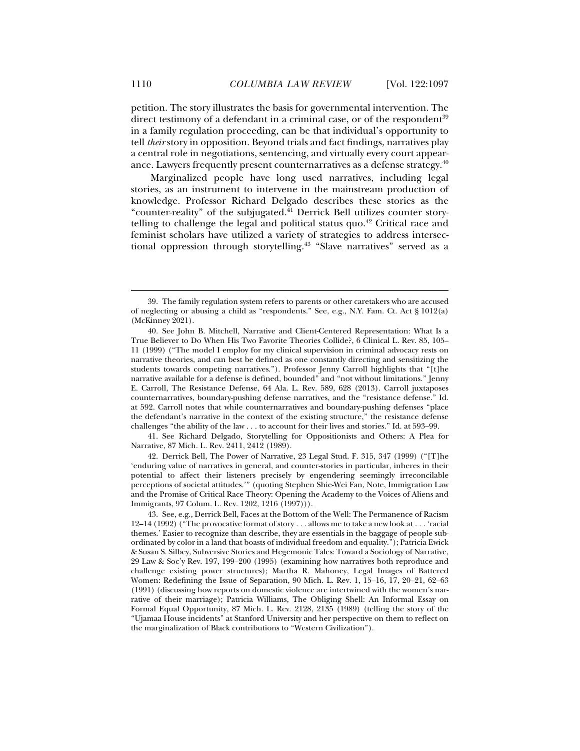petition. The story illustrates the basis for governmental intervention. The direct testimony of a defendant in a criminal case, or of the respondent[39] in a family regulation proceeding, can be that individual's opportunity to tell *their* story in opposition. Beyond trials and fact findings, narratives play a central role in negotiations, sentencing, and virtually every court appearance. Lawyers frequently present counternarratives as a defense strategy.[40]

Marginalized people have long used narratives, including legal stories, as an instrument to intervene in the mainstream production of knowledge. Professor Richard Delgado describes these stories as the "counter-reality" of the subjugated.[41] Derrick Bell utilizes counter storytelling to challenge the legal and political status quo.[42] Critical race and feminist scholars have utilized a variety of strategies to address intersectional oppression through storytelling.[43] "Slave narratives" served as a

---

39. The family regulation system refers to parents or other caretakers who are accused of neglecting or abusing a child as "respondents." See, e.g., N.Y. Fam. Ct. Act § 1012(a) (McKinney 2021).

40. See John B. Mitchell, Narrative and Client-Centered Representation: What Is a True Believer to Do When His Two Favorite Theories Collide?, 6 Clinical L. Rev. 85, 105–11 (1999) ("The model I employ for my clinical supervision in criminal advocacy rests on narrative theories, and can best be defined as one constantly directing and sensitizing the students towards competing narratives."). Professor Jenny Carroll highlights that "[t]he narrative available for a defense is defined, bounded" and "not without limitations." Jenny E. Carroll, The Resistance Defense, 64 Ala. L. Rev. 589, 628 (2013). Carroll juxtaposes counternarratives, boundary-pushing defense narratives, and the "resistance defense." Id. at 592. Carroll notes that while counternarratives and boundary-pushing defenses "place the defendant's narrative in the context of the existing structure," the resistance defense challenges "the ability of the law . . . to account for their lives and stories." Id. at 593–99.

41. See Richard Delgado, Storytelling for Oppositionists and Others: A Plea for Narrative, 87 Mich. L. Rev. 2411, 2412 (1989).

42. Derrick Bell, The Power of Narrative, 23 Legal Stud. F. 315, 347 (1999) ("[T]he 'enduring value of narratives in general, and counter-stories in particular, inheres in their potential to affect their listeners precisely by engendering seemingly irreconcilable perceptions of societal attitudes.'" (quoting Stephen Shie-Wei Fan, Note, Immigration Law and the Promise of Critical Race Theory: Opening the Academy to the Voices of Aliens and Immigrants, 97 Colum. L. Rev. 1202, 1216 (1997))).

43. See, e.g., Derrick Bell, Faces at the Bottom of the Well: The Permanence of Racism 12–14 (1992) ("The provocative format of story . . . allows me to take a new look at . . . 'racial themes.' Easier to recognize than describe, they are essentials in the baggage of people subordinated by color in a land that boasts of individual freedom and equality."); Patricia Ewick & Susan S. Silbey, Subversive Stories and Hegemonic Tales: Toward a Sociology of Narrative, 29 Law & Soc'y Rev. 197, 199–200 (1995) (examining how narratives both reproduce and challenge existing power structures); Martha R. Mahoney, Legal Images of Battered Women: Redefining the Issue of Separation, 90 Mich. L. Rev. 1, 15–16, 17, 20–21, 62–63 (1991) (discussing how reports on domestic violence are intertwined with the women's narrative of their marriage); Patricia Williams, The Obliging Shell: An Informal Essay on Formal Equal Opportunity, 87 Mich. L. Rev. 2128, 2135 (1989) (telling the story of the "Ujamaa House incidents" at Stanford University and her perspective on them to reflect on the marginalization of Black contributions to "Western Civilization").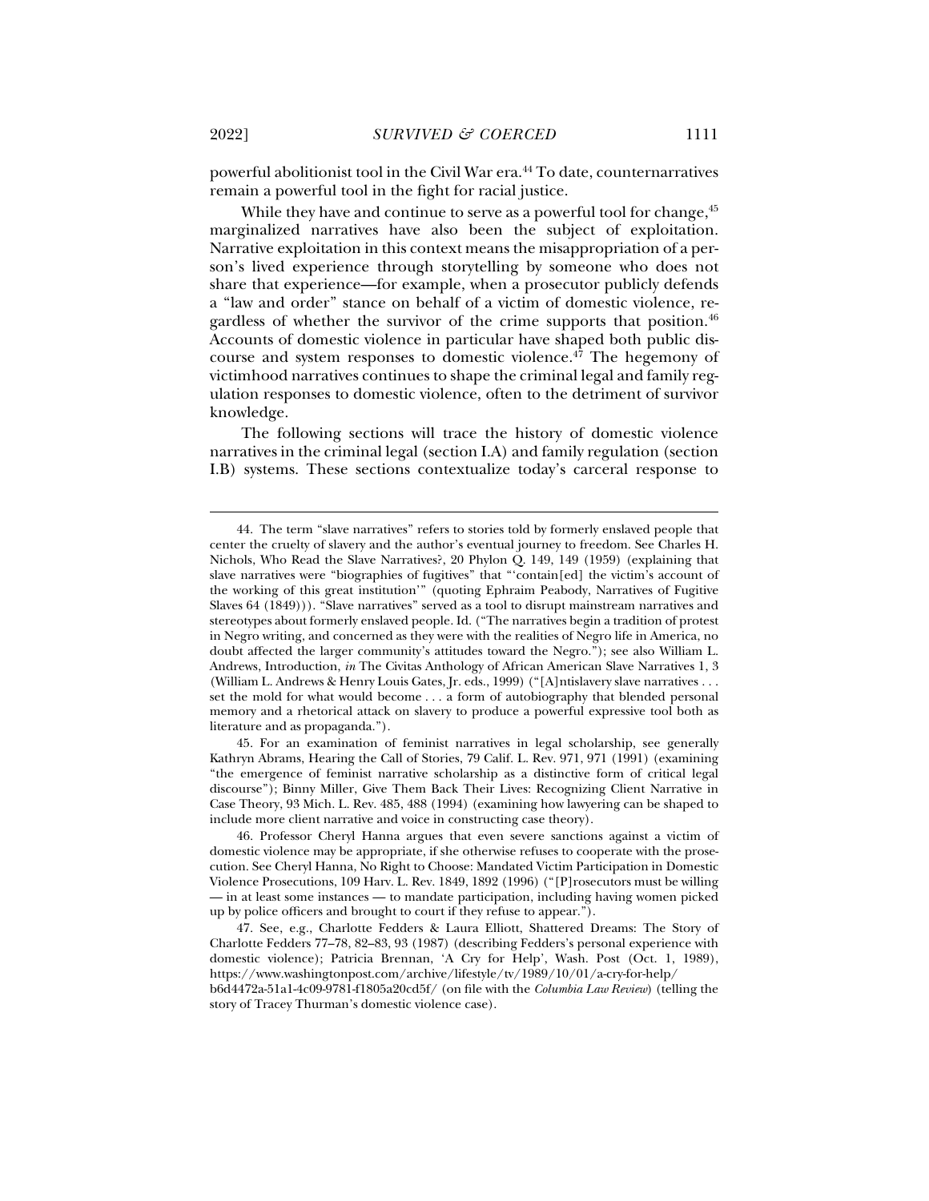powerful abolitionist tool in the Civil War era.[44] To date, counternarratives remain a powerful tool in the fight for racial justice.

While they have and continue to serve as a powerful tool for change,[45] marginalized narratives have also been the subject of exploitation. Narrative exploitation in this context means the misappropriation of a person's lived experience through storytelling by someone who does not share that experience—for example, when a prosecutor publicly defends a "law and order" stance on behalf of a victim of domestic violence, regardless of whether the survivor of the crime supports that position.[46] Accounts of domestic violence in particular have shaped both public discourse and system responses to domestic violence.[47] The hegemony of victimhood narratives continues to shape the criminal legal and family regulation responses to domestic violence, often to the detriment of survivor knowledge.

The following sections will trace the history of domestic violence narratives in the criminal legal (section I.A) and family regulation (section I.B) systems. These sections contextualize today's carceral response to

---

44. The term "slave narratives" refers to stories told by formerly enslaved people that center the cruelty of slavery and the author's eventual journey to freedom. See Charles H. Nichols, Who Read the Slave Narratives?, 20 Phylon Q. 149, 149 (1959) (explaining that slave narratives were "biographies of fugitives" that "'contain[ed] the victim's account of the working of this great institution'" (quoting Ephraim Peabody, Narratives of Fugitive Slaves 64 (1849))). "Slave narratives" served as a tool to disrupt mainstream narratives and stereotypes about formerly enslaved people. Id. ("The narratives begin a tradition of protest in Negro writing, and concerned as they were with the realities of Negro life in America, no doubt affected the larger community's attitudes toward the Negro."); see also William L. Andrews, Introduction, *in* The Civitas Anthology of African American Slave Narratives 1, 3 (William L. Andrews & Henry Louis Gates, Jr. eds., 1999) ("[A]ntislavery slave narratives . . . set the mold for what would become . . . a form of autobiography that blended personal memory and a rhetorical attack on slavery to produce a powerful expressive tool both as literature and as propaganda.").

45. For an examination of feminist narratives in legal scholarship, see generally Kathryn Abrams, Hearing the Call of Stories, 79 Calif. L. Rev. 971, 971 (1991) (examining "the emergence of feminist narrative scholarship as a distinctive form of critical legal discourse"); Binny Miller, Give Them Back Their Lives: Recognizing Client Narrative in Case Theory, 93 Mich. L. Rev. 485, 488 (1994) (examining how lawyering can be shaped to include more client narrative and voice in constructing case theory).

46. Professor Cheryl Hanna argues that even severe sanctions against a victim of domestic violence may be appropriate, if she otherwise refuses to cooperate with the prosecution. See Cheryl Hanna, No Right to Choose: Mandated Victim Participation in Domestic Violence Prosecutions, 109 Harv. L. Rev. 1849, 1892 (1996) ("[P]rosecutors must be willing — in at least some instances — to mandate participation, including having women picked up by police officers and brought to court if they refuse to appear.").

47. See, e.g., Charlotte Fedders & Laura Elliott, Shattered Dreams: The Story of Charlotte Fedders 77–78, 82–83, 93 (1987) (describing Fedders's personal experience with domestic violence); Patricia Brennan, 'A Cry for Help', Wash. Post (Oct. 1, 1989), https://www.washingtonpost.com/archive/lifestyle/tv/1989/10/01/a-cry-for-help/b6d4472a-51a1-4c09-9781-f1805a20cd5f/ (on file with the *Columbia Law Review*) (telling the story of Tracey Thurman's domestic violence case).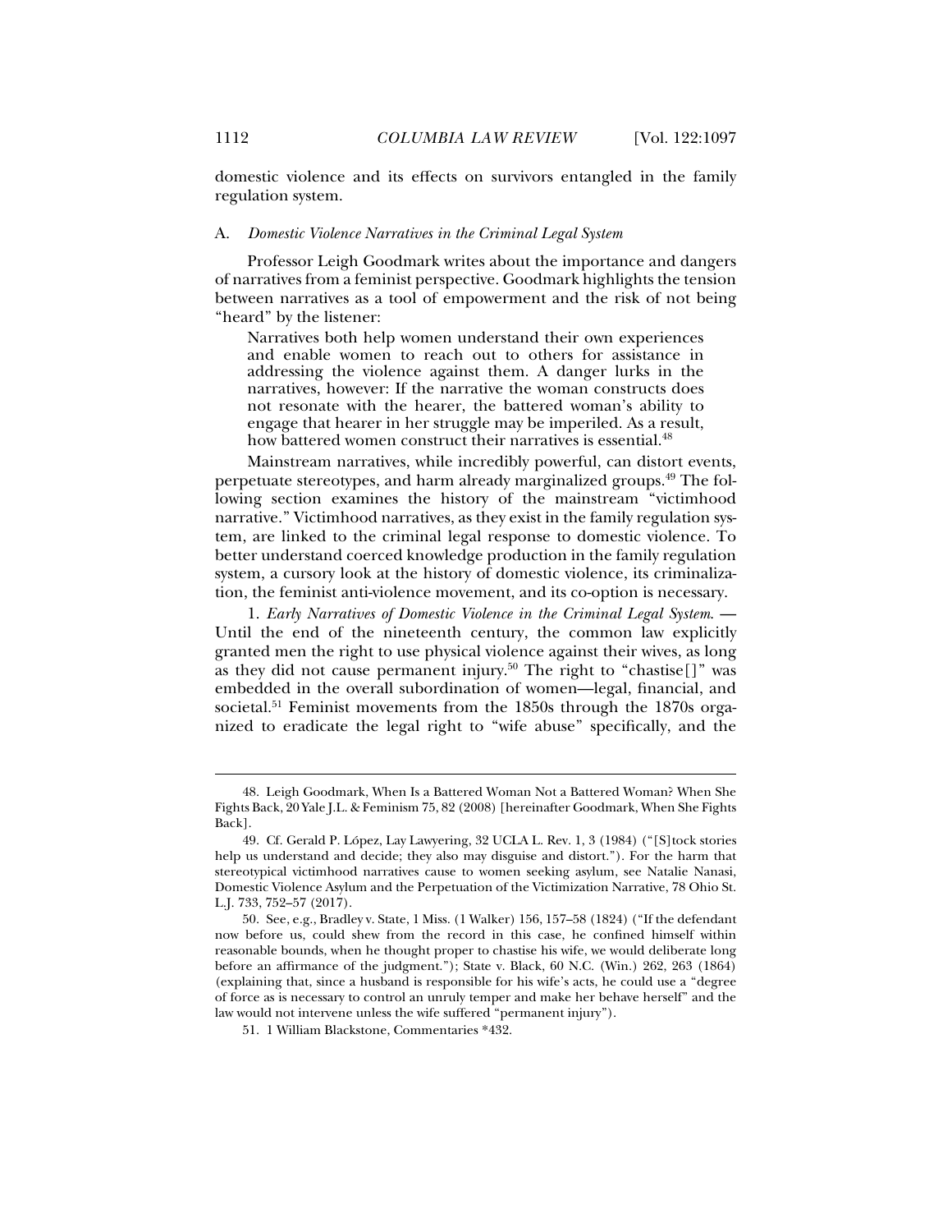domestic violence and its effects on survivors entangled in the family regulation system.

### A. *Domestic Violence Narratives in the Criminal Legal System*

Professor Leigh Goodmark writes about the importance and dangers of narratives from a feminist perspective. Goodmark highlights the tension between narratives as a tool of empowerment and the risk of not being "heard" by the listener:

> Narratives both help women understand their own experiences and enable women to reach out to others for assistance in addressing the violence against them. A danger lurks in the narratives, however: If the narrative the woman constructs does not resonate with the hearer, the battered woman's ability to engage that hearer in her struggle may be imperiled. As a result, how battered women construct their narratives is essential.[48]

Mainstream narratives, while incredibly powerful, can distort events, perpetuate stereotypes, and harm already marginalized groups.[49] The following section examines the history of the mainstream "victimhood narrative." Victimhood narratives, as they exist in the family regulation system, are linked to the criminal legal response to domestic violence. To better understand coerced knowledge production in the family regulation system, a cursory look at the history of domestic violence, its criminalization, the feminist anti-violence movement, and its co-option is necessary.

1. *Early Narratives of Domestic Violence in the Criminal Legal System.* — Until the end of the nineteenth century, the common law explicitly granted men the right to use physical violence against their wives, as long as they did not cause permanent injury.[50] The right to "chastise[]" was embedded in the overall subordination of women—legal, financial, and societal.[51] Feminist movements from the 1850s through the 1870s organized to eradicate the legal right to "wife abuse" specifically, and the

---

48. Leigh Goodmark, When Is a Battered Woman Not a Battered Woman? When She Fights Back, 20 Yale J.L. & Feminism 75, 82 (2008) [hereinafter Goodmark, When She Fights Back].

49. Cf. Gerald P. López, Lay Lawyering, 32 UCLA L. Rev. 1, 3 (1984) ("[S]tock stories help us understand and decide; they also may disguise and distort."). For the harm that stereotypical victimhood narratives cause to women seeking asylum, see Natalie Nanasi, Domestic Violence Asylum and the Perpetuation of the Victimization Narrative, 78 Ohio St. L.J. 733, 752–57 (2017).

50. See, e.g., Bradley v. State, 1 Miss. (1 Walker) 156, 157–58 (1824) ("If the defendant now before us, could shew from the record in this case, he confined himself within reasonable bounds, when he thought proper to chastise his wife, we would deliberate long before an affirmance of the judgment."); State v. Black, 60 N.C. (Win.) 262, 263 (1864) (explaining that, since a husband is responsible for his wife's acts, he could use a "degree of force as is necessary to control an unruly temper and make her behave herself" and the law would not intervene unless the wife suffered "permanent injury").

51. 1 William Blackstone, Commentaries *432.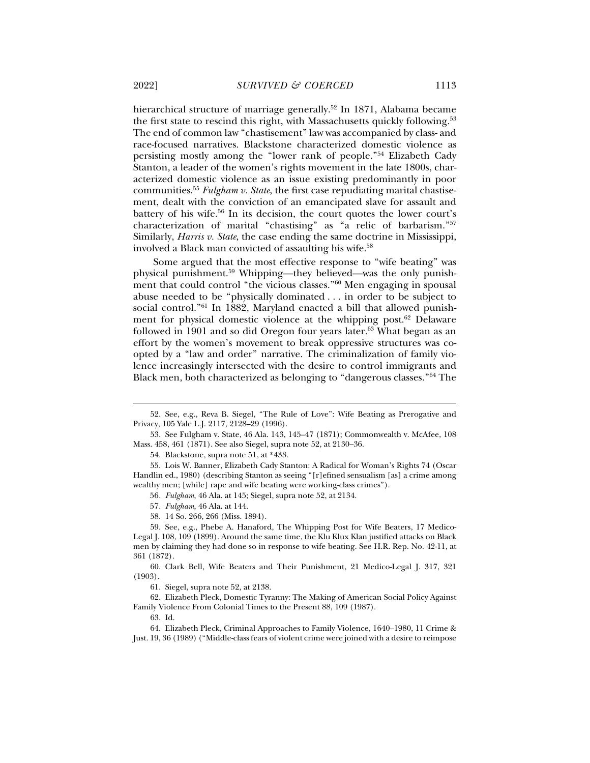hierarchical structure of marriage generally.[52] In 1871, Alabama became the first state to rescind this right, with Massachusetts quickly following.[53] The end of common law "chastisement" law was accompanied by class- and race-focused narratives. Blackstone characterized domestic violence as persisting mostly among the "lower rank of people."[54] Elizabeth Cady Stanton, a leader of the women's rights movement in the late 1800s, characterized domestic violence as an issue existing predominantly in poor communities.[55] *Fulgham v. State*, the first case repudiating marital chastisement, dealt with the conviction of an emancipated slave for assault and battery of his wife.[56] In its decision, the court quotes the lower court's characterization of marital "chastising" as "a relic of barbarism."[57] Similarly, *Harris v. State*, the case ending the same doctrine in Mississippi, involved a Black man convicted of assaulting his wife.[58]

Some argued that the most effective response to "wife beating" was physical punishment.[59] Whipping—they believed—was the only punishment that could control "the vicious classes."[60] Men engaging in spousal abuse needed to be "physically dominated . . . in order to be subject to social control."[61] In 1882, Maryland enacted a bill that allowed punishment for physical domestic violence at the whipping post.[62] Delaware followed in 1901 and so did Oregon four years later.[63] What began as an effort by the women's movement to break oppressive structures was coopted by a "law and order" narrative. The criminalization of family violence increasingly intersected with the desire to control immigrants and Black men, both characterized as belonging to "dangerous classes."[64] The

52. See, e.g., Reva B. Siegel, "The Rule of Love": Wife Beating as Prerogative and Privacy, 105 Yale L.J. 2117, 2128–29 (1996).

53. See Fulgham v. State, 46 Ala. 143, 145–47 (1871); Commonwealth v. McAfee, 108 Mass. 458, 461 (1871). See also Siegel, supra note 52, at 2130–36.

54. Blackstone, supra note 51, at *433.

55. Lois W. Banner, Elizabeth Cady Stanton: A Radical for Woman's Rights 74 (Oscar Handlin ed., 1980) (describing Stanton as seeing "[r]efined sensualism [as] a crime among wealthy men; [while] rape and wife beating were working-class crimes").

56. *Fulgham*, 46 Ala. at 145; Siegel, supra note 52, at 2134.

57. *Fulgham*, 46 Ala. at 144.

58. 14 So. 266, 266 (Miss. 1894).

59. See, e.g., Phebe A. Hanaford, The Whipping Post for Wife Beaters, 17 Medico-Legal J. 108, 109 (1899). Around the same time, the Klu Klux Klan justified attacks on Black men by claiming they had done so in response to wife beating. See H.R. Rep. No. 42-11, at 361 (1872).

60. Clark Bell, Wife Beaters and Their Punishment, 21 Medico-Legal J. 317, 321 (1903).

61. Siegel, supra note 52, at 2138.

62. Elizabeth Pleck, Domestic Tyranny: The Making of American Social Policy Against Family Violence From Colonial Times to the Present 88, 109 (1987).

63. Id.

64. Elizabeth Pleck, Criminal Approaches to Family Violence, 1640–1980, 11 Crime & Just. 19, 36 (1989) ("Middle-class fears of violent crime were joined with a desire to reimpose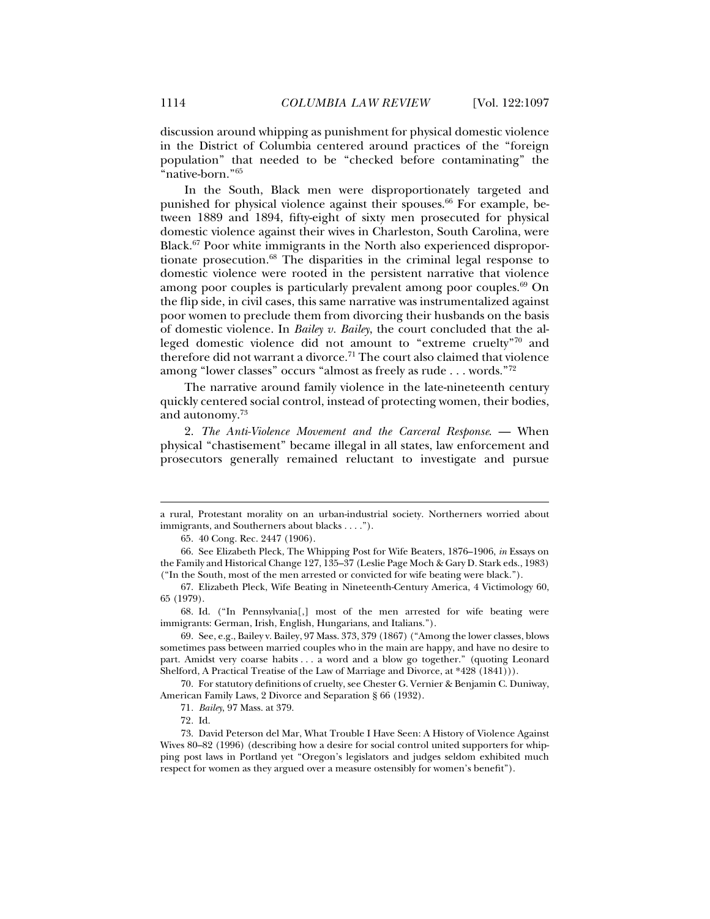discussion around whipping as punishment for physical domestic violence in the District of Columbia centered around practices of the "foreign population" that needed to be "checked before contaminating" the "native-born."[65]

In the South, Black men were disproportionately targeted and punished for physical violence against their spouses.[66] For example, between 1889 and 1894, fifty-eight of sixty men prosecuted for physical domestic violence against their wives in Charleston, South Carolina, were Black.[67] Poor white immigrants in the North also experienced disproportionate prosecution.[68] The disparities in the criminal legal response to domestic violence were rooted in the persistent narrative that violence among poor couples is particularly prevalent among poor couples.[69] On the flip side, in civil cases, this same narrative was instrumentalized against poor women to preclude them from divorcing their husbands on the basis of domestic violence. In *Bailey v. Bailey*, the court concluded that the alleged domestic violence did not amount to "extreme cruelty"[70] and therefore did not warrant a divorce.[71] The court also claimed that violence among "lower classes" occurs "almost as freely as rude . . . words."[72]

The narrative around family violence in the late-nineteenth century quickly centered social control, instead of protecting women, their bodies, and autonomy.[73]

2. *The Anti-Violence Movement and the Carceral Response*. — When physical "chastisement" became illegal in all states, law enforcement and prosecutors generally remained reluctant to investigate and pursue

---

a rural, Protestant morality on an urban-industrial society. Northerners worried about immigrants, and Southerners about blacks . . . .").

65. 40 Cong. Rec. 2447 (1906).

66. See Elizabeth Pleck, The Whipping Post for Wife Beaters, 1876–1906, *in* Essays on the Family and Historical Change 127, 135–37 (Leslie Page Moch & Gary D. Stark eds., 1983) ("In the South, most of the men arrested or convicted for wife beating were black.").

67. Elizabeth Pleck, Wife Beating in Nineteenth-Century America, 4 Victimology 60, 65 (1979).

68. Id. ("In Pennsylvania[,] most of the men arrested for wife beating were immigrants: German, Irish, English, Hungarians, and Italians.").

69. See, e.g., Bailey v. Bailey, 97 Mass. 373, 379 (1867) ("Among the lower classes, blows sometimes pass between married couples who in the main are happy, and have no desire to part. Amidst very coarse habits . . . a word and a blow go together." (quoting Leonard Shelford, A Practical Treatise of the Law of Marriage and Divorce, at *428 (1841))).

70. For statutory definitions of cruelty, see Chester G. Vernier & Benjamin C. Duniway, American Family Laws, 2 Divorce and Separation § 66 (1932).

71. *Bailey*, 97 Mass. at 379.

72. Id.

73. David Peterson del Mar, What Trouble I Have Seen: A History of Violence Against Wives 80–82 (1996) (describing how a desire for social control united supporters for whipping post laws in Portland yet "Oregon's legislators and judges seldom exhibited much respect for women as they argued over a measure ostensibly for women's benefit").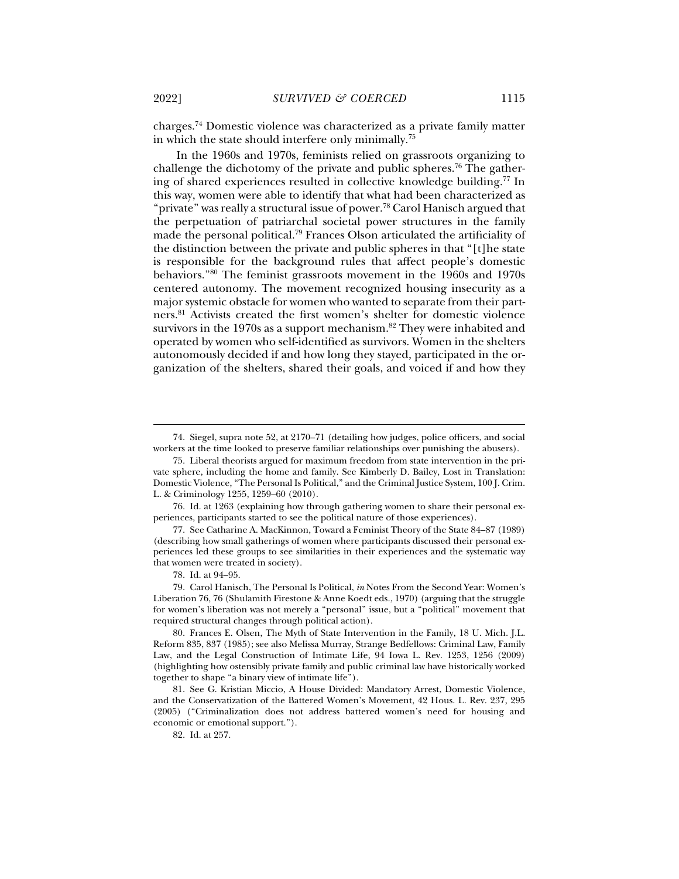charges.[74] Domestic violence was characterized as a private family matter in which the state should interfere only minimally.[75]

In the 1960s and 1970s, feminists relied on grassroots organizing to challenge the dichotomy of the private and public spheres.[76] The gathering of shared experiences resulted in collective knowledge building.[77] In this way, women were able to identify that what had been characterized as "private" was really a structural issue of power.[78] Carol Hanisch argued that the perpetuation of patriarchal societal power structures in the family made the personal political.[79] Frances Olson articulated the artificiality of the distinction between the private and public spheres in that "[t]he state is responsible for the background rules that affect people's domestic behaviors."[80] The feminist grassroots movement in the 1960s and 1970s centered autonomy. The movement recognized housing insecurity as a major systemic obstacle for women who wanted to separate from their partners.[81] Activists created the first women's shelter for domestic violence survivors in the 1970s as a support mechanism.[82] They were inhabited and operated by women who self-identified as survivors. Women in the shelters autonomously decided if and how long they stayed, participated in the organization of the shelters, shared their goals, and voiced if and how they

---

74. Siegel, supra note 52, at 2170–71 (detailing how judges, police officers, and social workers at the time looked to preserve familiar relationships over punishing the abusers).

75. Liberal theorists argued for maximum freedom from state intervention in the private sphere, including the home and family. See Kimberly D. Bailey, Lost in Translation: Domestic Violence, "The Personal Is Political," and the Criminal Justice System, 100 J. Crim. L. & Criminology 1255, 1259–60 (2010).

76. Id. at 1263 (explaining how through gathering women to share their personal experiences, participants started to see the political nature of those experiences).

77. See Catharine A. MacKinnon, Toward a Feminist Theory of the State 84–87 (1989) (describing how small gatherings of women where participants discussed their personal experiences led these groups to see similarities in their experiences and the systematic way that women were treated in society).

78. Id. at 94–95.

79. Carol Hanisch, The Personal Is Political, *in* Notes From the Second Year: Women's Liberation 76, 76 (Shulamith Firestone & Anne Koedt eds., 1970) (arguing that the struggle for women's liberation was not merely a "personal" issue, but a "political" movement that required structural changes through political action).

80. Frances E. Olsen, The Myth of State Intervention in the Family, 18 U. Mich. J.L. Reform 835, 837 (1985); see also Melissa Murray, Strange Bedfellows: Criminal Law, Family Law, and the Legal Construction of Intimate Life, 94 Iowa L. Rev. 1253, 1256 (2009) (highlighting how ostensibly private family and public criminal law have historically worked together to shape "a binary view of intimate life").

81. See G. Kristian Miccio, A House Divided: Mandatory Arrest, Domestic Violence, and the Conservatization of the Battered Women's Movement, 42 Hous. L. Rev. 237, 295 (2005) ("Criminalization does not address battered women's need for housing and economic or emotional support.").

82. Id. at 257.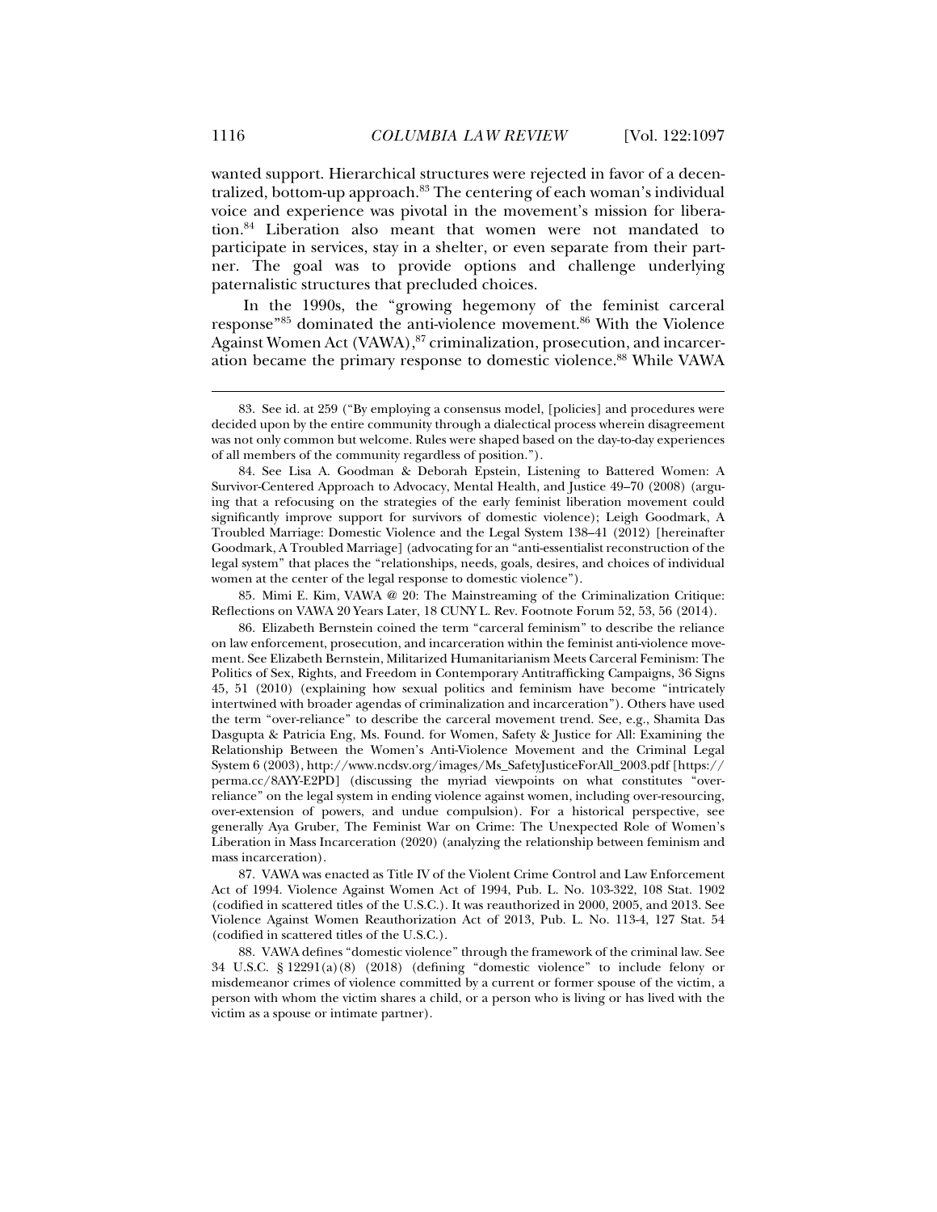wanted support. Hierarchical structures were rejected in favor of a decentralized, bottom-up approach.[83] The centering of each woman's individual voice and experience was pivotal in the movement's mission for liberation.[84] Liberation also meant that women were not mandated to participate in services, stay in a shelter, or even separate from their partner. The goal was to provide options and challenge underlying paternalistic structures that precluded choices.

In the 1990s, the "growing hegemony of the feminist carceral response"[85] dominated the anti-violence movement.[86] With the Violence Against Women Act (VAWA),[87] criminalization, prosecution, and incarceration became the primary response to domestic violence.[88] While VAWA

---

83. See id. at 259 ("By employing a consensus model, [policies] and procedures were decided upon by the entire community through a dialectical process wherein disagreement was not only common but welcome. Rules were shaped based on the day-to-day experiences of all members of the community regardless of position.").

84. See Lisa A. Goodman & Deborah Epstein, Listening to Battered Women: A Survivor-Centered Approach to Advocacy, Mental Health, and Justice 49–70 (2008) (arguing that a refocusing on the strategies of the early feminist liberation movement could significantly improve support for survivors of domestic violence); Leigh Goodmark, A Troubled Marriage: Domestic Violence and the Legal System 138–41 (2012) [hereinafter Goodmark, A Troubled Marriage] (advocating for an "anti-essentialist reconstruction of the legal system" that places the "relationships, needs, goals, desires, and choices of individual women at the center of the legal response to domestic violence").

85. Mimi E. Kim, VAWA @ 20: The Mainstreaming of the Criminalization Critique: Reflections on VAWA 20 Years Later, 18 CUNY L. Rev. Footnote Forum 52, 53, 56 (2014).

86. Elizabeth Bernstein coined the term "carceral feminism" to describe the reliance on law enforcement, prosecution, and incarceration within the feminist anti-violence movement. See Elizabeth Bernstein, Militarized Humanitarianism Meets Carceral Feminism: The Politics of Sex, Rights, and Freedom in Contemporary Antitrafficking Campaigns, 36 Signs 45, 51 (2010) (explaining how sexual politics and feminism have become "intricately intertwined with broader agendas of criminalization and incarceration"). Others have used the term "over-reliance" to describe the carceral movement trend. See, e.g., Shamita Das Dasgupta & Patricia Eng, Ms. Found. for Women, Safety & Justice for All: Examining the Relationship Between the Women's Anti-Violence Movement and the Criminal Legal System 6 (2003), http://www.ncdsv.org/images/Ms_SafetyJusticeForAll_2003.pdf [https://perma.cc/8AYY-E2PD] (discussing the myriad viewpoints on what constitutes "over-reliance" on the legal system in ending violence against women, including over-resourcing, over-extension of powers, and undue compulsion). For a historical perspective, see generally Aya Gruber, The Feminist War on Crime: The Unexpected Role of Women's Liberation in Mass Incarceration (2020) (analyzing the relationship between feminism and mass incarceration).

87. VAWA was enacted as Title IV of the Violent Crime Control and Law Enforcement Act of 1994. Violence Against Women Act of 1994, Pub. L. No. 103-322, 108 Stat. 1902 (codified in scattered titles of the U.S.C.). It was reauthorized in 2000, 2005, and 2013. See Violence Against Women Reauthorization Act of 2013, Pub. L. No. 113-4, 127 Stat. 54 (codified in scattered titles of the U.S.C.).

88. VAWA defines "domestic violence" through the framework of the criminal law. See 34 U.S.C. § 12291(a)(8) (2018) (defining "domestic violence" to include felony or misdemeanor crimes of violence committed by a current or former spouse of the victim, a person with whom the victim shares a child, or a person who is living or has lived with the victim as a spouse or intimate partner).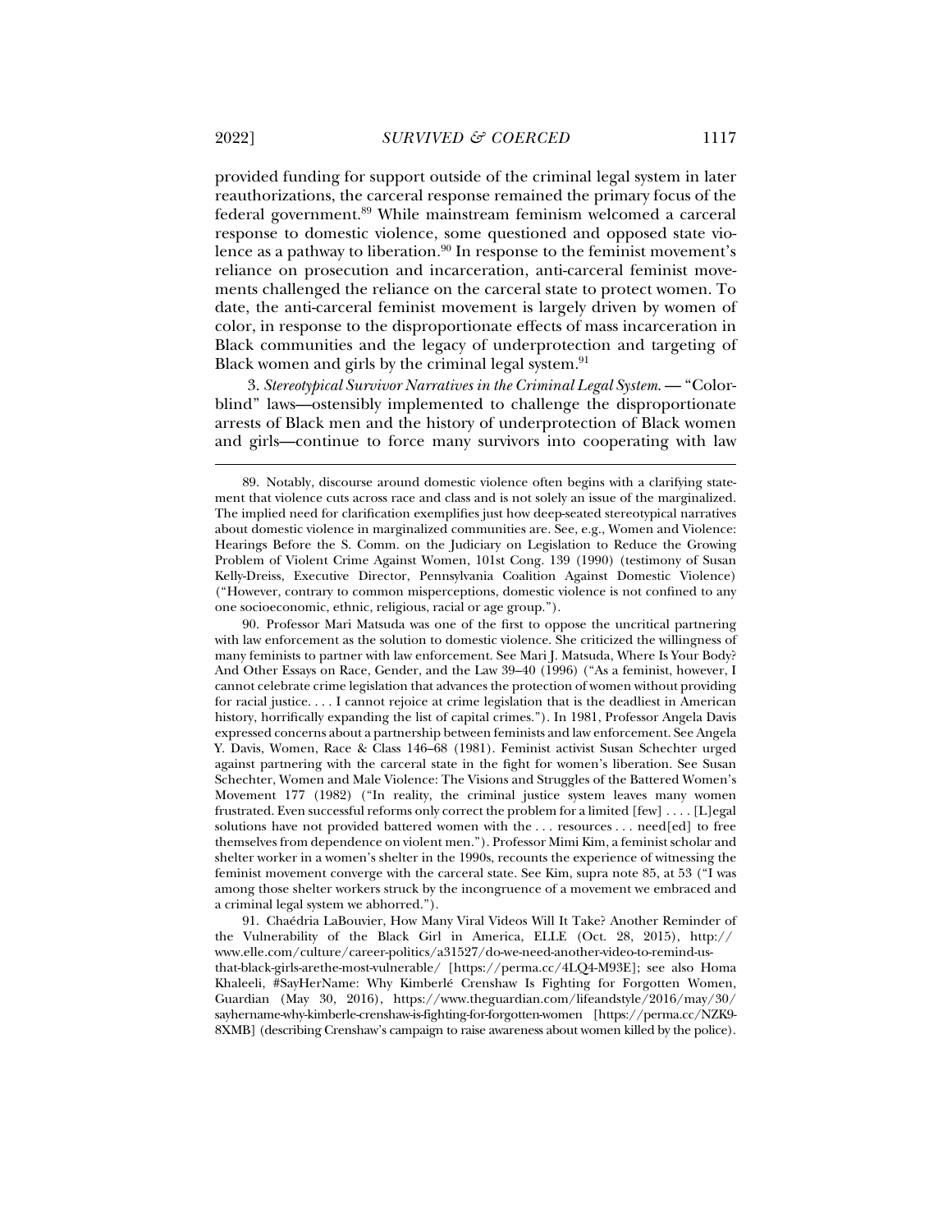provided funding for support outside of the criminal legal system in later reauthorizations, the carceral response remained the primary focus of the federal government.[89] While mainstream feminism welcomed a carceral response to domestic violence, some questioned and opposed state violence as a pathway to liberation.[90] In response to the feminist movement's reliance on prosecution and incarceration, anti-carceral feminist movements challenged the reliance on the carceral state to protect women. To date, the anti-carceral feminist movement is largely driven by women of color, in response to the disproportionate effects of mass incarceration in Black communities and the legacy of underprotection and targeting of Black women and girls by the criminal legal system.[91]

3. *Stereotypical Survivor Narratives in the Criminal Legal System.* — "Colorblind" laws—ostensibly implemented to challenge the disproportionate arrests of Black men and the history of underprotection of Black women and girls—continue to force many survivors into cooperating with law

---

89. Notably, discourse around domestic violence often begins with a clarifying statement that violence cuts across race and class and is not solely an issue of the marginalized. The implied need for clarification exemplifies just how deep-seated stereotypical narratives about domestic violence in marginalized communities are. See, e.g., Women and Violence: Hearings Before the S. Comm. on the Judiciary on Legislation to Reduce the Growing Problem of Violent Crime Against Women, 101st Cong. 139 (1990) (testimony of Susan Kelly-Dreiss, Executive Director, Pennsylvania Coalition Against Domestic Violence) ("However, contrary to common misperceptions, domestic violence is not confined to any one socioeconomic, ethnic, religious, racial or age group.").

90. Professor Mari Matsuda was one of the first to oppose the uncritical partnering with law enforcement as the solution to domestic violence. She criticized the willingness of many feminists to partner with law enforcement. See Mari J. Matsuda, Where Is Your Body? And Other Essays on Race, Gender, and the Law 39–40 (1996) ("As a feminist, however, I cannot celebrate crime legislation that advances the protection of women without providing for racial justice. . . . I cannot rejoice at crime legislation that is the deadliest in American history, horrifically expanding the list of capital crimes."). In 1981, Professor Angela Davis expressed concerns about a partnership between feminists and law enforcement. See Angela Y. Davis, Women, Race & Class 146–68 (1981). Feminist activist Susan Schechter urged against partnering with the carceral state in the fight for women's liberation. See Susan Schechter, Women and Male Violence: The Visions and Struggles of the Battered Women's Movement 177 (1982) ("In reality, the criminal justice system leaves many women frustrated. Even successful reforms only correct the problem for a limited [few] . . . . [L]egal solutions have not provided battered women with the . . . resources . . . need[ed] to free themselves from dependence on violent men."). Professor Mimi Kim, a feminist scholar and shelter worker in a women's shelter in the 1990s, recounts the experience of witnessing the feminist movement converge with the carceral state. See Kim, supra note 85, at 53 ("I was among those shelter workers struck by the incongruence of a movement we embraced and a criminal legal system we abhorred.").

91. Chaédria LaBouvier, How Many Viral Videos Will It Take? Another Reminder of the Vulnerability of the Black Girl in America, ELLE (Oct. 28, 2015), http://www.elle.com/culture/career-politics/a31527/do-we-need-another-video-to-remind-us-that-black-girls-arethe-most-vulnerable/ [https://perma.cc/4LQ4-M93E]; see also Homa Khaleeli, #SayHerName: Why Kimberlé Crenshaw Is Fighting for Forgotten Women, Guardian (May 30, 2016), https://www.theguardian.com/lifeandstyle/2016/may/30/sayhername-why-kimberle-crenshaw-is-fighting-for-forgotten-women [https://perma.cc/NZK9-8XMB] (describing Crenshaw's campaign to raise awareness about women killed by the police).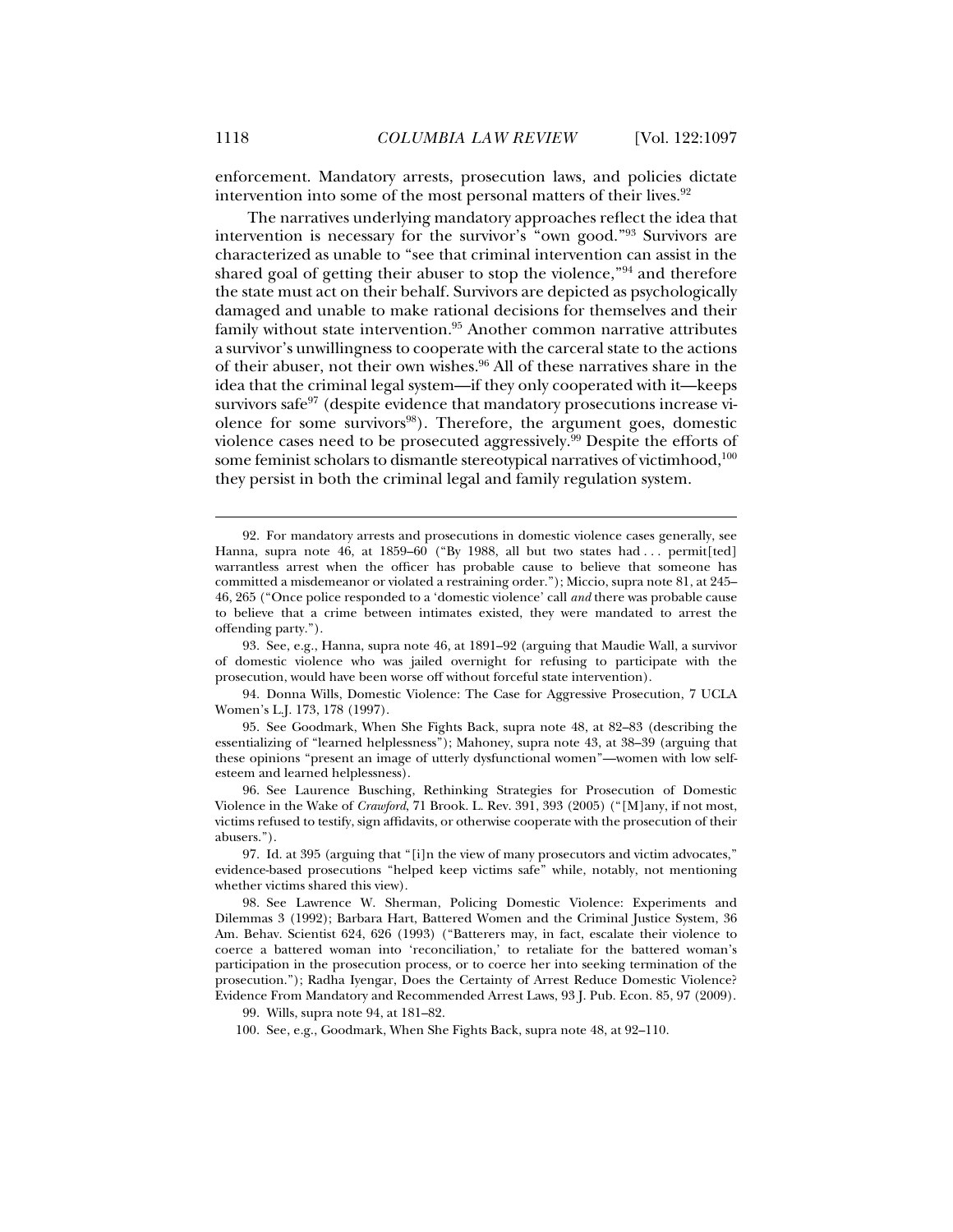enforcement. Mandatory arrests, prosecution laws, and policies dictate intervention into some of the most personal matters of their lives.[92]

The narratives underlying mandatory approaches reflect the idea that intervention is necessary for the survivor's "own good."[93] Survivors are characterized as unable to "see that criminal intervention can assist in the shared goal of getting their abuser to stop the violence,"[94] and therefore the state must act on their behalf. Survivors are depicted as psychologically damaged and unable to make rational decisions for themselves and their family without state intervention.[95] Another common narrative attributes a survivor's unwillingness to cooperate with the carceral state to the actions of their abuser, not their own wishes.[96] All of these narratives share in the idea that the criminal legal system—if they only cooperated with it—keeps survivors safe[97] (despite evidence that mandatory prosecutions increase violence for some survivors[98]). Therefore, the argument goes, domestic violence cases need to be prosecuted aggressively.[99] Despite the efforts of some feminist scholars to dismantle stereotypical narratives of victimhood,[100] they persist in both the criminal legal and family regulation system.

---

92. For mandatory arrests and prosecutions in domestic violence cases generally, see Hanna, supra note 46, at 1859–60 ("By 1988, all but two states had . . . permit[ted] warrantless arrest when the officer has probable cause to believe that someone has committed a misdemeanor or violated a restraining order."); Miccio, supra note 81, at 245–46, 265 ("Once police responded to a 'domestic violence' call *and* there was probable cause to believe that a crime between intimates existed, they were mandated to arrest the offending party.").

93. See, e.g., Hanna, supra note 46, at 1891–92 (arguing that Maudie Wall, a survivor of domestic violence who was jailed overnight for refusing to participate with the prosecution, would have been worse off without forceful state intervention).

94. Donna Wills, Domestic Violence: The Case for Aggressive Prosecution, 7 UCLA Women's L.J. 173, 178 (1997).

95. See Goodmark, When She Fights Back, supra note 48, at 82–83 (describing the essentializing of "learned helplessness"); Mahoney, supra note 43, at 38–39 (arguing that these opinions "present an image of utterly dysfunctional women"—women with low self-esteem and learned helplessness).

96. See Laurence Busching, Rethinking Strategies for Prosecution of Domestic Violence in the Wake of *Crawford*, 71 Brook. L. Rev. 391, 393 (2005) ("[M]any, if not most, victims refused to testify, sign affidavits, or otherwise cooperate with the prosecution of their abusers.").

97. Id. at 395 (arguing that "[i]n the view of many prosecutors and victim advocates," evidence-based prosecutions "helped keep victims safe" while, notably, not mentioning whether victims shared this view).

98. See Lawrence W. Sherman, Policing Domestic Violence: Experiments and Dilemmas 3 (1992); Barbara Hart, Battered Women and the Criminal Justice System, 36 Am. Behav. Scientist 624, 626 (1993) ("Batterers may, in fact, escalate their violence to coerce a battered woman into 'reconciliation,' to retaliate for the battered woman's participation in the prosecution process, or to coerce her into seeking termination of the prosecution."); Radha Iyengar, Does the Certainty of Arrest Reduce Domestic Violence? Evidence From Mandatory and Recommended Arrest Laws, 93 J. Pub. Econ. 85, 97 (2009).

99. Wills, supra note 94, at 181–82.

100. See, e.g., Goodmark, When She Fights Back, supra note 48, at 92–110.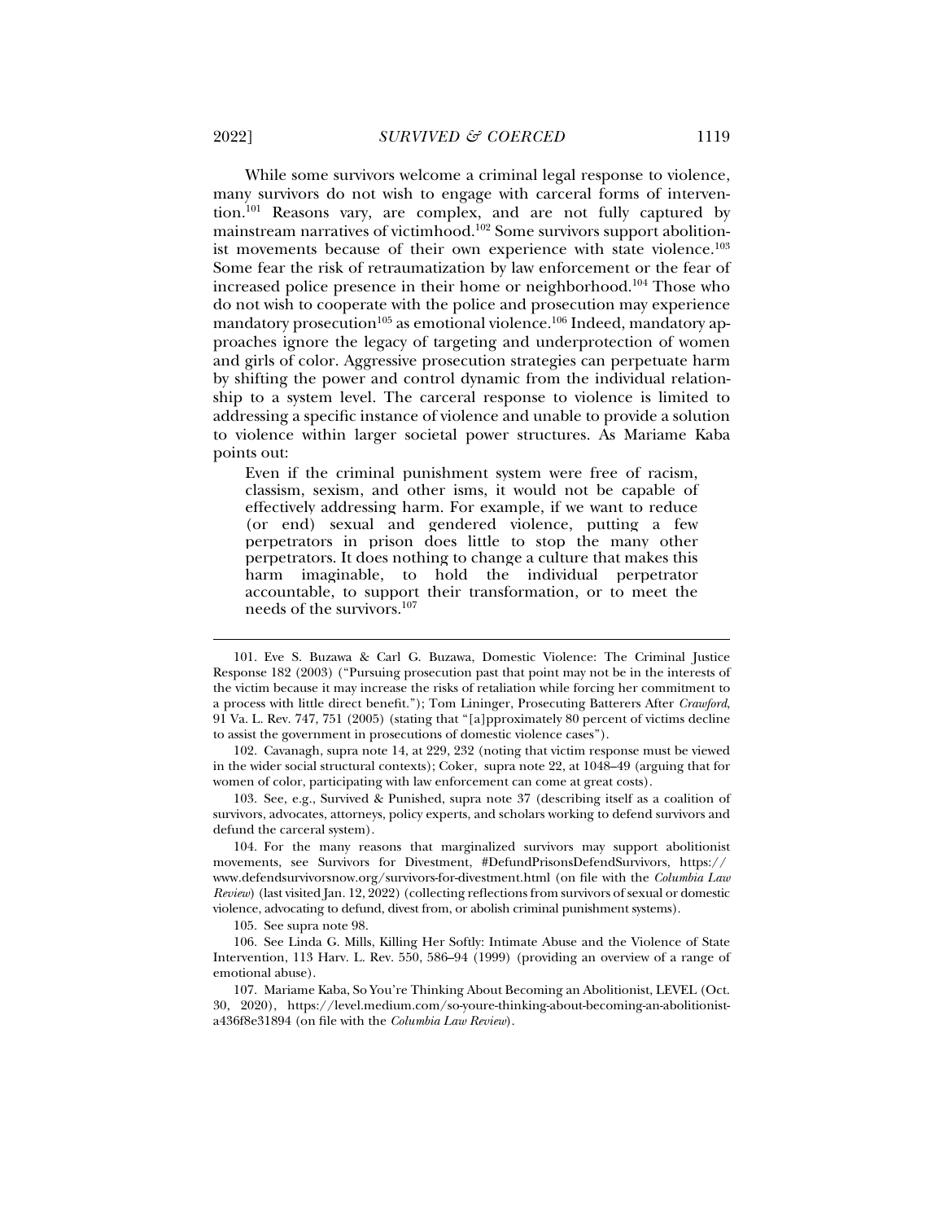While some survivors welcome a criminal legal response to violence, many survivors do not wish to engage with carceral forms of intervention.[101] Reasons vary, are complex, and are not fully captured by mainstream narratives of victimhood.[102] Some survivors support abolitionist movements because of their own experience with state violence.[103] Some fear the risk of retraumatization by law enforcement or the fear of increased police presence in their home or neighborhood.[104] Those who do not wish to cooperate with the police and prosecution may experience mandatory prosecution[105] as emotional violence.[106] Indeed, mandatory approaches ignore the legacy of targeting and underprotection of women and girls of color. Aggressive prosecution strategies can perpetuate harm by shifting the power and control dynamic from the individual relationship to a system level. The carceral response to violence is limited to addressing a specific instance of violence and unable to provide a solution to violence within larger societal power structures. As Mariame Kaba points out:

> Even if the criminal punishment system were free of racism, classism, sexism, and other isms, it would not be capable of effectively addressing harm. For example, if we want to reduce (or end) sexual and gendered violence, putting a few perpetrators in prison does little to stop the many other perpetrators. It does nothing to change a culture that makes this harm imaginable, to hold the individual perpetrator accountable, to support their transformation, or to meet the needs of the survivors.[107]

---

101. Eve S. Buzawa & Carl G. Buzawa, Domestic Violence: The Criminal Justice Response 182 (2003) ("Pursuing prosecution past that point may not be in the interests of the victim because it may increase the risks of retaliation while forcing her commitment to a process with little direct benefit."); Tom Lininger, Prosecuting Batterers After *Crawford*, 91 Va. L. Rev. 747, 751 (2005) (stating that "[a]pproximately 80 percent of victims decline to assist the government in prosecutions of domestic violence cases").

102. Cavanagh, supra note 14, at 229, 232 (noting that victim response must be viewed in the wider social structural contexts); Coker, supra note 22, at 1048–49 (arguing that for women of color, participating with law enforcement can come at great costs).

103. See, e.g., Survived & Punished, supra note 37 (describing itself as a coalition of survivors, advocates, attorneys, policy experts, and scholars working to defend survivors and defund the carceral system).

104. For the many reasons that marginalized survivors may support abolitionist movements, see Survivors for Divestment, #DefundPrisonsDefendSurvivors, https://www.defendsurvivorsnow.org/survivors-for-divestment.html (on file with the *Columbia Law Review*) (last visited Jan. 12, 2022) (collecting reflections from survivors of sexual or domestic violence, advocating to defund, divest from, or abolish criminal punishment systems).

105. See supra note 98.

106. See Linda G. Mills, Killing Her Softly: Intimate Abuse and the Violence of State Intervention, 113 Harv. L. Rev. 550, 586–94 (1999) (providing an overview of a range of emotional abuse).

107. Mariame Kaba, So You're Thinking About Becoming an Abolitionist, LEVEL (Oct. 30, 2020), https://level.medium.com/so-youre-thinking-about-becoming-an-abolitionist-a436f8e31894 (on file with the *Columbia Law Review*).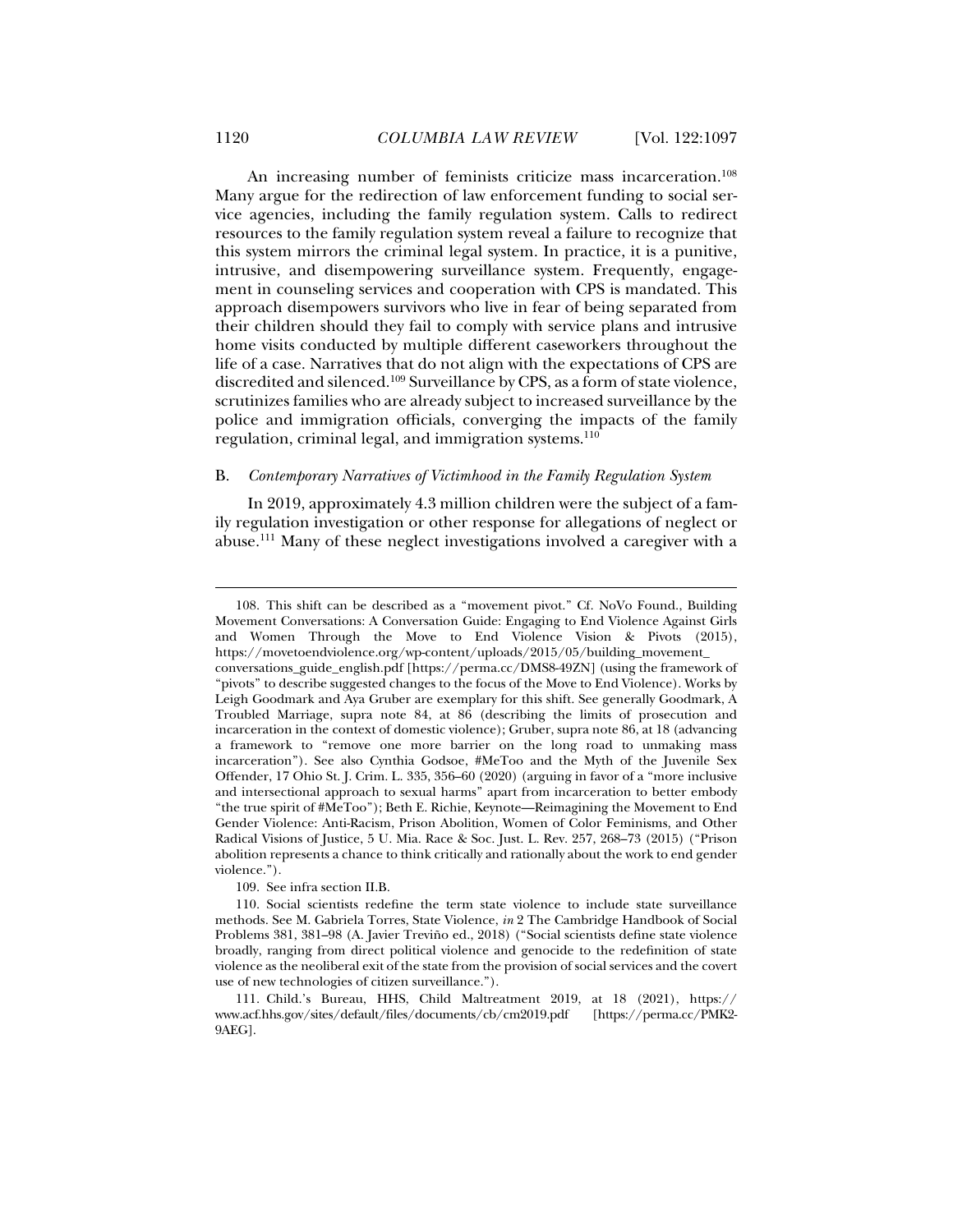An increasing number of feminists criticize mass incarceration.[108] Many argue for the redirection of law enforcement funding to social service agencies, including the family regulation system. Calls to redirect resources to the family regulation system reveal a failure to recognize that this system mirrors the criminal legal system. In practice, it is a punitive, intrusive, and disempowering surveillance system. Frequently, engagement in counseling services and cooperation with CPS is mandated. This approach disempowers survivors who live in fear of being separated from their children should they fail to comply with service plans and intrusive home visits conducted by multiple different caseworkers throughout the life of a case. Narratives that do not align with the expectations of CPS are discredited and silenced.[109] Surveillance by CPS, as a form of state violence, scrutinizes families who are already subject to increased surveillance by the police and immigration officials, converging the impacts of the family regulation, criminal legal, and immigration systems.[110]

### B. *Contemporary Narratives of Victimhood in the Family Regulation System*

In 2019, approximately 4.3 million children were the subject of a family regulation investigation or other response for allegations of neglect or abuse.[111] Many of these neglect investigations involved a caregiver with a

---

108. This shift can be described as a "movement pivot." Cf. NoVo Found., Building Movement Conversations: A Conversation Guide: Engaging to End Violence Against Girls and Women Through the Move to End Violence Vision & Pivots (2015), https://movetoendviolence.org/wp-content/uploads/2015/05/building_movement_conversations_guide_english.pdf [https://perma.cc/DMS8-49ZN] (using the framework of "pivots" to describe suggested changes to the focus of the Move to End Violence). Works by Leigh Goodmark and Aya Gruber are exemplary for this shift. See generally Goodmark, A Troubled Marriage, supra note 84, at 86 (describing the limits of prosecution and incarceration in the context of domestic violence); Gruber, supra note 86, at 18 (advancing a framework to "remove one more barrier on the long road to unmaking mass incarceration"). See also Cynthia Godsoe, #MeToo and the Myth of the Juvenile Sex Offender, 17 Ohio St. J. Crim. L. 335, 356–60 (2020) (arguing in favor of a "more inclusive and intersectional approach to sexual harms" apart from incarceration to better embody "the true spirit of #MeToo"); Beth E. Richie, Keynote—Reimagining the Movement to End Gender Violence: Anti-Racism, Prison Abolition, Women of Color Feminisms, and Other Radical Visions of Justice, 5 U. Mia. Race & Soc. Just. L. Rev. 257, 268–73 (2015) ("Prison abolition represents a chance to think critically and rationally about the work to end gender violence.").

109. See infra section II.B.

110. Social scientists redefine the term state violence to include state surveillance methods. See M. Gabriela Torres, State Violence, *in* 2 The Cambridge Handbook of Social Problems 381, 381–98 (A. Javier Treviño ed., 2018) ("Social scientists define state violence broadly, ranging from direct political violence and genocide to the redefinition of state violence as the neoliberal exit of the state from the provision of social services and the covert use of new technologies of citizen surveillance.").

111. Child.'s Bureau, HHS, Child Maltreatment 2019, at 18 (2021), https://www.acf.hhs.gov/sites/default/files/documents/cb/cm2019.pdf [https://perma.cc/PMK2-9AEG].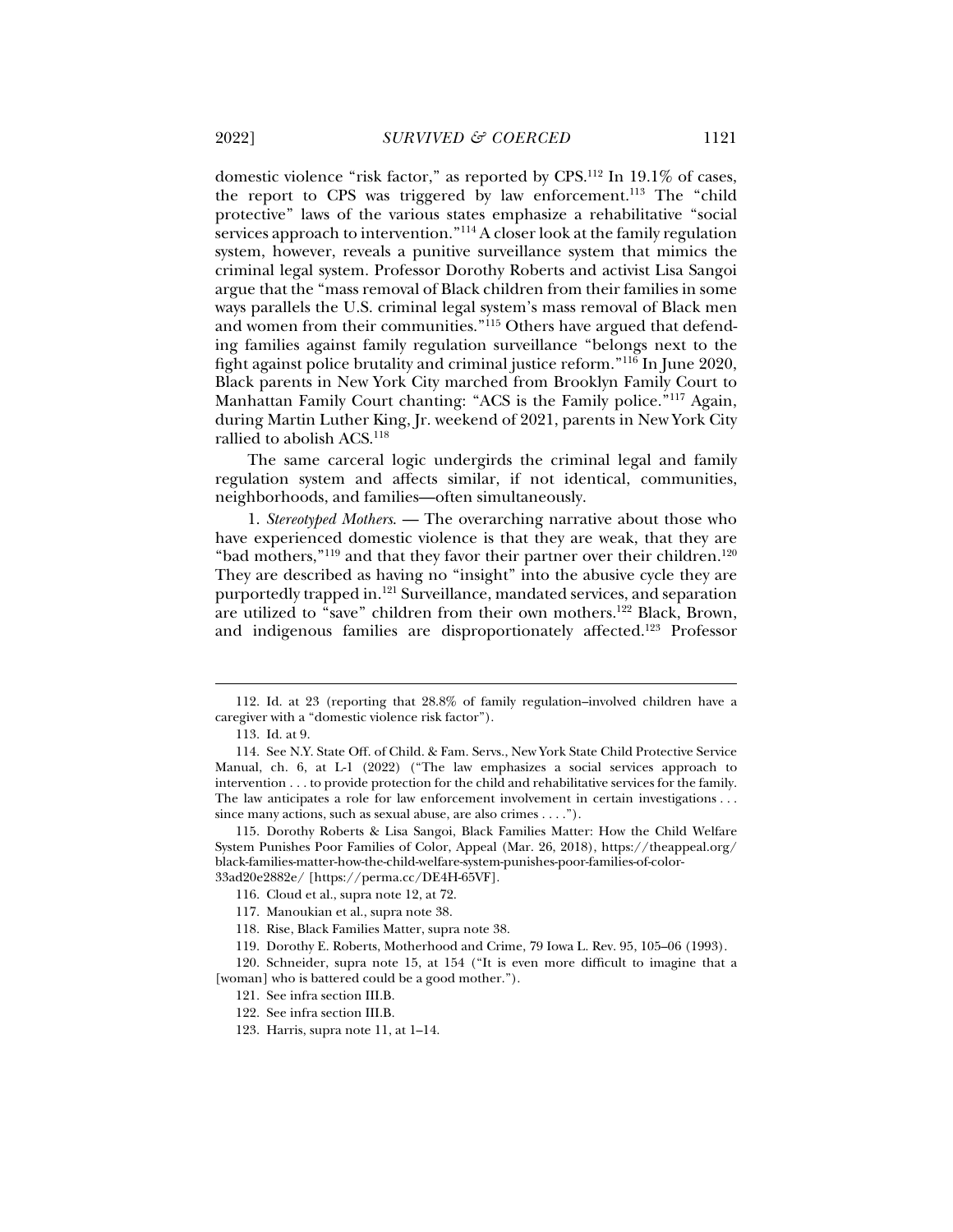domestic violence "risk factor," as reported by CPS.[112] In 19.1% of cases, the report to CPS was triggered by law enforcement.[113] The "child protective" laws of the various states emphasize a rehabilitative "social services approach to intervention."[114] A closer look at the family regulation system, however, reveals a punitive surveillance system that mimics the criminal legal system. Professor Dorothy Roberts and activist Lisa Sangoi argue that the "mass removal of Black children from their families in some ways parallels the U.S. criminal legal system's mass removal of Black men and women from their communities."[115] Others have argued that defending families against family regulation surveillance "belongs next to the fight against police brutality and criminal justice reform."[116] In June 2020, Black parents in New York City marched from Brooklyn Family Court to Manhattan Family Court chanting: "ACS is the Family police."[117] Again, during Martin Luther King, Jr. weekend of 2021, parents in New York City rallied to abolish ACS.[118]

The same carceral logic undergirds the criminal legal and family regulation system and affects similar, if not identical, communities, neighborhoods, and families—often simultaneously.

1. *Stereotyped Mothers*. — The overarching narrative about those who have experienced domestic violence is that they are weak, that they are "bad mothers,"[119] and that they favor their partner over their children.[120] They are described as having no "insight" into the abusive cycle they are purportedly trapped in.[121] Surveillance, mandated services, and separation are utilized to "save" children from their own mothers.[122] Black, Brown, and indigenous families are disproportionately affected.[123] Professor

---

112. Id. at 23 (reporting that 28.8% of family regulation–involved children have a caregiver with a "domestic violence risk factor").

113. Id. at 9.

114. See N.Y. State Off. of Child. & Fam. Servs., New York State Child Protective Service Manual, ch. 6, at L-1 (2022) ("The law emphasizes a social services approach to intervention . . . to provide protection for the child and rehabilitative services for the family. The law anticipates a role for law enforcement involvement in certain investigations . . . since many actions, such as sexual abuse, are also crimes . . . .").

115. Dorothy Roberts & Lisa Sangoi, Black Families Matter: How the Child Welfare System Punishes Poor Families of Color, Appeal (Mar. 26, 2018), https://theappeal.org/black-families-matter-how-the-child-welfare-system-punishes-poor-families-of-color-33ad20e2882e/ [https://perma.cc/DE4H-65VF].

116. Cloud et al., supra note 12, at 72.

117. Manoukian et al., supra note 38.

118. Rise, Black Families Matter, supra note 38.

119. Dorothy E. Roberts, Motherhood and Crime, 79 Iowa L. Rev. 95, 105–06 (1993).

120. Schneider, supra note 15, at 154 ("It is even more difficult to imagine that a [woman] who is battered could be a good mother.").

121. See infra section III.B.

122. See infra section III.B.

123. Harris, supra note 11, at 1–14.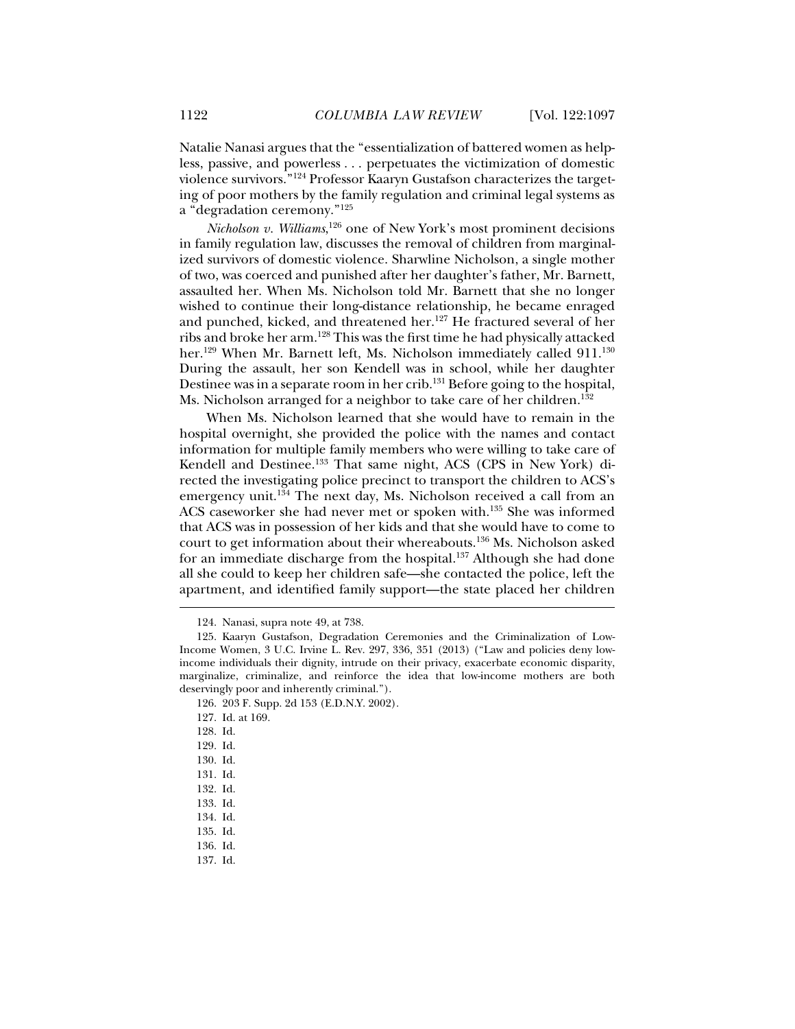Natalie Nanasi argues that the "essentialization of battered women as helpless, passive, and powerless . . . perpetuates the victimization of domestic violence survivors."[124] Professor Kaaryn Gustafson characterizes the targeting of poor mothers by the family regulation and criminal legal systems as a "degradation ceremony."[125]

*Nicholson v. Williams*,[126] one of New York's most prominent decisions in family regulation law, discusses the removal of children from marginalized survivors of domestic violence. Sharwline Nicholson, a single mother of two, was coerced and punished after her daughter's father, Mr. Barnett, assaulted her. When Ms. Nicholson told Mr. Barnett that she no longer wished to continue their long-distance relationship, he became enraged and punched, kicked, and threatened her.[127] He fractured several of her ribs and broke her arm.[128] This was the first time he had physically attacked her.[129] When Mr. Barnett left, Ms. Nicholson immediately called 911.[130] During the assault, her son Kendell was in school, while her daughter Destinee was in a separate room in her crib.[131] Before going to the hospital, Ms. Nicholson arranged for a neighbor to take care of her children.[132]

When Ms. Nicholson learned that she would have to remain in the hospital overnight, she provided the police with the names and contact information for multiple family members who were willing to take care of Kendell and Destinee.[133] That same night, ACS (CPS in New York) directed the investigating police precinct to transport the children to ACS's emergency unit.[134] The next day, Ms. Nicholson received a call from an ACS caseworker she had never met or spoken with.[135] She was informed that ACS was in possession of her kids and that she would have to come to court to get information about their whereabouts.[136] Ms. Nicholson asked for an immediate discharge from the hospital.[137] Although she had done all she could to keep her children safe—she contacted the police, left the apartment, and identified family support—the state placed her children

---

124. Nanasi, supra note 49, at 738.

125. Kaaryn Gustafson, Degradation Ceremonies and the Criminalization of Low-Income Women, 3 U.C. Irvine L. Rev. 297, 336, 351 (2013) ("Law and policies deny low-income individuals their dignity, intrude on their privacy, exacerbate economic disparity, marginalize, criminalize, and reinforce the idea that low-income mothers are both deservingly poor and inherently criminal.").

126. 203 F. Supp. 2d 153 (E.D.N.Y. 2002).

127. Id. at 169.

128. Id.

129. Id.

130. Id.

131. Id.

132. Id.

133. Id.

134. Id.

135. Id.

136. Id.

137. Id.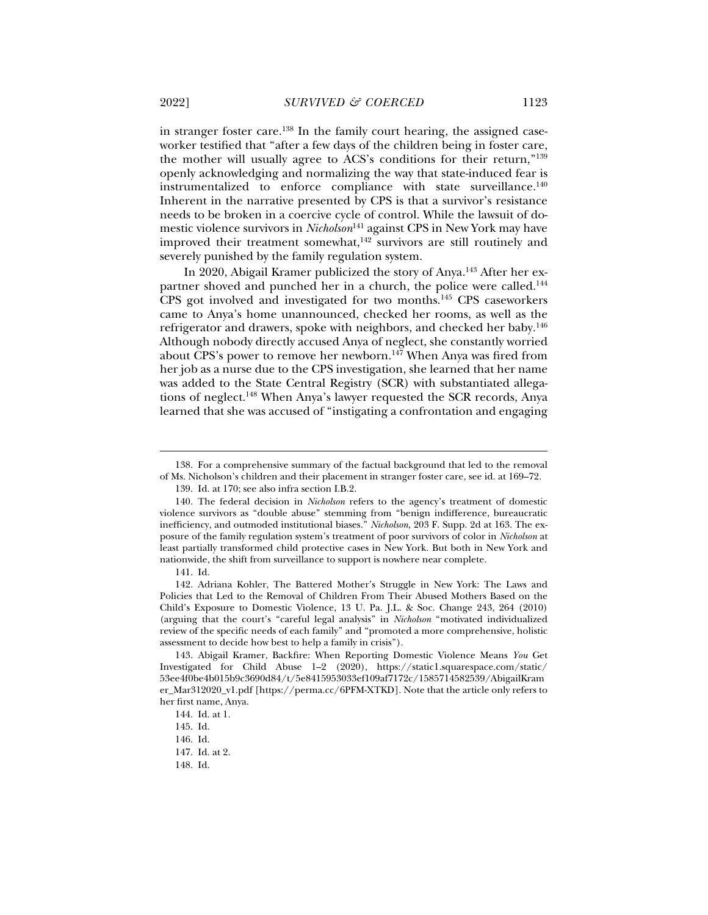in stranger foster care.[138] In the family court hearing, the assigned caseworker testified that "after a few days of the children being in foster care, the mother will usually agree to ACS's conditions for their return,"[139] openly acknowledging and normalizing the way that state-induced fear is instrumentalized to enforce compliance with state surveillance.[140] Inherent in the narrative presented by CPS is that a survivor's resistance needs to be broken in a coercive cycle of control. While the lawsuit of domestic violence survivors in *Nicholson*[141] against CPS in New York may have improved their treatment somewhat,[142] survivors are still routinely and severely punished by the family regulation system.

In 2020, Abigail Kramer publicized the story of Anya.[143] After her ex-partner shoved and punched her in a church, the police were called.[144] CPS got involved and investigated for two months.[145] CPS caseworkers came to Anya's home unannounced, checked her rooms, as well as the refrigerator and drawers, spoke with neighbors, and checked her baby.[146] Although nobody directly accused Anya of neglect, she constantly worried about CPS's power to remove her newborn.[147] When Anya was fired from her job as a nurse due to the CPS investigation, she learned that her name was added to the State Central Registry (SCR) with substantiated allegations of neglect.[148] When Anya's lawyer requested the SCR records, Anya learned that she was accused of "instigating a confrontation and engaging

---

138. For a comprehensive summary of the factual background that led to the removal of Ms. Nicholson's children and their placement in stranger foster care, see id. at 169–72.

139. Id. at 170; see also infra section I.B.2.

140. The federal decision in *Nicholson* refers to the agency's treatment of domestic violence survivors as "double abuse" stemming from "benign indifference, bureaucratic inefficiency, and outmoded institutional biases." *Nicholson*, 203 F. Supp. 2d at 163. The exposure of the family regulation system's treatment of poor survivors of color in *Nicholson* at least partially transformed child protective cases in New York. But both in New York and nationwide, the shift from surveillance to support is nowhere near complete.

141. Id.

142. Adriana Kohler, The Battered Mother's Struggle in New York: The Laws and Policies that Led to the Removal of Children From Their Abused Mothers Based on the Child's Exposure to Domestic Violence, 13 U. Pa. J.L. & Soc. Change 243, 264 (2010) (arguing that the court's "careful legal analysis" in *Nicholson* "motivated individualized review of the specific needs of each family" and "promoted a more comprehensive, holistic assessment to decide how best to help a family in crisis").

143. Abigail Kramer, Backfire: When Reporting Domestic Violence Means *You* Get Investigated for Child Abuse 1–2 (2020), https://static1.squarespace.com/static/53ee4f0be4b015b9c3690d84/t/5e8415953033ef109af7172c/1585714582539/AbigailKramer_Mar312020_v1.pdf [https://perma.cc/6PFM-XTKD]. Note that the article only refers to her first name, Anya.

144. Id. at 1.

145. Id.

146. Id.

147. Id. at 2.

148. Id.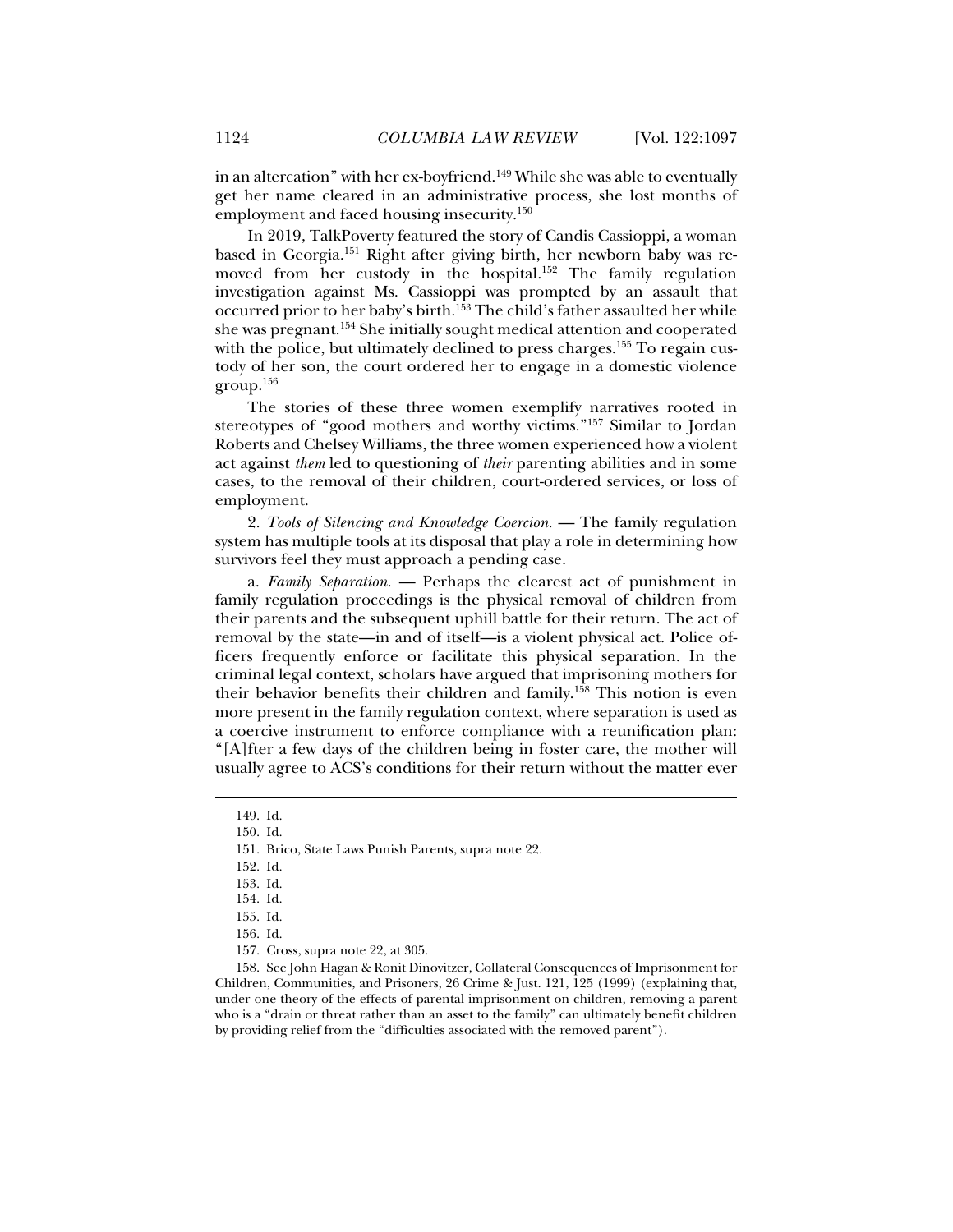in an altercation" with her ex-boyfriend.[149] While she was able to eventually get her name cleared in an administrative process, she lost months of employment and faced housing insecurity.[150]

In 2019, TalkPoverty featured the story of Candis Cassioppi, a woman based in Georgia.[151] Right after giving birth, her newborn baby was removed from her custody in the hospital.[152] The family regulation investigation against Ms. Cassioppi was prompted by an assault that occurred prior to her baby's birth.[153] The child's father assaulted her while she was pregnant.[154] She initially sought medical attention and cooperated with the police, but ultimately declined to press charges.[155] To regain custody of her son, the court ordered her to engage in a domestic violence group.[156]

The stories of these three women exemplify narratives rooted in stereotypes of "good mothers and worthy victims."[157] Similar to Jordan Roberts and Chelsey Williams, the three women experienced how a violent act against *them* led to questioning of *their* parenting abilities and in some cases, to the removal of their children, court-ordered services, or loss of employment.

2. *Tools of Silencing and Knowledge Coercion.* — The family regulation system has multiple tools at its disposal that play a role in determining how survivors feel they must approach a pending case.

a. *Family Separation.* — Perhaps the clearest act of punishment in family regulation proceedings is the physical removal of children from their parents and the subsequent uphill battle for their return. The act of removal by the state—in and of itself—is a violent physical act. Police officers frequently enforce or facilitate this physical separation. In the criminal legal context, scholars have argued that imprisoning mothers for their behavior benefits their children and family.[158] This notion is even more present in the family regulation context, where separation is used as a coercive instrument to enforce compliance with a reunification plan: "[A]fter a few days of the children being in foster care, the mother will usually agree to ACS's conditions for their return without the matter ever

---

149. Id.

150. Id.

151. Brico, State Laws Punish Parents, supra note 22.

152. Id.

153. Id.

154. Id.

155. Id.

156. Id.

157. Cross, supra note 22, at 305.

158. See John Hagan & Ronit Dinovitzer, Collateral Consequences of Imprisonment for Children, Communities, and Prisoners, 26 Crime & Just. 121, 125 (1999) (explaining that, under one theory of the effects of parental imprisonment on children, removing a parent who is a "drain or threat rather than an asset to the family" can ultimately benefit children by providing relief from the "difficulties associated with the removed parent").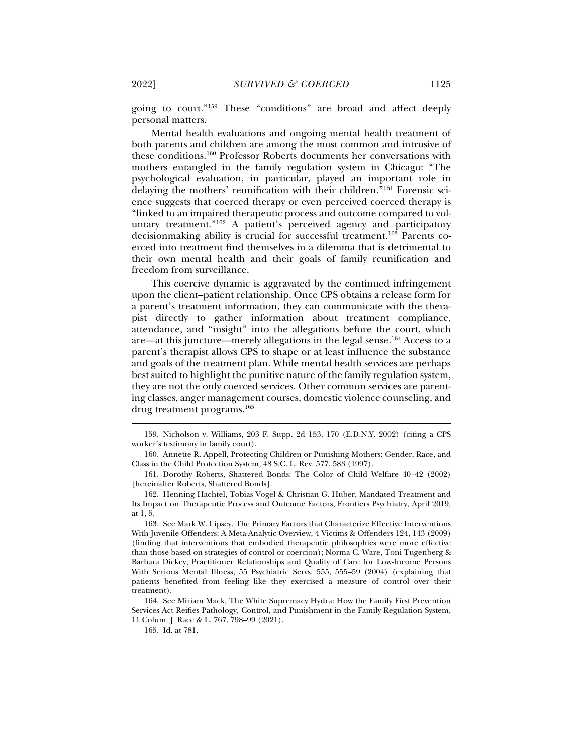going to court."[159] These "conditions" are broad and affect deeply personal matters.

Mental health evaluations and ongoing mental health treatment of both parents and children are among the most common and intrusive of these conditions.[160] Professor Roberts documents her conversations with mothers entangled in the family regulation system in Chicago: "The psychological evaluation, in particular, played an important role in delaying the mothers' reunification with their children."[161] Forensic science suggests that coerced therapy or even perceived coerced therapy is "linked to an impaired therapeutic process and outcome compared to voluntary treatment."[162] A patient's perceived agency and participatory decisionmaking ability is crucial for successful treatment.[163] Parents coerced into treatment find themselves in a dilemma that is detrimental to their own mental health and their goals of family reunification and freedom from surveillance.

This coercive dynamic is aggravated by the continued infringement upon the client–patient relationship. Once CPS obtains a release form for a parent's treatment information, they can communicate with the therapist directly to gather information about treatment compliance, attendance, and "insight" into the allegations before the court, which are—at this juncture—merely allegations in the legal sense.[164] Access to a parent's therapist allows CPS to shape or at least influence the substance and goals of the treatment plan. While mental health services are perhaps best suited to highlight the punitive nature of the family regulation system, they are not the only coerced services. Other common services are parenting classes, anger management courses, domestic violence counseling, and drug treatment programs.[165]

---

159. Nicholson v. Williams, 203 F. Supp. 2d 153, 170 (E.D.N.Y. 2002) (citing a CPS worker's testimony in family court).

160. Annette R. Appell, Protecting Children or Punishing Mothers: Gender, Race, and Class in the Child Protection System, 48 S.C. L. Rev. 577, 583 (1997).

161. Dorothy Roberts, Shattered Bonds: The Color of Child Welfare 40–42 (2002) [hereinafter Roberts, Shattered Bonds].

162. Henning Hachtel, Tobias Vogel & Christian G. Huber, Mandated Treatment and Its Impact on Therapeutic Process and Outcome Factors, Frontiers Psychiatry, April 2019, at 1, 5.

163. See Mark W. Lipsey, The Primary Factors that Characterize Effective Interventions With Juvenile Offenders: A Meta-Analytic Overview, 4 Victims & Offenders 124, 143 (2009) (finding that interventions that embodied therapeutic philosophies were more effective than those based on strategies of control or coercion); Norma C. Ware, Toni Tugenberg & Barbara Dickey, Practitioner Relationships and Quality of Care for Low-Income Persons With Serious Mental Illness, 55 Psychiatric Servs. 555, 555–59 (2004) (explaining that patients benefited from feeling like they exercised a measure of control over their treatment).

164. See Miriam Mack, The White Supremacy Hydra: How the Family First Prevention Services Act Reifies Pathology, Control, and Punishment in the Family Regulation System, 11 Colum. J. Race & L. 767, 798–99 (2021).

165. Id. at 781.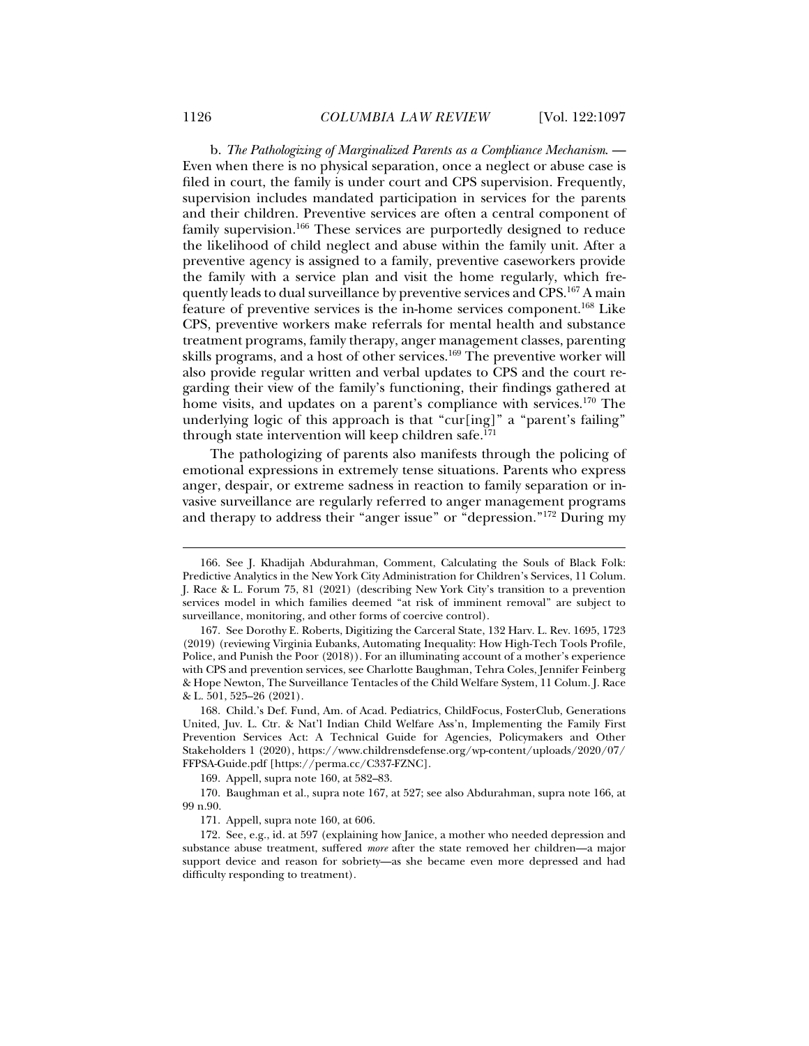b. *The Pathologizing of Marginalized Parents as a Compliance Mechanism.* — Even when there is no physical separation, once a neglect or abuse case is filed in court, the family is under court and CPS supervision. Frequently, supervision includes mandated participation in services for the parents and their children. Preventive services are often a central component of family supervision.[166] These services are purportedly designed to reduce the likelihood of child neglect and abuse within the family unit. After a preventive agency is assigned to a family, preventive caseworkers provide the family with a service plan and visit the home regularly, which frequently leads to dual surveillance by preventive services and CPS.[167] A main feature of preventive services is the in-home services component.[168] Like CPS, preventive workers make referrals for mental health and substance treatment programs, family therapy, anger management classes, parenting skills programs, and a host of other services.[169] The preventive worker will also provide regular written and verbal updates to CPS and the court regarding their view of the family's functioning, their findings gathered at home visits, and updates on a parent's compliance with services.[170] The underlying logic of this approach is that "cur[ing]" a "parent's failing" through state intervention will keep children safe.[171]

The pathologizing of parents also manifests through the policing of emotional expressions in extremely tense situations. Parents who express anger, despair, or extreme sadness in reaction to family separation or invasive surveillance are regularly referred to anger management programs and therapy to address their "anger issue" or "depression."[172] During my

---

166. See J. Khadijah Abdurahman, Comment, Calculating the Souls of Black Folk: Predictive Analytics in the New York City Administration for Children's Services, 11 Colum. J. Race & L. Forum 75, 81 (2021) (describing New York City's transition to a prevention services model in which families deemed "at risk of imminent removal" are subject to surveillance, monitoring, and other forms of coercive control).

167. See Dorothy E. Roberts, Digitizing the Carceral State, 132 Harv. L. Rev. 1695, 1723 (2019) (reviewing Virginia Eubanks, Automating Inequality: How High-Tech Tools Profile, Police, and Punish the Poor (2018)). For an illuminating account of a mother's experience with CPS and prevention services, see Charlotte Baughman, Tehra Coles, Jennifer Feinberg & Hope Newton, The Surveillance Tentacles of the Child Welfare System, 11 Colum. J. Race & L. 501, 525–26 (2021).

168. Child.'s Def. Fund, Am. of Acad. Pediatrics, ChildFocus, FosterClub, Generations United, Juv. L. Ctr. & Nat'l Indian Child Welfare Ass'n, Implementing the Family First Prevention Services Act: A Technical Guide for Agencies, Policymakers and Other Stakeholders 1 (2020), https://www.childrensdefense.org/wp-content/uploads/2020/07/FFPSA-Guide.pdf [https://perma.cc/C337-FZNC].

169. Appell, supra note 160, at 582–83.

170. Baughman et al., supra note 167, at 527; see also Abdurahman, supra note 166, at 99 n.90.

171. Appell, supra note 160, at 606.

172. See, e.g., id. at 597 (explaining how Janice, a mother who needed depression and substance abuse treatment, suffered *more* after the state removed her children—a major support device and reason for sobriety—as she became even more depressed and had difficulty responding to treatment).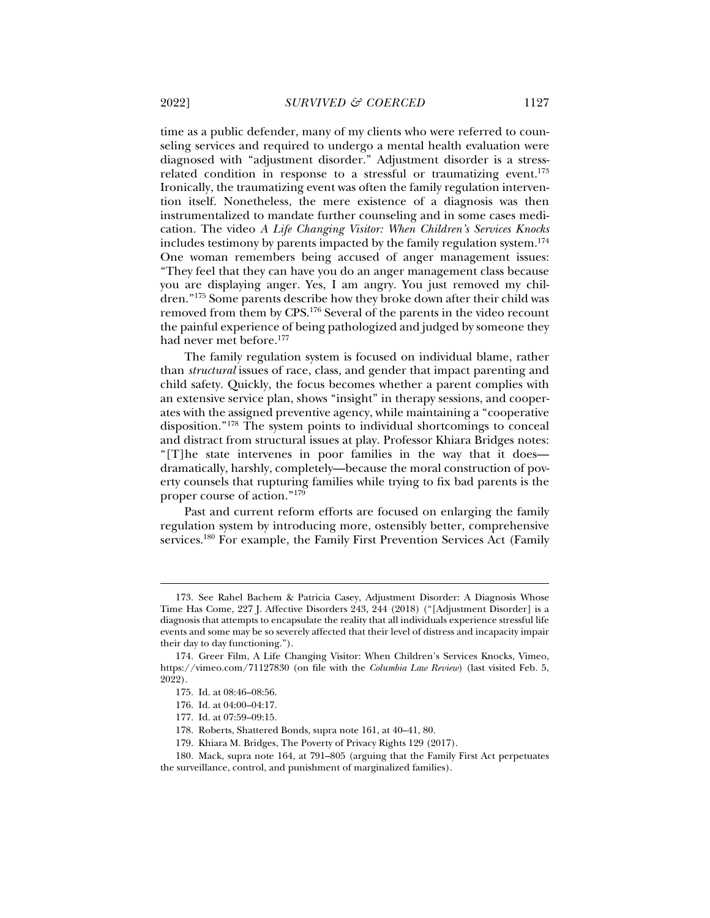time as a public defender, many of my clients who were referred to counseling services and required to undergo a mental health evaluation were diagnosed with "adjustment disorder." Adjustment disorder is a stress-related condition in response to a stressful or traumatizing event.[173] Ironically, the traumatizing event was often the family regulation intervention itself. Nonetheless, the mere existence of a diagnosis was then instrumentalized to mandate further counseling and in some cases medication. The video *A Life Changing Visitor: When Children's Services Knocks* includes testimony by parents impacted by the family regulation system.[174] One woman remembers being accused of anger management issues: "They feel that they can have you do an anger management class because you are displaying anger. Yes, I am angry. You just removed my children."[175] Some parents describe how they broke down after their child was removed from them by CPS.[176] Several of the parents in the video recount the painful experience of being pathologized and judged by someone they had never met before.[177]

The family regulation system is focused on individual blame, rather than *structural* issues of race, class, and gender that impact parenting and child safety. Quickly, the focus becomes whether a parent complies with an extensive service plan, shows "insight" in therapy sessions, and cooperates with the assigned preventive agency, while maintaining a "cooperative disposition."[178] The system points to individual shortcomings to conceal and distract from structural issues at play. Professor Khiara Bridges notes: "[T]he state intervenes in poor families in the way that it does—dramatically, harshly, completely—because the moral construction of poverty counsels that rupturing families while trying to fix bad parents is the proper course of action."[179]

Past and current reform efforts are focused on enlarging the family regulation system by introducing more, ostensibly better, comprehensive services.[180] For example, the Family First Prevention Services Act (Family

---

173. See Rahel Bachem & Patricia Casey, Adjustment Disorder: A Diagnosis Whose Time Has Come, 227 J. Affective Disorders 243, 244 (2018) ("[Adjustment Disorder] is a diagnosis that attempts to encapsulate the reality that all individuals experience stressful life events and some may be so severely affected that their level of distress and incapacity impair their day to day functioning.").

174. Greer Film, A Life Changing Visitor: When Children's Services Knocks, Vimeo, https://vimeo.com/71127830 (on file with the *Columbia Law Review*) (last visited Feb. 5, 2022).

175. Id. at 08:46–08:56.

176. Id. at 04:00–04:17.

177. Id. at 07:59–09:15.

178. Roberts, Shattered Bonds, supra note 161, at 40–41, 80.

179. Khiara M. Bridges, The Poverty of Privacy Rights 129 (2017).

180. Mack, supra note 164, at 791–805 (arguing that the Family First Act perpetuates the surveillance, control, and punishment of marginalized families).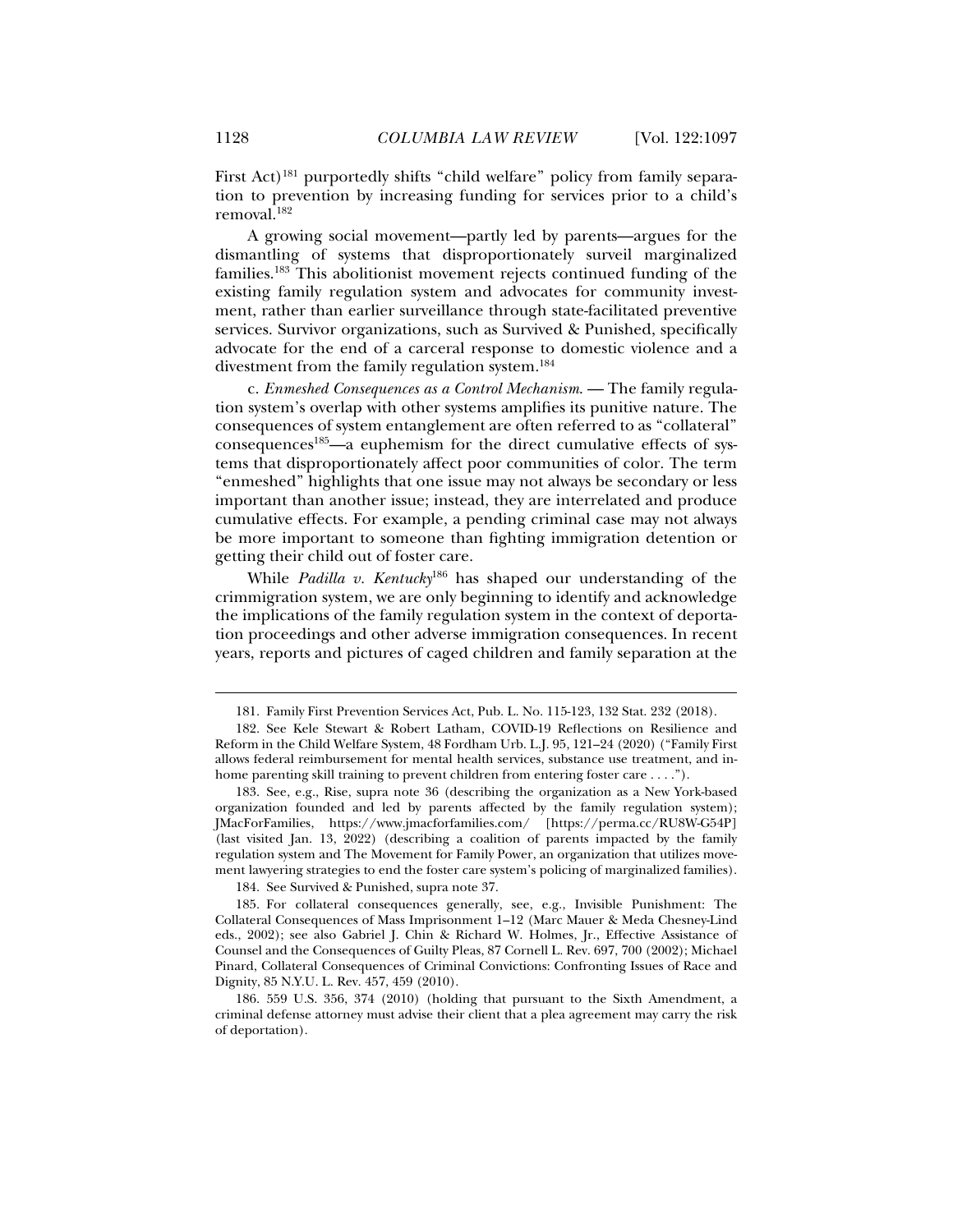First Act)[181] purportedly shifts "child welfare" policy from family separation to prevention by increasing funding for services prior to a child's removal.[182]

A growing social movement—partly led by parents—argues for the dismantling of systems that disproportionately surveil marginalized families.[183] This abolitionist movement rejects continued funding of the existing family regulation system and advocates for community investment, rather than earlier surveillance through state-facilitated preventive services. Survivor organizations, such as Survived & Punished, specifically advocate for the end of a carceral response to domestic violence and a divestment from the family regulation system.[184]

c. *Enmeshed Consequences as a Control Mechanism.* — The family regulation system's overlap with other systems amplifies its punitive nature. The consequences of system entanglement are often referred to as "collateral" consequences[185]—a euphemism for the direct cumulative effects of systems that disproportionately affect poor communities of color. The term "enmeshed" highlights that one issue may not always be secondary or less important than another issue; instead, they are interrelated and produce cumulative effects. For example, a pending criminal case may not always be more important to someone than fighting immigration detention or getting their child out of foster care.

While *Padilla v. Kentucky*[186] has shaped our understanding of the crimmigration system, we are only beginning to identify and acknowledge the implications of the family regulation system in the context of deportation proceedings and other adverse immigration consequences. In recent years, reports and pictures of caged children and family separation at the

---

181. Family First Prevention Services Act, Pub. L. No. 115-123, 132 Stat. 232 (2018).

182. See Kele Stewart & Robert Latham, COVID-19 Reflections on Resilience and Reform in the Child Welfare System, 48 Fordham Urb. L.J. 95, 121–24 (2020) ("Family First allows federal reimbursement for mental health services, substance use treatment, and in-home parenting skill training to prevent children from entering foster care . . . .").

183. See, e.g., Rise, supra note 36 (describing the organization as a New York-based organization founded and led by parents affected by the family regulation system); JMacForFamilies, https://www.jmacforfamilies.com/ [https://perma.cc/RU8W-G54P] (last visited Jan. 13, 2022) (describing a coalition of parents impacted by the family regulation system and The Movement for Family Power, an organization that utilizes movement lawyering strategies to end the foster care system's policing of marginalized families).

184. See Survived & Punished, supra note 37.

185. For collateral consequences generally, see, e.g., Invisible Punishment: The Collateral Consequences of Mass Imprisonment 1–12 (Marc Mauer & Meda Chesney-Lind eds., 2002); see also Gabriel J. Chin & Richard W. Holmes, Jr., Effective Assistance of Counsel and the Consequences of Guilty Pleas, 87 Cornell L. Rev. 697, 700 (2002); Michael Pinard, Collateral Consequences of Criminal Convictions: Confronting Issues of Race and Dignity, 85 N.Y.U. L. Rev. 457, 459 (2010).

186. 559 U.S. 356, 374 (2010) (holding that pursuant to the Sixth Amendment, a criminal defense attorney must advise their client that a plea agreement may carry the risk of deportation).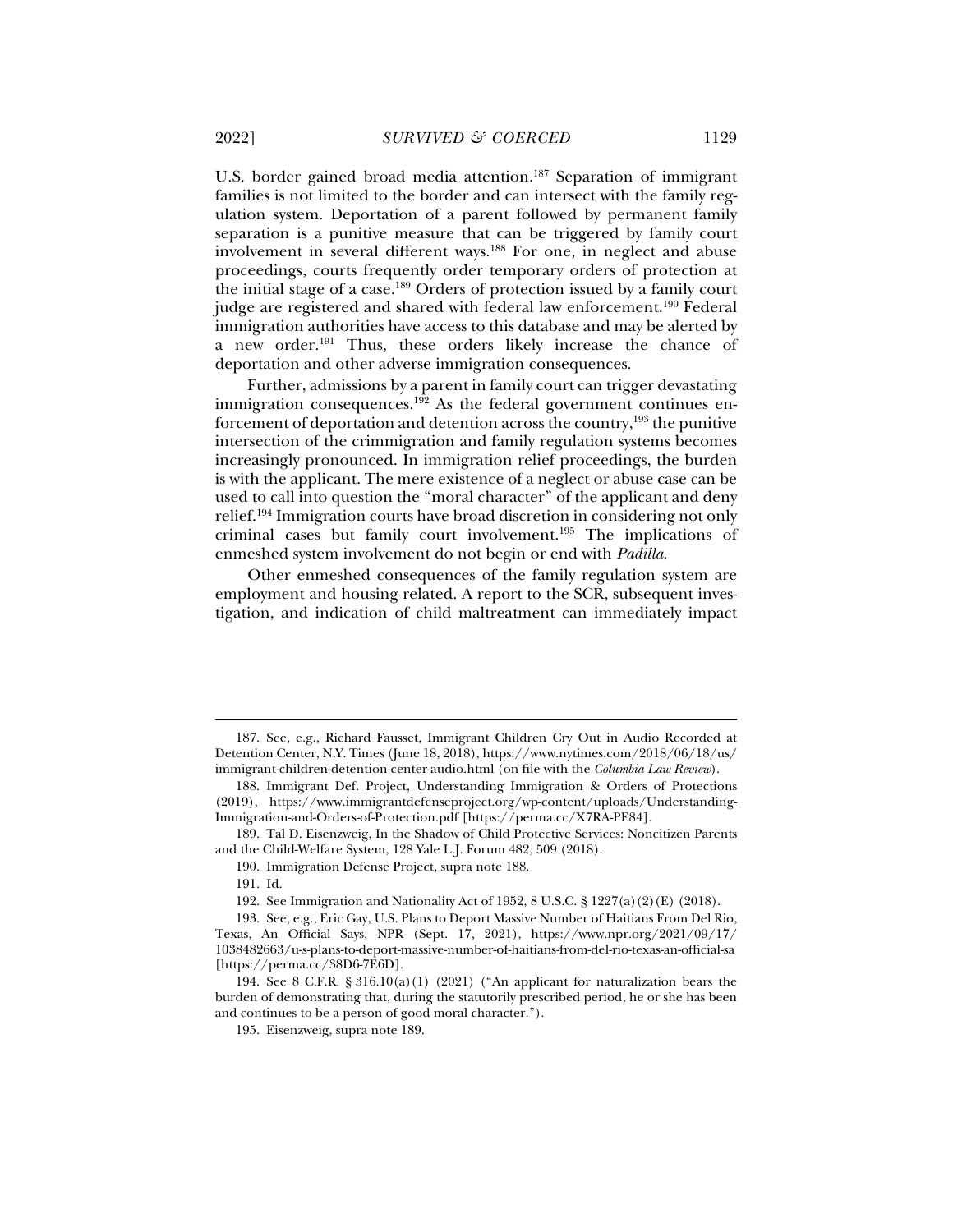U.S. border gained broad media attention.[187] Separation of immigrant families is not limited to the border and can intersect with the family regulation system. Deportation of a parent followed by permanent family separation is a punitive measure that can be triggered by family court involvement in several different ways.[188] For one, in neglect and abuse proceedings, courts frequently order temporary orders of protection at the initial stage of a case.[189] Orders of protection issued by a family court judge are registered and shared with federal law enforcement.[190] Federal immigration authorities have access to this database and may be alerted by a new order.[191] Thus, these orders likely increase the chance of deportation and other adverse immigration consequences.

Further, admissions by a parent in family court can trigger devastating immigration consequences.[192] As the federal government continues enforcement of deportation and detention across the country,[193] the punitive intersection of the crimmigration and family regulation systems becomes increasingly pronounced. In immigration relief proceedings, the burden is with the applicant. The mere existence of a neglect or abuse case can be used to call into question the "moral character" of the applicant and deny relief.[194] Immigration courts have broad discretion in considering not only criminal cases but family court involvement.[195] The implications of enmeshed system involvement do not begin or end with *Padilla*.

Other enmeshed consequences of the family regulation system are employment and housing related. A report to the SCR, subsequent investigation, and indication of child maltreatment can immediately impact

---

187. See, e.g., Richard Fausset, Immigrant Children Cry Out in Audio Recorded at Detention Center, N.Y. Times (June 18, 2018), https://www.nytimes.com/2018/06/18/us/immigrant-children-detention-center-audio.html (on file with the *Columbia Law Review*).

188. Immigrant Def. Project, Understanding Immigration & Orders of Protections (2019), https://www.immigrantdefenseproject.org/wp-content/uploads/Understanding-Immigration-and-Orders-of-Protection.pdf [https://perma.cc/X7RA-PE84].

189. Tal D. Eisenzweig, In the Shadow of Child Protective Services: Noncitizen Parents and the Child-Welfare System, 128 Yale L.J. Forum 482, 509 (2018).

190. Immigration Defense Project, supra note 188.

191. Id.

192. See Immigration and Nationality Act of 1952, 8 U.S.C. § 1227(a)(2)(E) (2018).

193. See, e.g., Eric Gay, U.S. Plans to Deport Massive Number of Haitians From Del Rio, Texas, An Official Says, NPR (Sept. 17, 2021), https://www.npr.org/2021/09/17/1038482663/u-s-plans-to-deport-massive-number-of-haitians-from-del-rio-texas-an-official-sa [https://perma.cc/38D6-7E6D].

194. See 8 C.F.R. § 316.10(a)(1) (2021) ("An applicant for naturalization bears the burden of demonstrating that, during the statutorily prescribed period, he or she has been and continues to be a person of good moral character.").

195. Eisenzweig, supra note 189.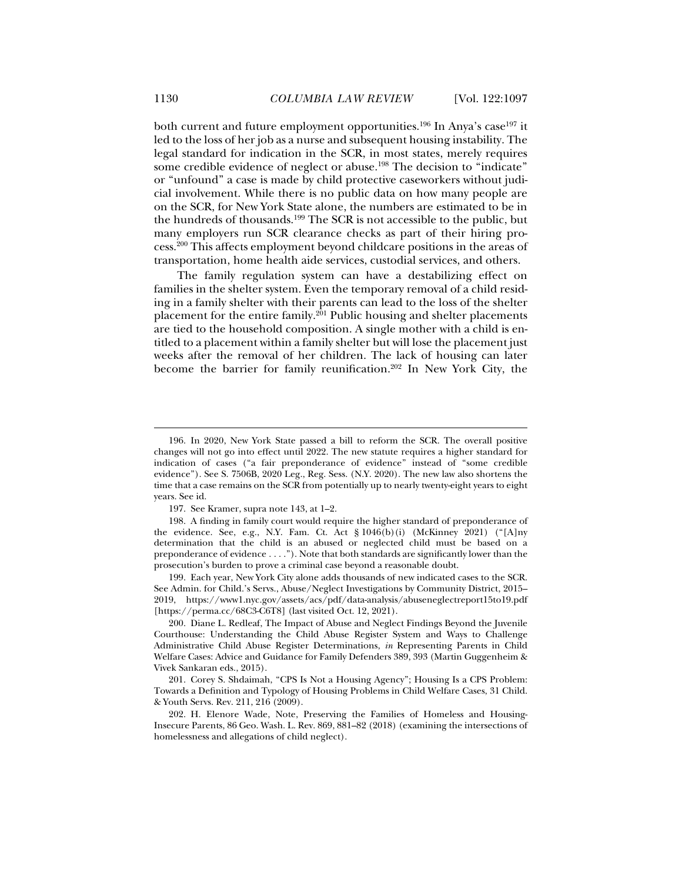both current and future employment opportunities.[196] In Anya's case[197] it led to the loss of her job as a nurse and subsequent housing instability. The legal standard for indication in the SCR, in most states, merely requires some credible evidence of neglect or abuse.[198] The decision to "indicate" or "unfound" a case is made by child protective caseworkers without judicial involvement. While there is no public data on how many people are on the SCR, for New York State alone, the numbers are estimated to be in the hundreds of thousands.[199] The SCR is not accessible to the public, but many employers run SCR clearance checks as part of their hiring process.[200] This affects employment beyond childcare positions in the areas of transportation, home health aide services, custodial services, and others.

The family regulation system can have a destabilizing effect on families in the shelter system. Even the temporary removal of a child residing in a family shelter with their parents can lead to the loss of the shelter placement for the entire family.[201] Public housing and shelter placements are tied to the household composition. A single mother with a child is entitled to a placement within a family shelter but will lose the placement just weeks after the removal of her children. The lack of housing can later become the barrier for family reunification.[202] In New York City, the

---

196. In 2020, New York State passed a bill to reform the SCR. The overall positive changes will not go into effect until 2022. The new statute requires a higher standard for indication of cases ("a fair preponderance of evidence" instead of "some credible evidence"). See S. 7506B, 2020 Leg., Reg. Sess. (N.Y. 2020). The new law also shortens the time that a case remains on the SCR from potentially up to nearly twenty-eight years to eight years. See id.

197. See Kramer, supra note 143, at 1–2.

198. A finding in family court would require the higher standard of preponderance of the evidence. See, e.g., N.Y. Fam. Ct. Act § 1046(b)(i) (McKinney 2021) ("[A]ny determination that the child is an abused or neglected child must be based on a preponderance of evidence . . . ."). Note that both standards are significantly lower than the prosecution's burden to prove a criminal case beyond a reasonable doubt.

199. Each year, New York City alone adds thousands of new indicated cases to the SCR. See Admin. for Child.'s Servs., Abuse/Neglect Investigations by Community District, 2015–2019, https://www1.nyc.gov/assets/acs/pdf/data-analysis/abuseneglectreport15to19.pdf [https://perma.cc/68C3-C6T8] (last visited Oct. 12, 2021).

200. Diane L. Redleaf, The Impact of Abuse and Neglect Findings Beyond the Juvenile Courthouse: Understanding the Child Abuse Register System and Ways to Challenge Administrative Child Abuse Register Determinations, *in* Representing Parents in Child Welfare Cases: Advice and Guidance for Family Defenders 389, 393 (Martin Guggenheim & Vivek Sankaran eds., 2015).

201. Corey S. Shdaimah, "CPS Is Not a Housing Agency"; Housing Is a CPS Problem: Towards a Definition and Typology of Housing Problems in Child Welfare Cases, 31 Child. & Youth Servs. Rev. 211, 216 (2009).

202. H. Elenore Wade, Note, Preserving the Families of Homeless and Housing-Insecure Parents, 86 Geo. Wash. L. Rev. 869, 881–82 (2018) (examining the intersections of homelessness and allegations of child neglect).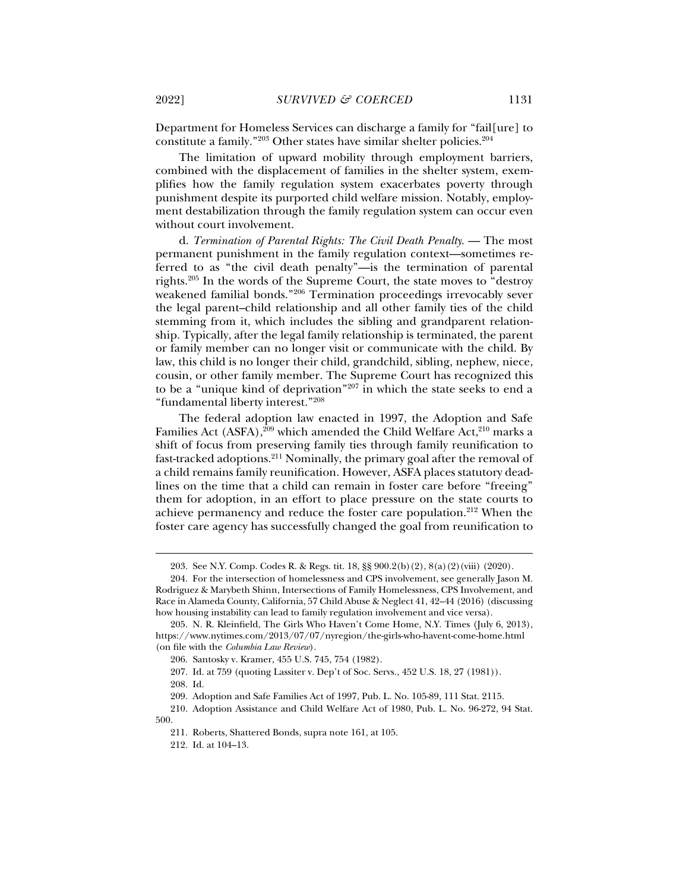Department for Homeless Services can discharge a family for "fail[ure] to constitute a family."[203] Other states have similar shelter policies.[204]

The limitation of upward mobility through employment barriers, combined with the displacement of families in the shelter system, exemplifies how the family regulation system exacerbates poverty through punishment despite its purported child welfare mission. Notably, employment destabilization through the family regulation system can occur even without court involvement.

d. *Termination of Parental Rights: The Civil Death Penalty.* — The most permanent punishment in the family regulation context—sometimes referred to as "the civil death penalty"—is the termination of parental rights.[205] In the words of the Supreme Court, the state moves to "destroy weakened familial bonds."[206] Termination proceedings irrevocably sever the legal parent–child relationship and all other family ties of the child stemming from it, which includes the sibling and grandparent relationship. Typically, after the legal family relationship is terminated, the parent or family member can no longer visit or communicate with the child. By law, this child is no longer their child, grandchild, sibling, nephew, niece, cousin, or other family member. The Supreme Court has recognized this to be a "unique kind of deprivation"[207] in which the state seeks to end a "fundamental liberty interest."[208]

The federal adoption law enacted in 1997, the Adoption and Safe Families Act (ASFA),[209] which amended the Child Welfare Act,[210] marks a shift of focus from preserving family ties through family reunification to fast-tracked adoptions.[211] Nominally, the primary goal after the removal of a child remains family reunification. However, ASFA places statutory deadlines on the time that a child can remain in foster care before "freeing" them for adoption, in an effort to place pressure on the state courts to achieve permanency and reduce the foster care population.[212] When the foster care agency has successfully changed the goal from reunification to

---

203. See N.Y. Comp. Codes R. & Regs. tit. 18, §§ 900.2(b)(2), 8(a)(2)(viii) (2020).

204. For the intersection of homelessness and CPS involvement, see generally Jason M. Rodriguez & Marybeth Shinn, Intersections of Family Homelessness, CPS Involvement, and Race in Alameda County, California, 57 Child Abuse & Neglect 41, 42–44 (2016) (discussing how housing instability can lead to family regulation involvement and vice versa).

205. N. R. Kleinfield, The Girls Who Haven't Come Home, N.Y. Times (July 6, 2013), https://www.nytimes.com/2013/07/07/nyregion/the-girls-who-havent-come-home.html (on file with the *Columbia Law Review*).

206. Santosky v. Kramer, 455 U.S. 745, 754 (1982).

207. Id. at 759 (quoting Lassiter v. Dep't of Soc. Servs., 452 U.S. 18, 27 (1981)).

208. Id.

209. Adoption and Safe Families Act of 1997, Pub. L. No. 105-89, 111 Stat. 2115.

210. Adoption Assistance and Child Welfare Act of 1980, Pub. L. No. 96-272, 94 Stat. 500.

211. Roberts, Shattered Bonds, supra note 161, at 105.

212. Id. at 104–13.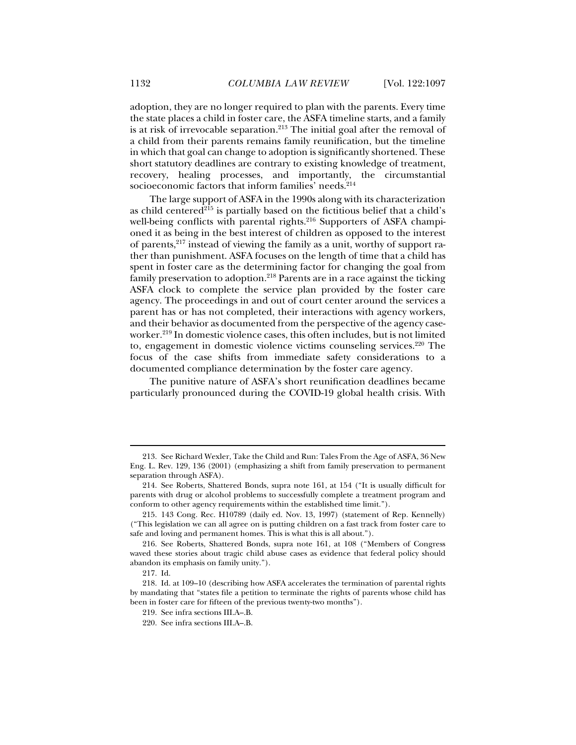adoption, they are no longer required to plan with the parents. Every time the state places a child in foster care, the ASFA timeline starts, and a family is at risk of irrevocable separation.[213] The initial goal after the removal of a child from their parents remains family reunification, but the timeline in which that goal can change to adoption is significantly shortened. These short statutory deadlines are contrary to existing knowledge of treatment, recovery, healing processes, and importantly, the circumstantial socioeconomic factors that inform families' needs.[214]

The large support of ASFA in the 1990s along with its characterization as child centered[215] is partially based on the fictitious belief that a child's well-being conflicts with parental rights.[216] Supporters of ASFA championed it as being in the best interest of children as opposed to the interest of parents,[217] instead of viewing the family as a unit, worthy of support rather than punishment. ASFA focuses on the length of time that a child has spent in foster care as the determining factor for changing the goal from family preservation to adoption.[218] Parents are in a race against the ticking ASFA clock to complete the service plan provided by the foster care agency. The proceedings in and out of court center around the services a parent has or has not completed, their interactions with agency workers, and their behavior as documented from the perspective of the agency caseworker.[219] In domestic violence cases, this often includes, but is not limited to, engagement in domestic violence victims counseling services.[220] The focus of the case shifts from immediate safety considerations to a documented compliance determination by the foster care agency.

The punitive nature of ASFA's short reunification deadlines became particularly pronounced during the COVID-19 global health crisis. With

---

213. See Richard Wexler, Take the Child and Run: Tales From the Age of ASFA, 36 New Eng. L. Rev. 129, 136 (2001) (emphasizing a shift from family preservation to permanent separation through ASFA).

214. See Roberts, Shattered Bonds, supra note 161, at 154 ("It is usually difficult for parents with drug or alcohol problems to successfully complete a treatment program and conform to other agency requirements within the established time limit.").

215. 143 Cong. Rec. H10789 (daily ed. Nov. 13, 1997) (statement of Rep. Kennelly) ("This legislation we can all agree on is putting children on a fast track from foster care to safe and loving and permanent homes. This is what this is all about.").

216. See Roberts, Shattered Bonds, supra note 161, at 108 ("Members of Congress waved these stories about tragic child abuse cases as evidence that federal policy should abandon its emphasis on family unity.").

217. Id.

218. Id. at 109–10 (describing how ASFA accelerates the termination of parental rights by mandating that "states file a petition to terminate the rights of parents whose child has been in foster care for fifteen of the previous twenty-two months").

219. See infra sections III.A–.B.

220. See infra sections III.A–.B.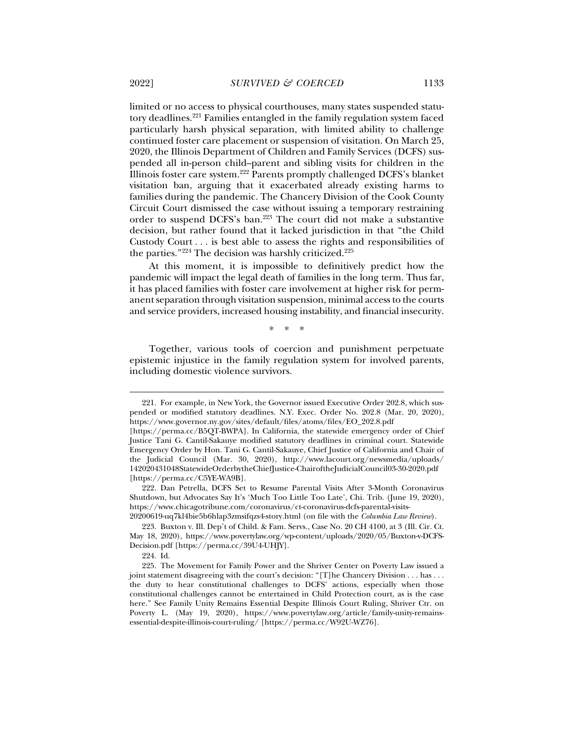limited or no access to physical courthouses, many states suspended statutory deadlines.[221] Families entangled in the family regulation system faced particularly harsh physical separation, with limited ability to challenge continued foster care placement or suspension of visitation. On March 25, 2020, the Illinois Department of Children and Family Services (DCFS) suspended all in-person child–parent and sibling visits for children in the Illinois foster care system.[222] Parents promptly challenged DCFS's blanket visitation ban, arguing that it exacerbated already existing harms to families during the pandemic. The Chancery Division of the Cook County Circuit Court dismissed the case without issuing a temporary restraining order to suspend DCFS's ban.[223] The court did not make a substantive decision, but rather found that it lacked jurisdiction in that "the Child Custody Court . . . is best able to assess the rights and responsibilities of the parties."[224] The decision was harshly criticized.[225]

At this moment, it is impossible to definitively predict how the pandemic will impact the legal death of families in the long term. Thus far, it has placed families with foster care involvement at higher risk for permanent separation through visitation suspension, minimal access to the courts and service providers, increased housing instability, and financial insecurity.

\*   \*   \*

Together, various tools of coercion and punishment perpetuate epistemic injustice in the family regulation system for involved parents, including domestic violence survivors.

---

221. For example, in New York, the Governor issued Executive Order 202.8, which suspended or modified statutory deadlines. N.Y. Exec. Order No. 202.8 (Mar. 20, 2020), https://www.governor.ny.gov/sites/default/files/atoms/files/EO_202.8.pdf [https://perma.cc/B5QT-BWPA]. In California, the statewide emergency order of Chief Justice Tani G. Cantil-Sakauye modified statutory deadlines in criminal court. Statewide Emergency Order by Hon. Tani G. Cantil-Sakauye, Chief Justice of California and Chair of the Judicial Council (Mar. 30, 2020), http://www.lacourt.org/newsmedia/uploads/142020431048StatewideOrderbytheChiefJustice-ChairoftheJudicialCouncil03-30-2020.pdf [https://perma.cc/C5YE-WA9B].

222. Dan Petrella, DCFS Set to Resume Parental Visits After 3-Month Coronavirus Shutdown, but Advocates Say It's 'Much Too Little Too Late', Chi. Trib. (June 19, 2020), https://www.chicagotribune.com/coronavirus/ct-coronavirus-dcfs-parental-visits-20200619-uq7kl4bie5b6hlap3zmsifqzs4-story.html (on file with the *Columbia Law Review*).

223. Buxton v. Ill. Dep't of Child. & Fam. Servs., Case No. 20 CH 4100, at 3 (Ill. Cir. Ct. May 18, 2020), https://www.povertylaw.org/wp-content/uploads/2020/05/Buxton-v-DCFS-Decision.pdf [https://perma.cc/39U4-UHJY].

224. Id.

225. The Movement for Family Power and the Shriver Center on Poverty Law issued a joint statement disagreeing with the court's decision: "[T]he Chancery Division . . . has . . . the duty to hear constitutional challenges to DCFS' actions, especially when those constitutional challenges cannot be entertained in Child Protection court, as is the case here." See Family Unity Remains Essential Despite Illinois Court Ruling, Shriver Ctr. on Poverty L. (May 19, 2020), https://www.povertylaw.org/article/family-unity-remains-essential-despite-illinois-court-ruling/ [https://perma.cc/W92U-WZ76].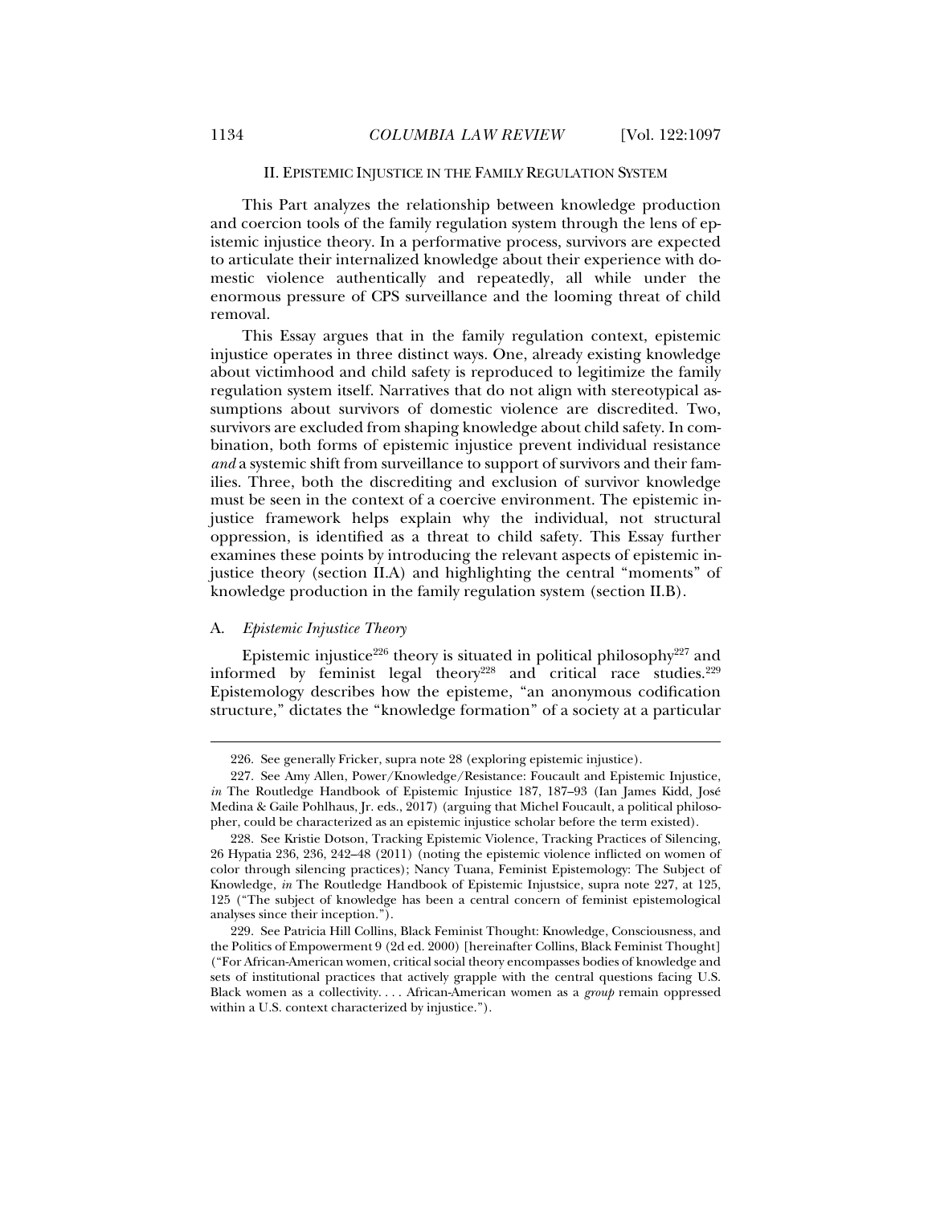## II. EPISTEMIC INJUSTICE IN THE FAMILY REGULATION SYSTEM

This Part analyzes the relationship between knowledge production and coercion tools of the family regulation system through the lens of epistemic injustice theory. In a performative process, survivors are expected to articulate their internalized knowledge about their experience with domestic violence authentically and repeatedly, all while under the enormous pressure of CPS surveillance and the looming threat of child removal.

This Essay argues that in the family regulation context, epistemic injustice operates in three distinct ways. One, already existing knowledge about victimhood and child safety is reproduced to legitimize the family regulation system itself. Narratives that do not align with stereotypical assumptions about survivors of domestic violence are discredited. Two, survivors are excluded from shaping knowledge about child safety. In combination, both forms of epistemic injustice prevent individual resistance *and* a systemic shift from surveillance to support of survivors and their families. Three, both the discrediting and exclusion of survivor knowledge must be seen in the context of a coercive environment. The epistemic injustice framework helps explain why the individual, not structural oppression, is identified as a threat to child safety. This Essay further examines these points by introducing the relevant aspects of epistemic injustice theory (section II.A) and highlighting the central "moments" of knowledge production in the family regulation system (section II.B).

### A. *Epistemic Injustice Theory*

Epistemic injustice[226] theory is situated in political philosophy[227] and informed by feminist legal theory[228] and critical race studies.[229] Epistemology describes how the episteme, "an anonymous codification structure," dictates the "knowledge formation" of a society at a particular

---

226. See generally Fricker, supra note 28 (exploring epistemic injustice).

227. See Amy Allen, Power/Knowledge/Resistance: Foucault and Epistemic Injustice, *in* The Routledge Handbook of Epistemic Injustice 187, 187–93 (Ian James Kidd, José Medina & Gaile Pohlhaus, Jr. eds., 2017) (arguing that Michel Foucault, a political philosopher, could be characterized as an epistemic injustice scholar before the term existed).

228. See Kristie Dotson, Tracking Epistemic Violence, Tracking Practices of Silencing, 26 Hypatia 236, 236, 242–48 (2011) (noting the epistemic violence inflicted on women of color through silencing practices); Nancy Tuana, Feminist Epistemology: The Subject of Knowledge, *in* The Routledge Handbook of Epistemic Injustsice, supra note 227, at 125, 125 ("The subject of knowledge has been a central concern of feminist epistemological analyses since their inception.").

229. See Patricia Hill Collins, Black Feminist Thought: Knowledge, Consciousness, and the Politics of Empowerment 9 (2d ed. 2000) [hereinafter Collins, Black Feminist Thought] ("For African-American women, critical social theory encompasses bodies of knowledge and sets of institutional practices that actively grapple with the central questions facing U.S. Black women as a collectivity. . . . African-American women as a *group* remain oppressed within a U.S. context characterized by injustice.").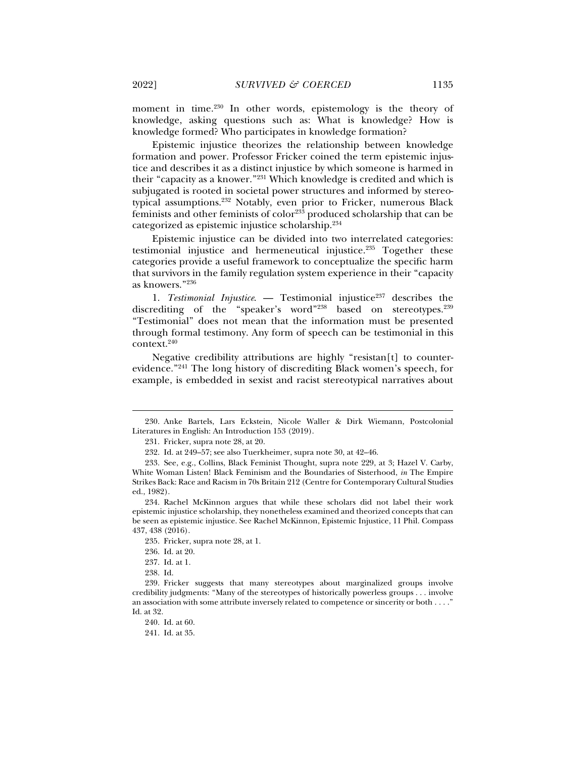moment in time.[230] In other words, epistemology is the theory of knowledge, asking questions such as: What is knowledge? How is knowledge formed? Who participates in knowledge formation?

Epistemic injustice theorizes the relationship between knowledge formation and power. Professor Fricker coined the term epistemic injustice and describes it as a distinct injustice by which someone is harmed in their "capacity as a knower."[231] Which knowledge is credited and which is subjugated is rooted in societal power structures and informed by stereotypical assumptions.[232] Notably, even prior to Fricker, numerous Black feminists and other feminists of color[233] produced scholarship that can be categorized as epistemic injustice scholarship.[234]

Epistemic injustice can be divided into two interrelated categories: testimonial injustice and hermeneutical injustice.[235] Together these categories provide a useful framework to conceptualize the specific harm that survivors in the family regulation system experience in their "capacity as knowers."[236]

1. *Testimonial Injustice*. — Testimonial injustice[237] describes the discrediting of the "speaker's word"[238] based on stereotypes.[239] "Testimonial" does not mean that the information must be presented through formal testimony. Any form of speech can be testimonial in this context.[240]

Negative credibility attributions are highly "resistan[t] to counter-evidence."[241] The long history of discrediting Black women's speech, for example, is embedded in sexist and racist stereotypical narratives about

---

230. Anke Bartels, Lars Eckstein, Nicole Waller & Dirk Wiemann, Postcolonial Literatures in English: An Introduction 153 (2019).

231. Fricker, supra note 28, at 20.

232. Id. at 249–57; see also Tuerkheimer, supra note 30, at 42–46.

233. See, e.g., Collins, Black Feminist Thought, supra note 229, at 3; Hazel V. Carby, White Woman Listen! Black Feminism and the Boundaries of Sisterhood, *in* The Empire Strikes Back: Race and Racism in 70s Britain 212 (Centre for Contemporary Cultural Studies ed., 1982).

234. Rachel McKinnon argues that while these scholars did not label their work epistemic injustice scholarship, they nonetheless examined and theorized concepts that can be seen as epistemic injustice. See Rachel McKinnon, Epistemic Injustice, 11 Phil. Compass 437, 438 (2016).

235. Fricker, supra note 28, at 1.

236. Id. at 20.

237. Id. at 1.

238. Id.

239. Fricker suggests that many stereotypes about marginalized groups involve credibility judgments: "Many of the stereotypes of historically powerless groups . . . involve an association with some attribute inversely related to competence or sincerity or both . . . ." Id. at 32.

240. Id. at 60.

241. Id. at 35.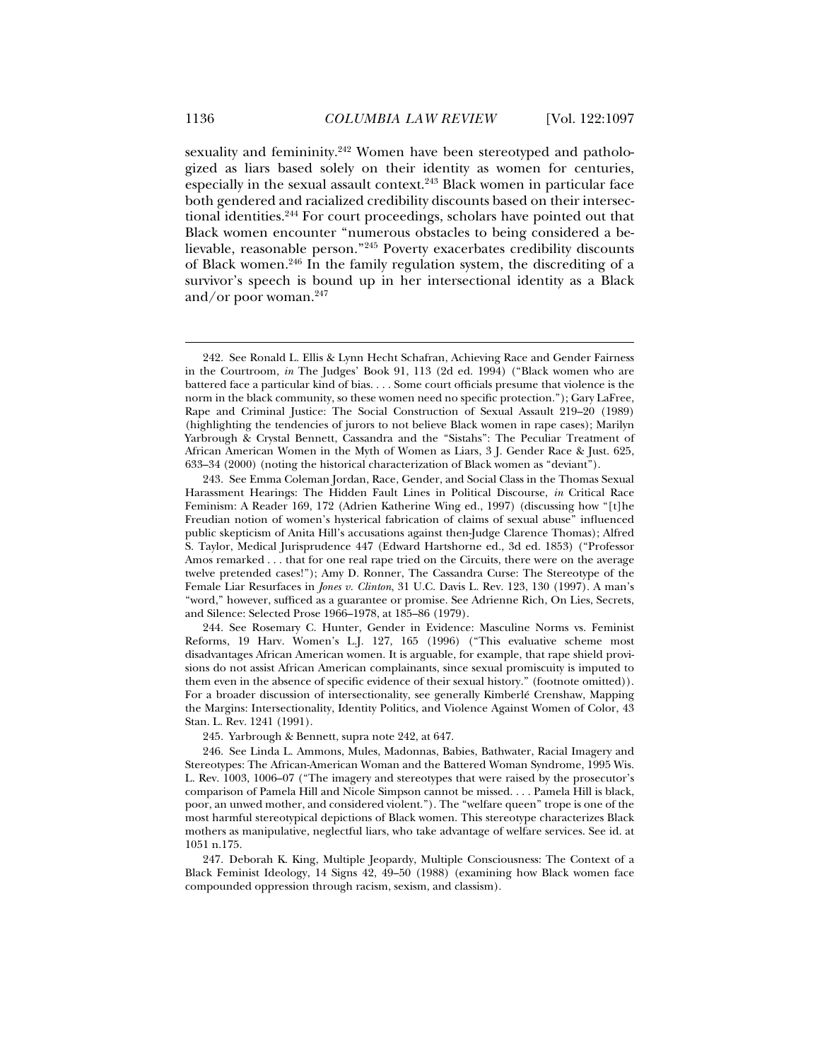sexuality and femininity.[242] Women have been stereotyped and pathologized as liars based solely on their identity as women for centuries, especially in the sexual assault context.[243] Black women in particular face both gendered and racialized credibility discounts based on their intersectional identities.[244] For court proceedings, scholars have pointed out that Black women encounter "numerous obstacles to being considered a believable, reasonable person."[245] Poverty exacerbates credibility discounts of Black women.[246] In the family regulation system, the discrediting of a survivor's speech is bound up in her intersectional identity as a Black and/or poor woman.[247]

---

242. See Ronald L. Ellis & Lynn Hecht Schafran, Achieving Race and Gender Fairness in the Courtroom, *in* The Judges' Book 91, 113 (2d ed. 1994) ("Black women who are battered face a particular kind of bias. . . . Some court officials presume that violence is the norm in the black community, so these women need no specific protection."); Gary LaFree, Rape and Criminal Justice: The Social Construction of Sexual Assault 219–20 (1989) (highlighting the tendencies of jurors to not believe Black women in rape cases); Marilyn Yarbrough & Crystal Bennett, Cassandra and the "Sistahs": The Peculiar Treatment of African American Women in the Myth of Women as Liars, 3 J. Gender Race & Just. 625, 633–34 (2000) (noting the historical characterization of Black women as "deviant").

243. See Emma Coleman Jordan, Race, Gender, and Social Class in the Thomas Sexual Harassment Hearings: The Hidden Fault Lines in Political Discourse, *in* Critical Race Feminism: A Reader 169, 172 (Adrien Katherine Wing ed., 1997) (discussing how "[t]he Freudian notion of women's hysterical fabrication of claims of sexual abuse" influenced public skepticism of Anita Hill's accusations against then-Judge Clarence Thomas); Alfred S. Taylor, Medical Jurisprudence 447 (Edward Hartshorne ed., 3d ed. 1853) ("Professor Amos remarked . . . that for one real rape tried on the Circuits, there were on the average twelve pretended cases!"); Amy D. Ronner, The Cassandra Curse: The Stereotype of the Female Liar Resurfaces in *Jones v. Clinton*, 31 U.C. Davis L. Rev. 123, 130 (1997). A man's "word," however, sufficed as a guarantee or promise. See Adrienne Rich, On Lies, Secrets, and Silence: Selected Prose 1966–1978, at 185–86 (1979).

244. See Rosemary C. Hunter, Gender in Evidence: Masculine Norms vs. Feminist Reforms, 19 Harv. Women's L.J. 127, 165 (1996) ("This evaluative scheme most disadvantages African American women. It is arguable, for example, that rape shield provisions do not assist African American complainants, since sexual promiscuity is imputed to them even in the absence of specific evidence of their sexual history." (footnote omitted)). For a broader discussion of intersectionality, see generally Kimberlé Crenshaw, Mapping the Margins: Intersectionality, Identity Politics, and Violence Against Women of Color, 43 Stan. L. Rev. 1241 (1991).

245. Yarbrough & Bennett, supra note 242, at 647.

246. See Linda L. Ammons, Mules, Madonnas, Babies, Bathwater, Racial Imagery and Stereotypes: The African-American Woman and the Battered Woman Syndrome, 1995 Wis. L. Rev. 1003, 1006–07 ("The imagery and stereotypes that were raised by the prosecutor's comparison of Pamela Hill and Nicole Simpson cannot be missed. . . . Pamela Hill is black, poor, an unwed mother, and considered violent."). The "welfare queen" trope is one of the most harmful stereotypical depictions of Black women. This stereotype characterizes Black mothers as manipulative, neglectful liars, who take advantage of welfare services. See id. at 1051 n.175.

247. Deborah K. King, Multiple Jeopardy, Multiple Consciousness: The Context of a Black Feminist Ideology, 14 Signs 42, 49–50 (1988) (examining how Black women face compounded oppression through racism, sexism, and classism).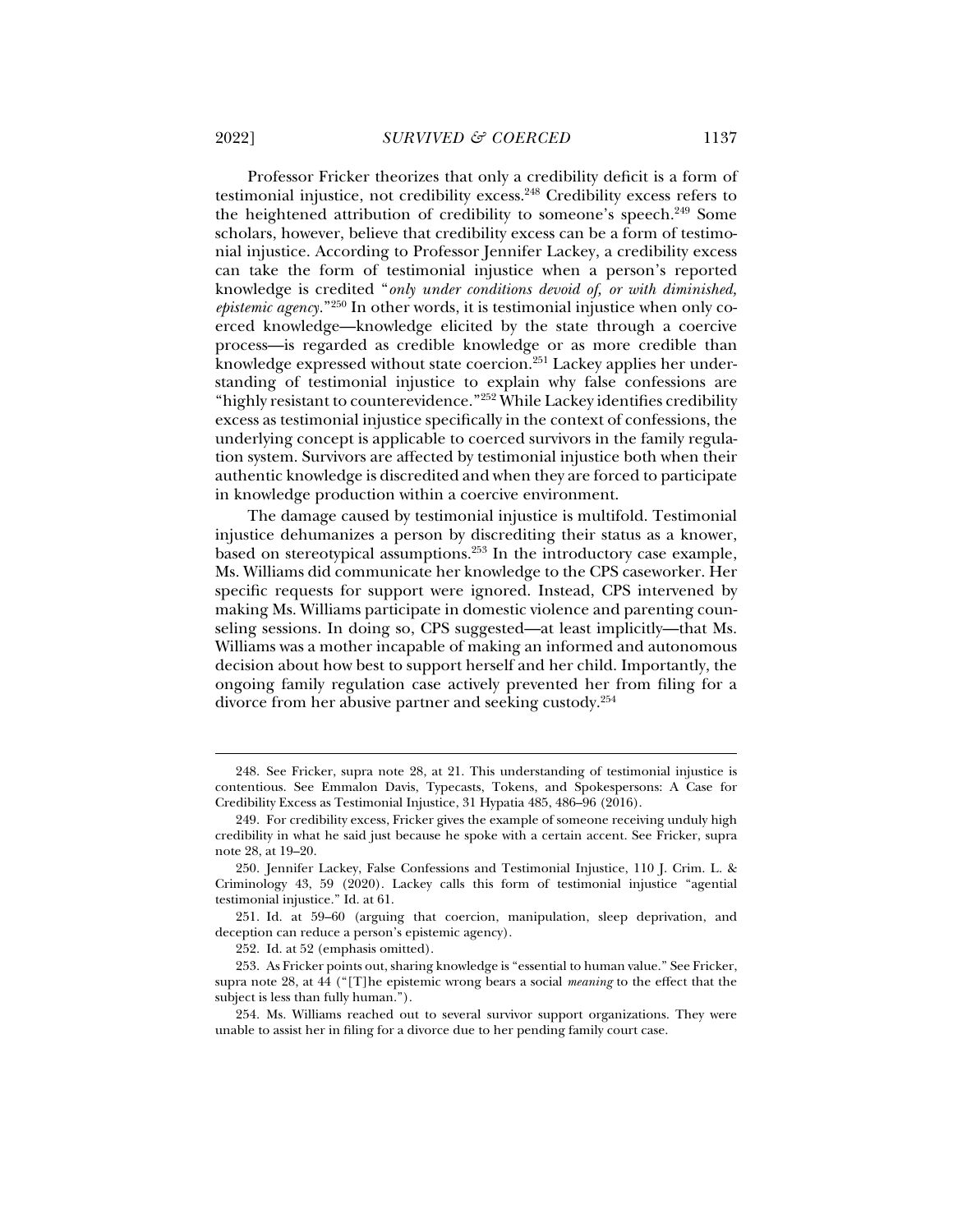Professor Fricker theorizes that only a credibility deficit is a form of testimonial injustice, not credibility excess.[248] Credibility excess refers to the heightened attribution of credibility to someone's speech.[249] Some scholars, however, believe that credibility excess can be a form of testimonial injustice. According to Professor Jennifer Lackey, a credibility excess can take the form of testimonial injustice when a person's reported knowledge is credited "*only under conditions devoid of, or with diminished, epistemic agency.*"[250] In other words, it is testimonial injustice when only coerced knowledge—knowledge elicited by the state through a coercive process—is regarded as credible knowledge or as more credible than knowledge expressed without state coercion.[251] Lackey applies her understanding of testimonial injustice to explain why false confessions are "highly resistant to counterevidence."[252] While Lackey identifies credibility excess as testimonial injustice specifically in the context of confessions, the underlying concept is applicable to coerced survivors in the family regulation system. Survivors are affected by testimonial injustice both when their authentic knowledge is discredited and when they are forced to participate in knowledge production within a coercive environment.

The damage caused by testimonial injustice is multifold. Testimonial injustice dehumanizes a person by discrediting their status as a knower, based on stereotypical assumptions.[253] In the introductory case example, Ms. Williams did communicate her knowledge to the CPS caseworker. Her specific requests for support were ignored. Instead, CPS intervened by making Ms. Williams participate in domestic violence and parenting counseling sessions. In doing so, CPS suggested—at least implicitly—that Ms. Williams was a mother incapable of making an informed and autonomous decision about how best to support herself and her child. Importantly, the ongoing family regulation case actively prevented her from filing for a divorce from her abusive partner and seeking custody.[254]

---

248. See Fricker, supra note 28, at 21. This understanding of testimonial injustice is contentious. See Emmalon Davis, Typecasts, Tokens, and Spokespersons: A Case for Credibility Excess as Testimonial Injustice, 31 Hypatia 485, 486–96 (2016).

249. For credibility excess, Fricker gives the example of someone receiving unduly high credibility in what he said just because he spoke with a certain accent. See Fricker, supra note 28, at 19–20.

250. Jennifer Lackey, False Confessions and Testimonial Injustice, 110 J. Crim. L. & Criminology 43, 59 (2020). Lackey calls this form of testimonial injustice "agential testimonial injustice." Id. at 61.

251. Id. at 59–60 (arguing that coercion, manipulation, sleep deprivation, and deception can reduce a person's epistemic agency).

252. Id. at 52 (emphasis omitted).

253. As Fricker points out, sharing knowledge is "essential to human value." See Fricker, supra note 28, at 44 ("[T]he epistemic wrong bears a social *meaning* to the effect that the subject is less than fully human.").

254. Ms. Williams reached out to several survivor support organizations. They were unable to assist her in filing for a divorce due to her pending family court case.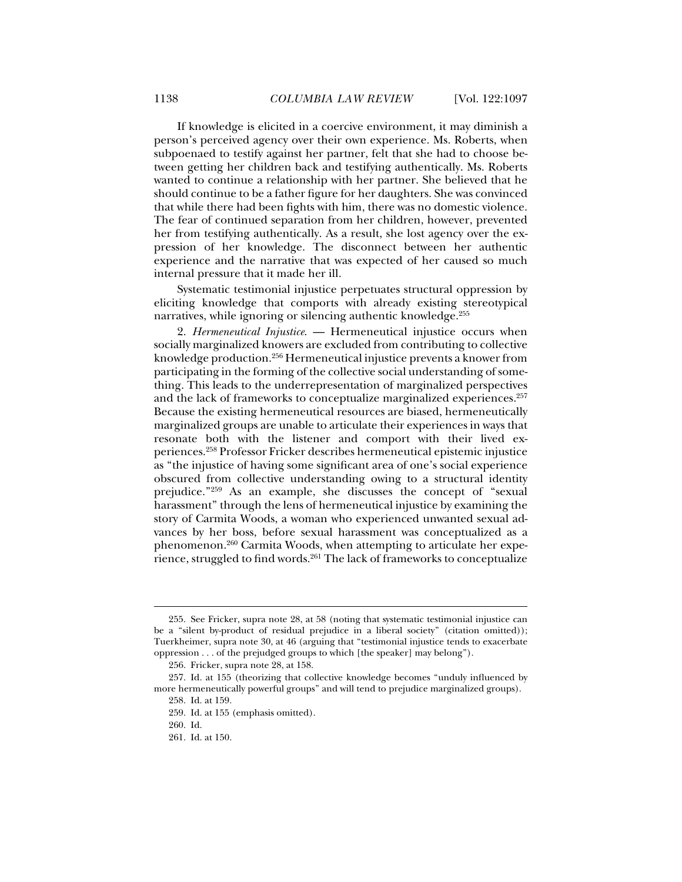If knowledge is elicited in a coercive environment, it may diminish a person's perceived agency over their own experience. Ms. Roberts, when subpoenaed to testify against her partner, felt that she had to choose between getting her children back and testifying authentically. Ms. Roberts wanted to continue a relationship with her partner. She believed that he should continue to be a father figure for her daughters. She was convinced that while there had been fights with him, there was no domestic violence. The fear of continued separation from her children, however, prevented her from testifying authentically. As a result, she lost agency over the expression of her knowledge. The disconnect between her authentic experience and the narrative that was expected of her caused so much internal pressure that it made her ill.

Systematic testimonial injustice perpetuates structural oppression by eliciting knowledge that comports with already existing stereotypical narratives, while ignoring or silencing authentic knowledge.[255]

2. *Hermeneutical Injustice*. — Hermeneutical injustice occurs when socially marginalized knowers are excluded from contributing to collective knowledge production.[256] Hermeneutical injustice prevents a knower from participating in the forming of the collective social understanding of something. This leads to the underrepresentation of marginalized perspectives and the lack of frameworks to conceptualize marginalized experiences.[257] Because the existing hermeneutical resources are biased, hermeneutically marginalized groups are unable to articulate their experiences in ways that resonate both with the listener and comport with their lived experiences.[258] Professor Fricker describes hermeneutical epistemic injustice as "the injustice of having some significant area of one's social experience obscured from collective understanding owing to a structural identity prejudice."[259] As an example, she discusses the concept of "sexual harassment" through the lens of hermeneutical injustice by examining the story of Carmita Woods, a woman who experienced unwanted sexual advances by her boss, before sexual harassment was conceptualized as a phenomenon.[260] Carmita Woods, when attempting to articulate her experience, struggled to find words.[261] The lack of frameworks to conceptualize

---

255. See Fricker, supra note 28, at 58 (noting that systematic testimonial injustice can be a "silent by-product of residual prejudice in a liberal society" (citation omitted)); Tuerkheimer, supra note 30, at 46 (arguing that "testimonial injustice tends to exacerbate oppression . . . of the prejudged groups to which [the speaker] may belong").

256. Fricker, supra note 28, at 158.

257. Id. at 155 (theorizing that collective knowledge becomes "unduly influenced by more hermeneutically powerful groups" and will tend to prejudice marginalized groups).

258. Id. at 159.

259. Id. at 155 (emphasis omitted).

260. Id.

261. Id. at 150.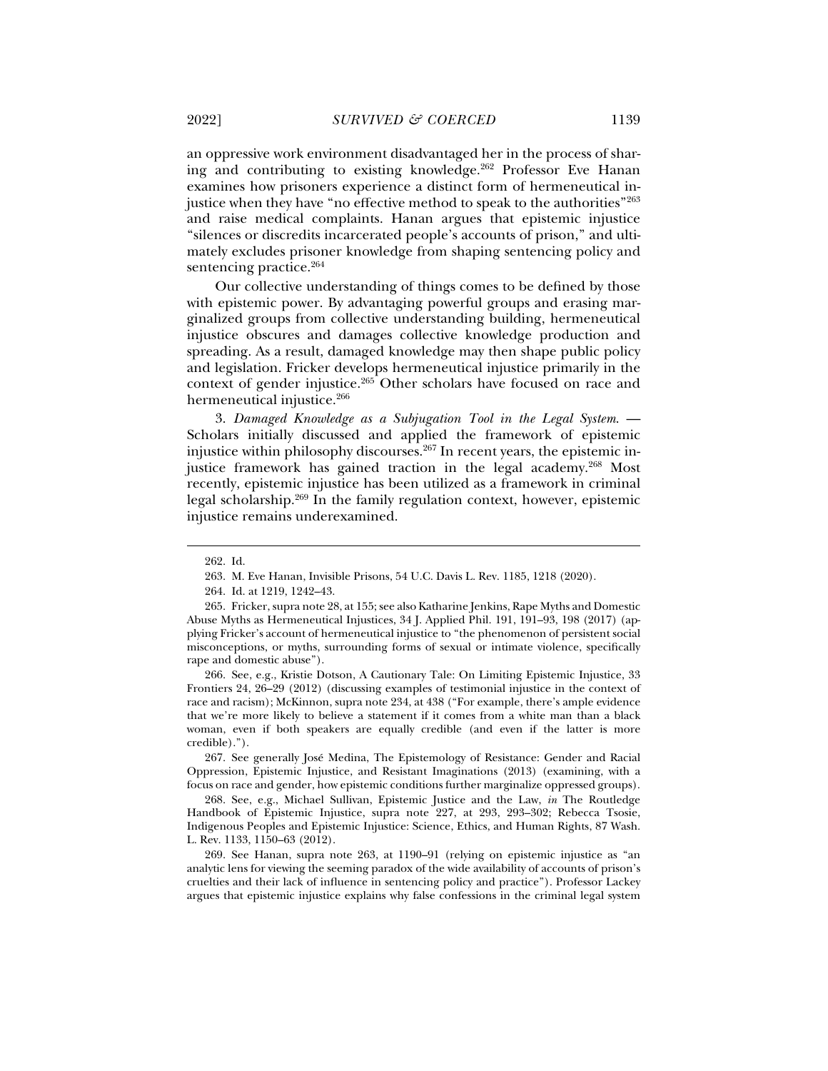an oppressive work environment disadvantaged her in the process of sharing and contributing to existing knowledge.[262] Professor Eve Hanan examines how prisoners experience a distinct form of hermeneutical injustice when they have "no effective method to speak to the authorities"[263] and raise medical complaints. Hanan argues that epistemic injustice "silences or discredits incarcerated people's accounts of prison," and ultimately excludes prisoner knowledge from shaping sentencing policy and sentencing practice.[264]

Our collective understanding of things comes to be defined by those with epistemic power. By advantaging powerful groups and erasing marginalized groups from collective understanding building, hermeneutical injustice obscures and damages collective knowledge production and spreading. As a result, damaged knowledge may then shape public policy and legislation. Fricker develops hermeneutical injustice primarily in the context of gender injustice.[265] Other scholars have focused on race and hermeneutical injustice.[266]

3. *Damaged Knowledge as a Subjugation Tool in the Legal System.* — Scholars initially discussed and applied the framework of epistemic injustice within philosophy discourses.[267] In recent years, the epistemic injustice framework has gained traction in the legal academy.[268] Most recently, epistemic injustice has been utilized as a framework in criminal legal scholarship.[269] In the family regulation context, however, epistemic injustice remains underexamined.

---

262. Id.

263. M. Eve Hanan, Invisible Prisons, 54 U.C. Davis L. Rev. 1185, 1218 (2020).

264. Id. at 1219, 1242–43.

265. Fricker, supra note 28, at 155; see also Katharine Jenkins, Rape Myths and Domestic Abuse Myths as Hermeneutical Injustices, 34 J. Applied Phil. 191, 191–93, 198 (2017) (applying Fricker's account of hermeneutical injustice to "the phenomenon of persistent social misconceptions, or myths, surrounding forms of sexual or intimate violence, specifically rape and domestic abuse").

266. See, e.g., Kristie Dotson, A Cautionary Tale: On Limiting Epistemic Injustice, 33 Frontiers 24, 26–29 (2012) (discussing examples of testimonial injustice in the context of race and racism); McKinnon, supra note 234, at 438 ("For example, there's ample evidence that we're more likely to believe a statement if it comes from a white man than a black woman, even if both speakers are equally credible (and even if the latter is more credible).").

267. See generally José Medina, The Epistemology of Resistance: Gender and Racial Oppression, Epistemic Injustice, and Resistant Imaginations (2013) (examining, with a focus on race and gender, how epistemic conditions further marginalize oppressed groups).

268. See, e.g., Michael Sullivan, Epistemic Justice and the Law, *in* The Routledge Handbook of Epistemic Injustice, supra note 227, at 293, 293–302; Rebecca Tsosie, Indigenous Peoples and Epistemic Injustice: Science, Ethics, and Human Rights, 87 Wash. L. Rev. 1133, 1150–63 (2012).

269. See Hanan, supra note 263, at 1190–91 (relying on epistemic injustice as "an analytic lens for viewing the seeming paradox of the wide availability of accounts of prison's cruelties and their lack of influence in sentencing policy and practice"). Professor Lackey argues that epistemic injustice explains why false confessions in the criminal legal system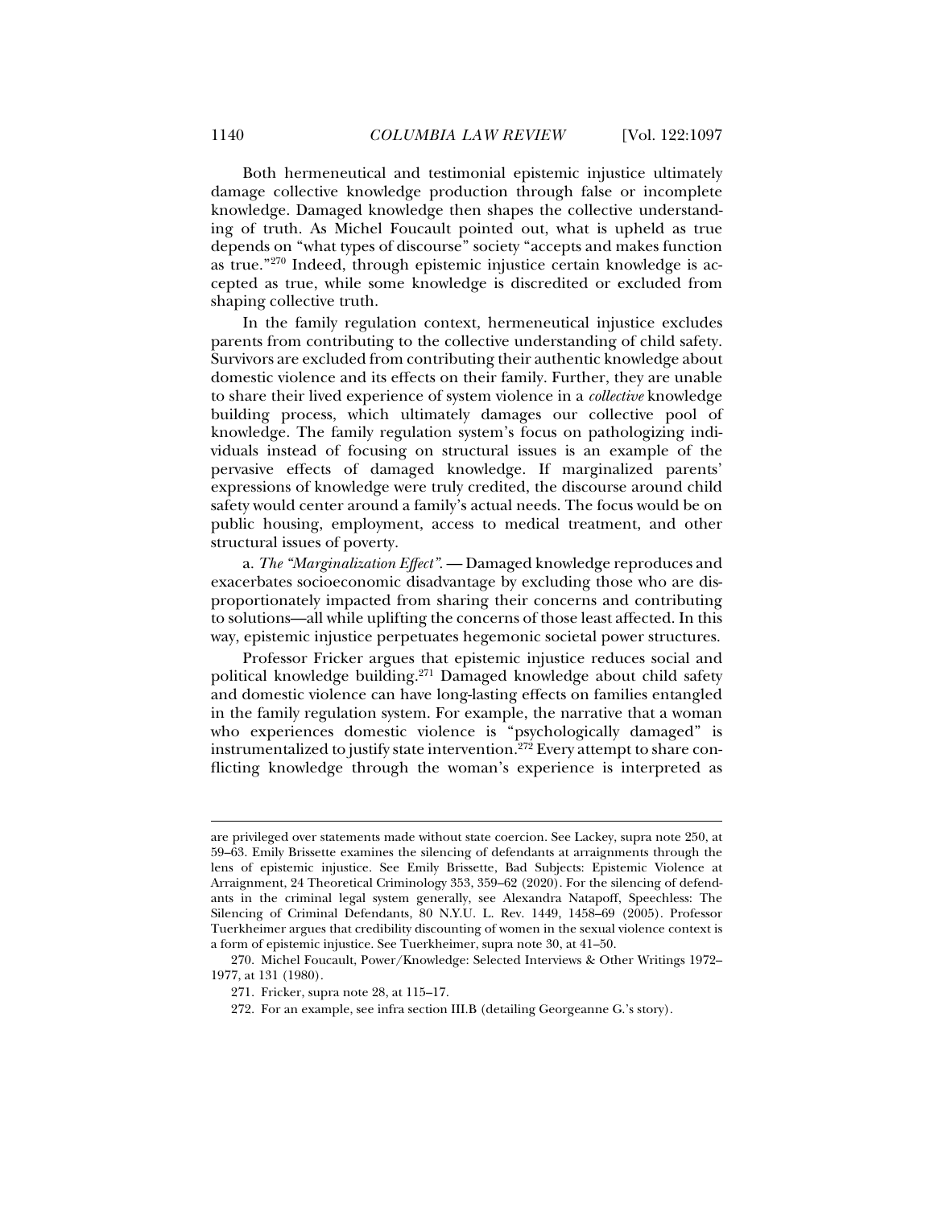Both hermeneutical and testimonial epistemic injustice ultimately damage collective knowledge production through false or incomplete knowledge. Damaged knowledge then shapes the collective understanding of truth. As Michel Foucault pointed out, what is upheld as true depends on "what types of discourse" society "accepts and makes function as true."[270] Indeed, through epistemic injustice certain knowledge is accepted as true, while some knowledge is discredited or excluded from shaping collective truth.

In the family regulation context, hermeneutical injustice excludes parents from contributing to the collective understanding of child safety. Survivors are excluded from contributing their authentic knowledge about domestic violence and its effects on their family. Further, they are unable to share their lived experience of system violence in a *collective* knowledge building process, which ultimately damages our collective pool of knowledge. The family regulation system's focus on pathologizing individuals instead of focusing on structural issues is an example of the pervasive effects of damaged knowledge. If marginalized parents' expressions of knowledge were truly credited, the discourse around child safety would center around a family's actual needs. The focus would be on public housing, employment, access to medical treatment, and other structural issues of poverty.

a. *The "Marginalization Effect".* — Damaged knowledge reproduces and exacerbates socioeconomic disadvantage by excluding those who are disproportionately impacted from sharing their concerns and contributing to solutions—all while uplifting the concerns of those least affected. In this way, epistemic injustice perpetuates hegemonic societal power structures.

Professor Fricker argues that epistemic injustice reduces social and political knowledge building.[271] Damaged knowledge about child safety and domestic violence can have long-lasting effects on families entangled in the family regulation system. For example, the narrative that a woman who experiences domestic violence is "psychologically damaged" is instrumentalized to justify state intervention.[272] Every attempt to share conflicting knowledge through the woman's experience is interpreted as

---

are privileged over statements made without state coercion. See Lackey, supra note 250, at 59–63. Emily Brissette examines the silencing of defendants at arraignments through the lens of epistemic injustice. See Emily Brissette, Bad Subjects: Epistemic Violence at Arraignment, 24 Theoretical Criminology 353, 359–62 (2020). For the silencing of defendants in the criminal legal system generally, see Alexandra Natapoff, Speechless: The Silencing of Criminal Defendants, 80 N.Y.U. L. Rev. 1449, 1458–69 (2005). Professor Tuerkheimer argues that credibility discounting of women in the sexual violence context is a form of epistemic injustice. See Tuerkheimer, supra note 30, at 41–50.

270. Michel Foucault, Power/Knowledge: Selected Interviews & Other Writings 1972–1977, at 131 (1980).

271. Fricker, supra note 28, at 115–17.

272. For an example, see infra section III.B (detailing Georgeanne G.'s story).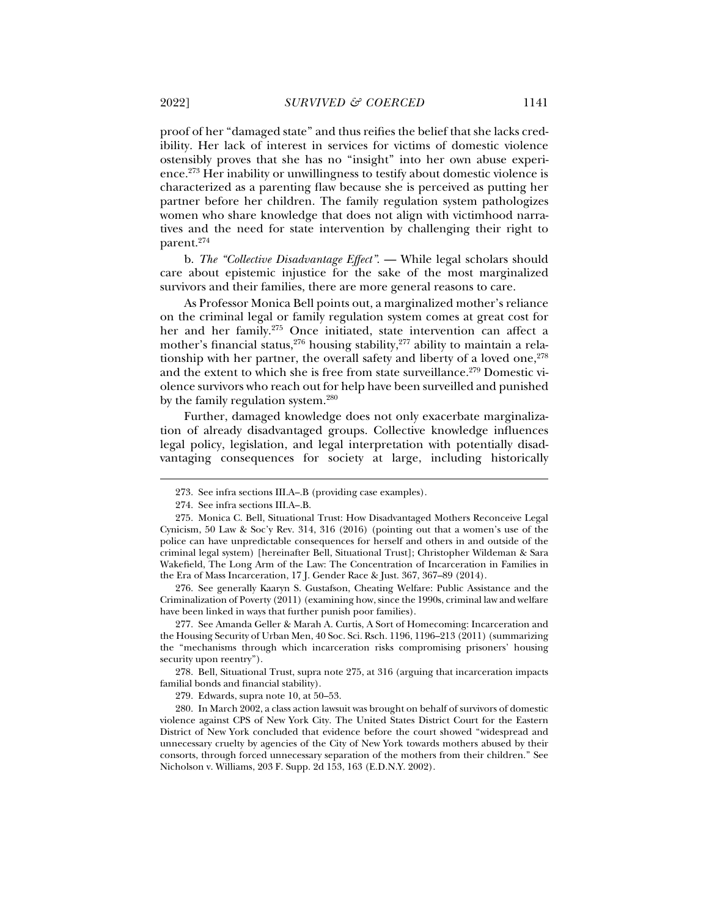proof of her "damaged state" and thus reifies the belief that she lacks credibility. Her lack of interest in services for victims of domestic violence ostensibly proves that she has no "insight" into her own abuse experience.[273] Her inability or unwillingness to testify about domestic violence is characterized as a parenting flaw because she is perceived as putting her partner before her children. The family regulation system pathologizes women who share knowledge that does not align with victimhood narratives and the need for state intervention by challenging their right to parent.[274]

b. *The "Collective Disadvantage Effect".* — While legal scholars should care about epistemic injustice for the sake of the most marginalized survivors and their families, there are more general reasons to care.

As Professor Monica Bell points out, a marginalized mother's reliance on the criminal legal or family regulation system comes at great cost for her and her family.[275] Once initiated, state intervention can affect a mother's financial status,[276] housing stability,[277] ability to maintain a relationship with her partner, the overall safety and liberty of a loved one,[278] and the extent to which she is free from state surveillance.[279] Domestic violence survivors who reach out for help have been surveilled and punished by the family regulation system.[280]

Further, damaged knowledge does not only exacerbate marginalization of already disadvantaged groups. Collective knowledge influences legal policy, legislation, and legal interpretation with potentially disadvantaging consequences for society at large, including historically

---

273. See infra sections III.A–.B (providing case examples).

274. See infra sections III.A–.B.

275. Monica C. Bell, Situational Trust: How Disadvantaged Mothers Reconceive Legal Cynicism, 50 Law & Soc'y Rev. 314, 316 (2016) (pointing out that a women's use of the police can have unpredictable consequences for herself and others in and outside of the criminal legal system) [hereinafter Bell, Situational Trust]; Christopher Wildeman & Sara Wakefield, The Long Arm of the Law: The Concentration of Incarceration in Families in the Era of Mass Incarceration, 17 J. Gender Race & Just. 367, 367–89 (2014).

276. See generally Kaaryn S. Gustafson, Cheating Welfare: Public Assistance and the Criminalization of Poverty (2011) (examining how, since the 1990s, criminal law and welfare have been linked in ways that further punish poor families).

277. See Amanda Geller & Marah A. Curtis, A Sort of Homecoming: Incarceration and the Housing Security of Urban Men, 40 Soc. Sci. Rsch. 1196, 1196–213 (2011) (summarizing the "mechanisms through which incarceration risks compromising prisoners' housing security upon reentry").

278. Bell, Situational Trust, supra note 275, at 316 (arguing that incarceration impacts familial bonds and financial stability).

279. Edwards, supra note 10, at 50–53.

280. In March 2002, a class action lawsuit was brought on behalf of survivors of domestic violence against CPS of New York City. The United States District Court for the Eastern District of New York concluded that evidence before the court showed "widespread and unnecessary cruelty by agencies of the City of New York towards mothers abused by their consorts, through forced unnecessary separation of the mothers from their children." See Nicholson v. Williams, 203 F. Supp. 2d 153, 163 (E.D.N.Y. 2002).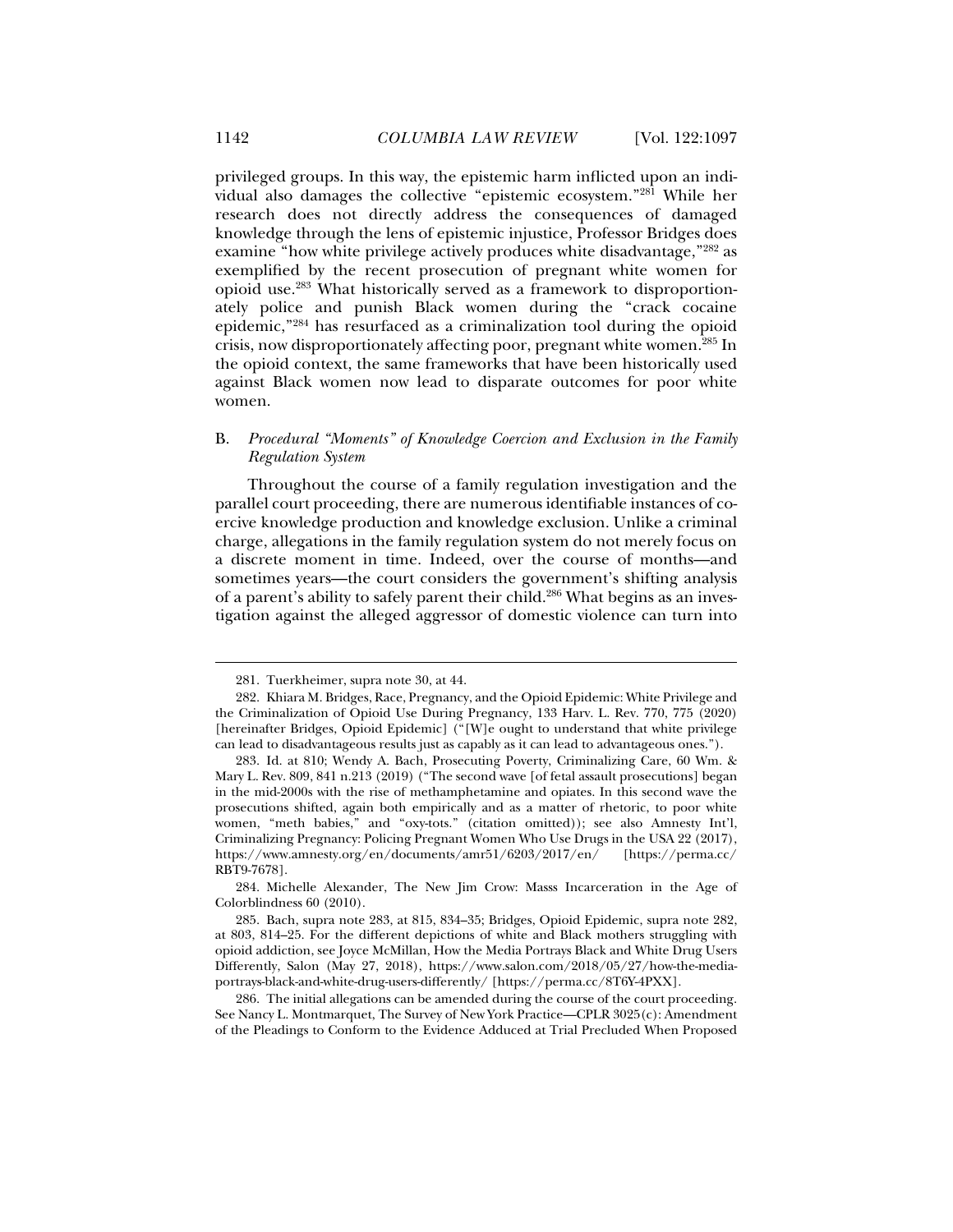privileged groups. In this way, the epistemic harm inflicted upon an individual also damages the collective "epistemic ecosystem."[281] While her research does not directly address the consequences of damaged knowledge through the lens of epistemic injustice, Professor Bridges does examine "how white privilege actively produces white disadvantage,"[282] as exemplified by the recent prosecution of pregnant white women for opioid use.[283] What historically served as a framework to disproportionately police and punish Black women during the "crack cocaine epidemic,"[284] has resurfaced as a criminalization tool during the opioid crisis, now disproportionately affecting poor, pregnant white women.[285] In the opioid context, the same frameworks that have been historically used against Black women now lead to disparate outcomes for poor white women.

### B. *Procedural "Moments" of Knowledge Coercion and Exclusion in the Family Regulation System*

Throughout the course of a family regulation investigation and the parallel court proceeding, there are numerous identifiable instances of coercive knowledge production and knowledge exclusion. Unlike a criminal charge, allegations in the family regulation system do not merely focus on a discrete moment in time. Indeed, over the course of months—and sometimes years—the court considers the government's shifting analysis of a parent's ability to safely parent their child.[286] What begins as an investigation against the alleged aggressor of domestic violence can turn into

---

281. Tuerkheimer, supra note 30, at 44.

282. Khiara M. Bridges, Race, Pregnancy, and the Opioid Epidemic: White Privilege and the Criminalization of Opioid Use During Pregnancy, 133 Harv. L. Rev. 770, 775 (2020) [hereinafter Bridges, Opioid Epidemic] ("[W]e ought to understand that white privilege can lead to disadvantageous results just as capably as it can lead to advantageous ones.").

283. Id. at 810; Wendy A. Bach, Prosecuting Poverty, Criminalizing Care, 60 Wm. & Mary L. Rev. 809, 841 n.213 (2019) ("The second wave [of fetal assault prosecutions] began in the mid-2000s with the rise of methamphetamine and opiates. In this second wave the prosecutions shifted, again both empirically and as a matter of rhetoric, to poor white women, "meth babies," and "oxy-tots." (citation omitted)); see also Amnesty Int'l, Criminalizing Pregnancy: Policing Pregnant Women Who Use Drugs in the USA 22 (2017), https://www.amnesty.org/en/documents/amr51/6203/2017/en/ [https://perma.cc/RBT9-7678].

284. Michelle Alexander, The New Jim Crow: Masss Incarceration in the Age of Colorblindness 60 (2010).

285. Bach, supra note 283, at 815, 834–35; Bridges, Opioid Epidemic, supra note 282, at 803, 814–25. For the different depictions of white and Black mothers struggling with opioid addiction, see Joyce McMillan, How the Media Portrays Black and White Drug Users Differently, Salon (May 27, 2018), https://www.salon.com/2018/05/27/how-the-media-portrays-black-and-white-drug-users-differently/ [https://perma.cc/8T6Y-4PXX].

286. The initial allegations can be amended during the course of the court proceeding. See Nancy L. Montmarquet, The Survey of New York Practice—CPLR 3025(c): Amendment of the Pleadings to Conform to the Evidence Adduced at Trial Precluded When Proposed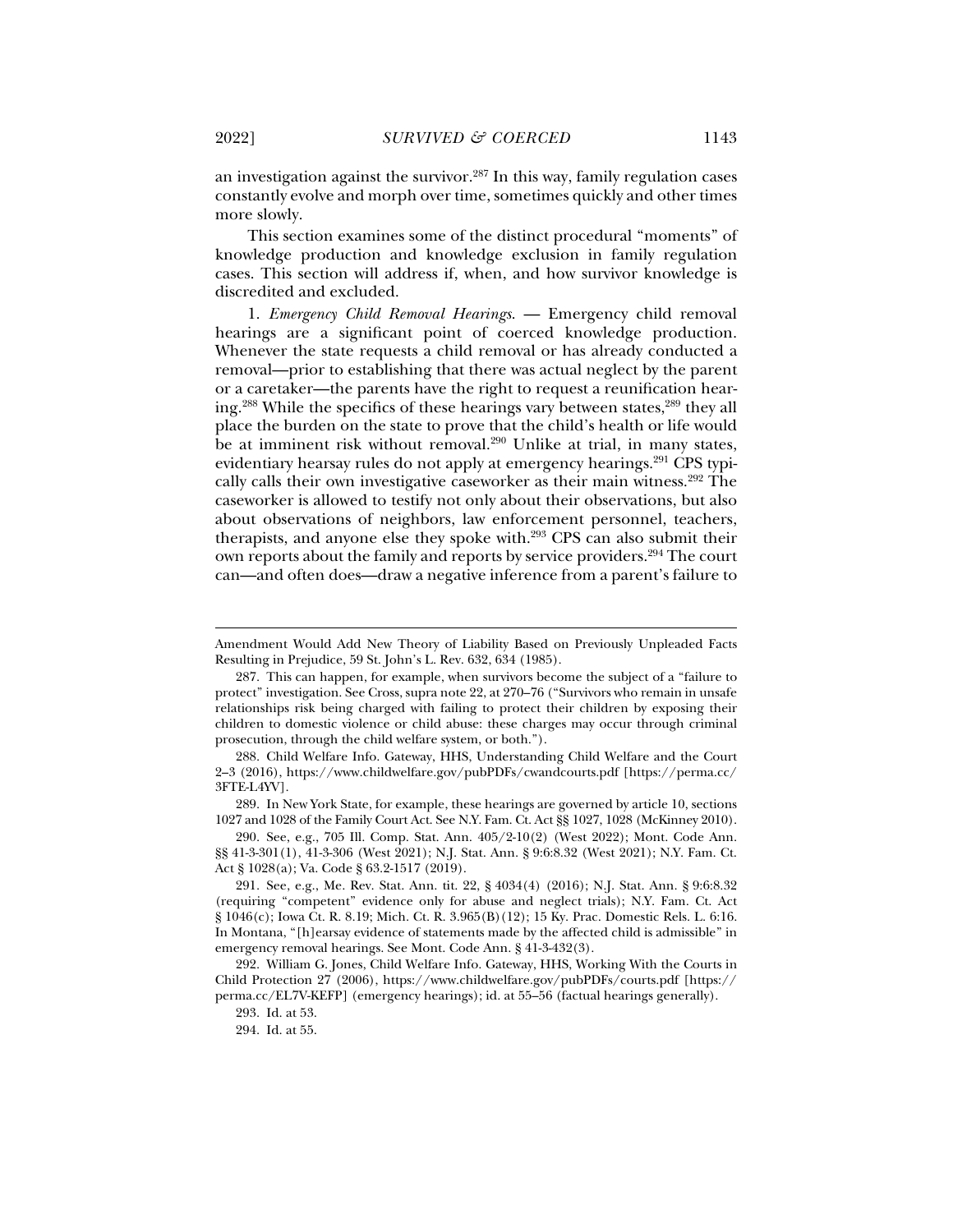an investigation against the survivor.[287] In this way, family regulation cases constantly evolve and morph over time, sometimes quickly and other times more slowly.

This section examines some of the distinct procedural "moments" of knowledge production and knowledge exclusion in family regulation cases. This section will address if, when, and how survivor knowledge is discredited and excluded.

1. *Emergency Child Removal Hearings*. — Emergency child removal hearings are a significant point of coerced knowledge production. Whenever the state requests a child removal or has already conducted a removal—prior to establishing that there was actual neglect by the parent or a caretaker—the parents have the right to request a reunification hearing.[288] While the specifics of these hearings vary between states,[289] they all place the burden on the state to prove that the child's health or life would be at imminent risk without removal.[290] Unlike at trial, in many states, evidentiary hearsay rules do not apply at emergency hearings.[291] CPS typically calls their own investigative caseworker as their main witness.[292] The caseworker is allowed to testify not only about their observations, but also about observations of neighbors, law enforcement personnel, teachers, therapists, and anyone else they spoke with.[293] CPS can also submit their own reports about the family and reports by service providers.[294] The court can—and often does—draw a negative inference from a parent's failure to

---

Amendment Would Add New Theory of Liability Based on Previously Unpleaded Facts Resulting in Prejudice, 59 St. John's L. Rev. 632, 634 (1985).

287. This can happen, for example, when survivors become the subject of a "failure to protect" investigation. See Cross, supra note 22, at 270–76 ("Survivors who remain in unsafe relationships risk being charged with failing to protect their children by exposing their children to domestic violence or child abuse: these charges may occur through criminal prosecution, through the child welfare system, or both.").

288. Child Welfare Info. Gateway, HHS, Understanding Child Welfare and the Court 2–3 (2016), https://www.childwelfare.gov/pubPDFs/cwandcourts.pdf [https://perma.cc/3FTE-L4YV].

289. In New York State, for example, these hearings are governed by article 10, sections 1027 and 1028 of the Family Court Act. See N.Y. Fam. Ct. Act §§ 1027, 1028 (McKinney 2010).

290. See, e.g., 705 Ill. Comp. Stat. Ann. 405/2-10(2) (West 2022); Mont. Code Ann. §§ 41-3-301(1), 41-3-306 (West 2021); N.J. Stat. Ann. § 9:6:8.32 (West 2021); N.Y. Fam. Ct. Act § 1028(a); Va. Code § 63.2-1517 (2019).

291. See, e.g., Me. Rev. Stat. Ann. tit. 22, § 4034(4) (2016); N.J. Stat. Ann. § 9:6:8.32 (requiring "competent" evidence only for abuse and neglect trials); N.Y. Fam. Ct. Act § 1046(c); Iowa Ct. R. 8.19; Mich. Ct. R. 3.965(B)(12); 15 Ky. Prac. Domestic Rels. L. 6:16. In Montana, "[h]earsay evidence of statements made by the affected child is admissible" in emergency removal hearings. See Mont. Code Ann. § 41-3-432(3).

292. William G. Jones, Child Welfare Info. Gateway, HHS, Working With the Courts in Child Protection 27 (2006), https://www.childwelfare.gov/pubPDFs/courts.pdf [https://perma.cc/EL7V-KEFP] (emergency hearings); id. at 55–56 (factual hearings generally).

293. Id. at 53.

294. Id. at 55.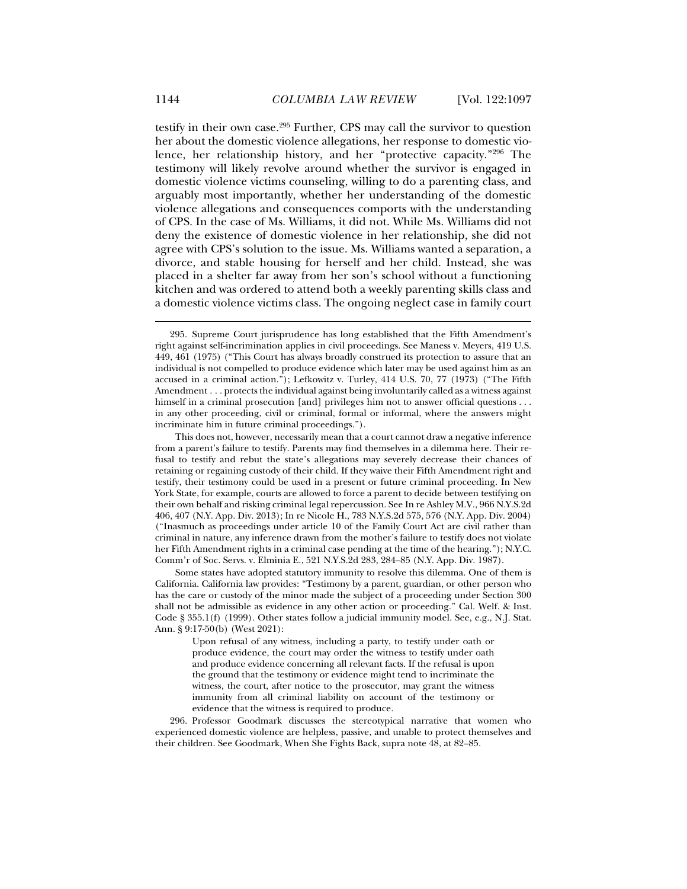testify in their own case.[295] Further, CPS may call the survivor to question her about the domestic violence allegations, her response to domestic violence, her relationship history, and her "protective capacity."[296] The testimony will likely revolve around whether the survivor is engaged in domestic violence victims counseling, willing to do a parenting class, and arguably most importantly, whether her understanding of the domestic violence allegations and consequences comports with the understanding of CPS. In the case of Ms. Williams, it did not. While Ms. Williams did not deny the existence of domestic violence in her relationship, she did not agree with CPS's solution to the issue. Ms. Williams wanted a separation, a divorce, and stable housing for herself and her child. Instead, she was placed in a shelter far away from her son's school without a functioning kitchen and was ordered to attend both a weekly parenting skills class and a domestic violence victims class. The ongoing neglect case in family court

---

295. Supreme Court jurisprudence has long established that the Fifth Amendment's right against self-incrimination applies in civil proceedings. See Maness v. Meyers, 419 U.S. 449, 461 (1975) ("This Court has always broadly construed its protection to assure that an individual is not compelled to produce evidence which later may be used against him as an accused in a criminal action."); Lefkowitz v. Turley, 414 U.S. 70, 77 (1973) ("The Fifth Amendment . . . protects the individual against being involuntarily called as a witness against himself in a criminal prosecution [and] privileges him not to answer official questions . . . in any other proceeding, civil or criminal, formal or informal, where the answers might incriminate him in future criminal proceedings.").

This does not, however, necessarily mean that a court cannot draw a negative inference from a parent's failure to testify. Parents may find themselves in a dilemma here. Their refusal to testify and rebut the state's allegations may severely decrease their chances of retaining or regaining custody of their child. If they waive their Fifth Amendment right and testify, their testimony could be used in a present or future criminal proceeding. In New York State, for example, courts are allowed to force a parent to decide between testifying on their own behalf and risking criminal legal repercussion. See In re Ashley M.V., 966 N.Y.S.2d 406, 407 (N.Y. App. Div. 2013); In re Nicole H., 783 N.Y.S.2d 575, 576 (N.Y. App. Div. 2004) ("Inasmuch as proceedings under article 10 of the Family Court Act are civil rather than criminal in nature, any inference drawn from the mother's failure to testify does not violate her Fifth Amendment rights in a criminal case pending at the time of the hearing."); N.Y.C. Comm'r of Soc. Servs. v. Elminia E., 521 N.Y.S.2d 283, 284–85 (N.Y. App. Div. 1987).

Some states have adopted statutory immunity to resolve this dilemma. One of them is California. California law provides: "Testimony by a parent, guardian, or other person who has the care or custody of the minor made the subject of a proceeding under Section 300 shall not be admissible as evidence in any other action or proceeding." Cal. Welf. & Inst. Code § 355.1(f) (1999). Other states follow a judicial immunity model. See, e.g., N.J. Stat. Ann. § 9:17-50(b) (West 2021):

> Upon refusal of any witness, including a party, to testify under oath or produce evidence, the court may order the witness to testify under oath and produce evidence concerning all relevant facts. If the refusal is upon the ground that the testimony or evidence might tend to incriminate the witness, the court, after notice to the prosecutor, may grant the witness immunity from all criminal liability on account of the testimony or evidence that the witness is required to produce.

296. Professor Goodmark discusses the stereotypical narrative that women who experienced domestic violence are helpless, passive, and unable to protect themselves and their children. See Goodmark, When She Fights Back, supra note 48, at 82–85.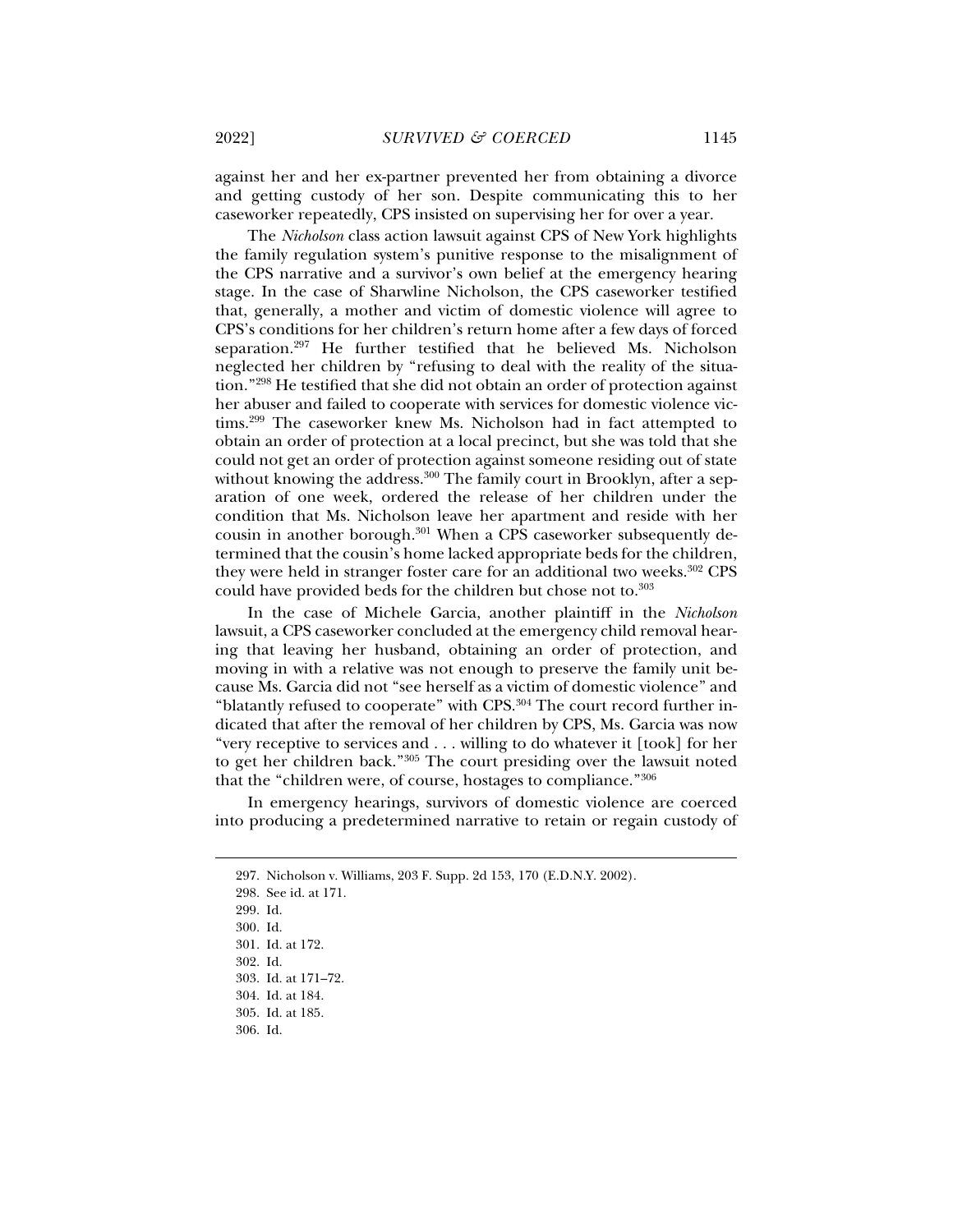against her and her ex-partner prevented her from obtaining a divorce and getting custody of her son. Despite communicating this to her caseworker repeatedly, CPS insisted on supervising her for over a year.

The *Nicholson* class action lawsuit against CPS of New York highlights the family regulation system's punitive response to the misalignment of the CPS narrative and a survivor's own belief at the emergency hearing stage. In the case of Sharwline Nicholson, the CPS caseworker testified that, generally, a mother and victim of domestic violence will agree to CPS's conditions for her children's return home after a few days of forced separation.[297] He further testified that he believed Ms. Nicholson neglected her children by "refusing to deal with the reality of the situation."[298] He testified that she did not obtain an order of protection against her abuser and failed to cooperate with services for domestic violence victims.[299] The caseworker knew Ms. Nicholson had in fact attempted to obtain an order of protection at a local precinct, but she was told that she could not get an order of protection against someone residing out of state without knowing the address.[300] The family court in Brooklyn, after a separation of one week, ordered the release of her children under the condition that Ms. Nicholson leave her apartment and reside with her cousin in another borough.[301] When a CPS caseworker subsequently determined that the cousin's home lacked appropriate beds for the children, they were held in stranger foster care for an additional two weeks.[302] CPS could have provided beds for the children but chose not to.[303]

In the case of Michele Garcia, another plaintiff in the *Nicholson* lawsuit, a CPS caseworker concluded at the emergency child removal hearing that leaving her husband, obtaining an order of protection, and moving in with a relative was not enough to preserve the family unit because Ms. Garcia did not "see herself as a victim of domestic violence" and "blatantly refused to cooperate" with CPS.[304] The court record further indicated that after the removal of her children by CPS, Ms. Garcia was now "very receptive to services and . . . willing to do whatever it [took] for her to get her children back."[305] The court presiding over the lawsuit noted that the "children were, of course, hostages to compliance."[306]

In emergency hearings, survivors of domestic violence are coerced into producing a predetermined narrative to retain or regain custody of

---

297. Nicholson v. Williams, 203 F. Supp. 2d 153, 170 (E.D.N.Y. 2002).
298. See id. at 171.
299. Id.
300. Id.
301. Id. at 172.
302. Id.
303. Id. at 171–72.
304. Id. at 184.
305. Id. at 185.
306. Id.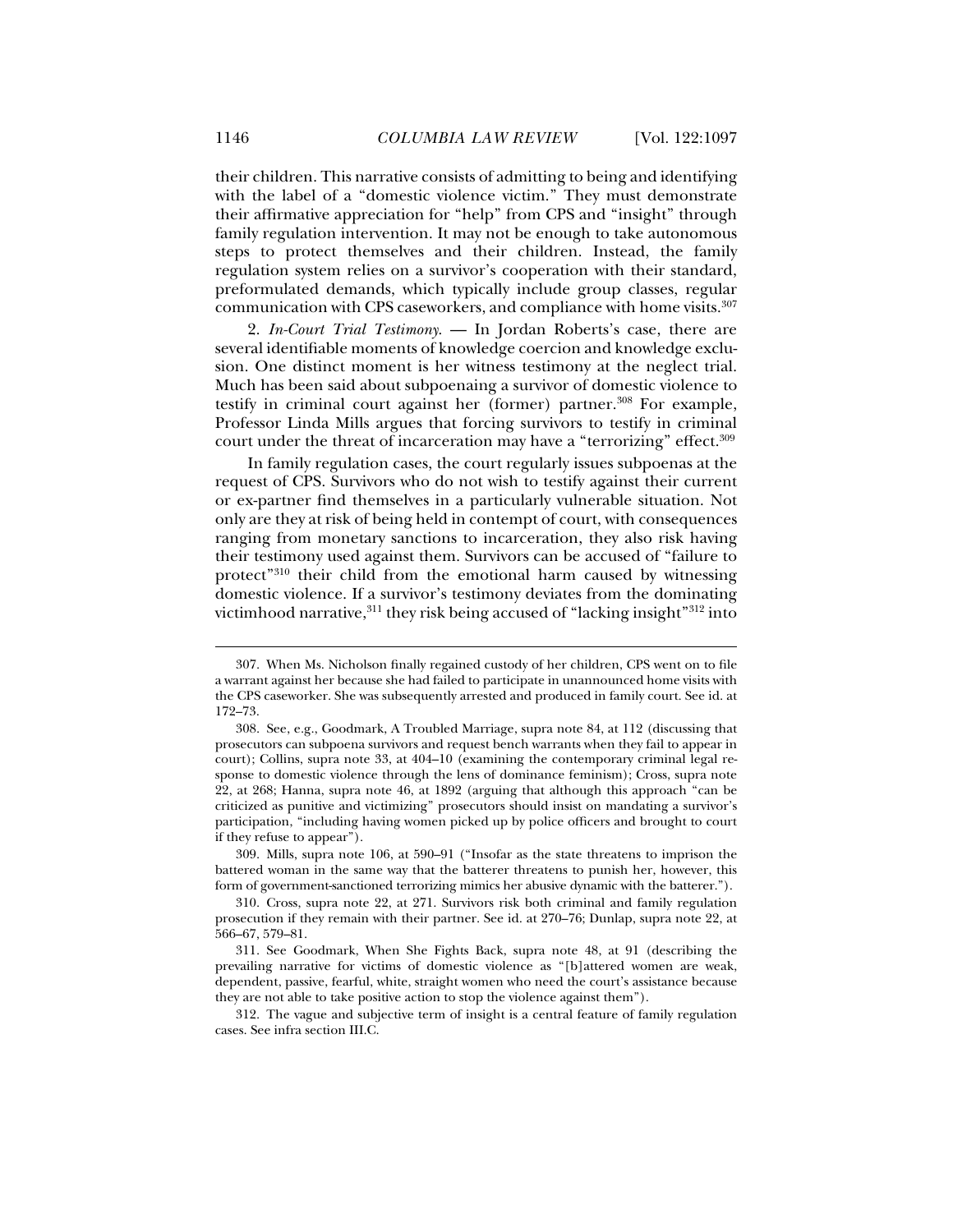their children. This narrative consists of admitting to being and identifying with the label of a "domestic violence victim." They must demonstrate their affirmative appreciation for "help" from CPS and "insight" through family regulation intervention. It may not be enough to take autonomous steps to protect themselves and their children. Instead, the family regulation system relies on a survivor's cooperation with their standard, preformulated demands, which typically include group classes, regular communication with CPS caseworkers, and compliance with home visits.[307]

2. *In-Court Trial Testimony*. — In Jordan Roberts's case, there are several identifiable moments of knowledge coercion and knowledge exclusion. One distinct moment is her witness testimony at the neglect trial. Much has been said about subpoenaing a survivor of domestic violence to testify in criminal court against her (former) partner.[308] For example, Professor Linda Mills argues that forcing survivors to testify in criminal court under the threat of incarceration may have a "terrorizing" effect.[309]

In family regulation cases, the court regularly issues subpoenas at the request of CPS. Survivors who do not wish to testify against their current or ex-partner find themselves in a particularly vulnerable situation. Not only are they at risk of being held in contempt of court, with consequences ranging from monetary sanctions to incarceration, they also risk having their testimony used against them. Survivors can be accused of "failure to protect"[310] their child from the emotional harm caused by witnessing domestic violence. If a survivor's testimony deviates from the dominating victimhood narrative,[311] they risk being accused of "lacking insight"[312] into

---

307. When Ms. Nicholson finally regained custody of her children, CPS went on to file a warrant against her because she had failed to participate in unannounced home visits with the CPS caseworker. She was subsequently arrested and produced in family court. See id. at 172–73.

308. See, e.g., Goodmark, A Troubled Marriage, supra note 84, at 112 (discussing that prosecutors can subpoena survivors and request bench warrants when they fail to appear in court); Collins, supra note 33, at 404–10 (examining the contemporary criminal legal response to domestic violence through the lens of dominance feminism); Cross, supra note 22, at 268; Hanna, supra note 46, at 1892 (arguing that although this approach "can be criticized as punitive and victimizing" prosecutors should insist on mandating a survivor's participation, "including having women picked up by police officers and brought to court if they refuse to appear").

309. Mills, supra note 106, at 590–91 ("Insofar as the state threatens to imprison the battered woman in the same way that the batterer threatens to punish her, however, this form of government-sanctioned terrorizing mimics her abusive dynamic with the batterer.").

310. Cross, supra note 22, at 271. Survivors risk both criminal and family regulation prosecution if they remain with their partner. See id. at 270–76; Dunlap, supra note 22, at 566–67, 579–81.

311. See Goodmark, When She Fights Back, supra note 48, at 91 (describing the prevailing narrative for victims of domestic violence as "[b]attered women are weak, dependent, passive, fearful, white, straight women who need the court's assistance because they are not able to take positive action to stop the violence against them").

312. The vague and subjective term of insight is a central feature of family regulation cases. See infra section III.C.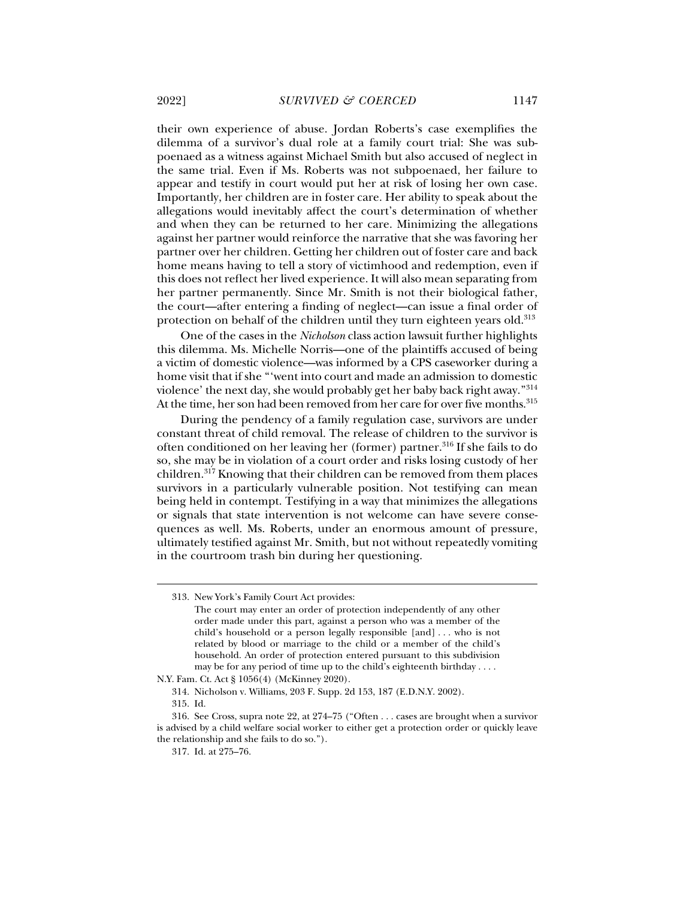their own experience of abuse. Jordan Roberts's case exemplifies the dilemma of a survivor's dual role at a family court trial: She was subpoenaed as a witness against Michael Smith but also accused of neglect in the same trial. Even if Ms. Roberts was not subpoenaed, her failure to appear and testify in court would put her at risk of losing her own case. Importantly, her children are in foster care. Her ability to speak about the allegations would inevitably affect the court's determination of whether and when they can be returned to her care. Minimizing the allegations against her partner would reinforce the narrative that she was favoring her partner over her children. Getting her children out of foster care and back home means having to tell a story of victimhood and redemption, even if this does not reflect her lived experience. It will also mean separating from her partner permanently. Since Mr. Smith is not their biological father, the court—after entering a finding of neglect—can issue a final order of protection on behalf of the children until they turn eighteen years old.[313]

One of the cases in the *Nicholson* class action lawsuit further highlights this dilemma. Ms. Michelle Norris—one of the plaintiffs accused of being a victim of domestic violence—was informed by a CPS caseworker during a home visit that if she "'went into court and made an admission to domestic violence' the next day, she would probably get her baby back right away."[314] At the time, her son had been removed from her care for over five months.[315]

During the pendency of a family regulation case, survivors are under constant threat of child removal. The release of children to the survivor is often conditioned on her leaving her (former) partner.[316] If she fails to do so, she may be in violation of a court order and risks losing custody of her children.[317] Knowing that their children can be removed from them places survivors in a particularly vulnerable position. Not testifying can mean being held in contempt. Testifying in a way that minimizes the allegations or signals that state intervention is not welcome can have severe consequences as well. Ms. Roberts, under an enormous amount of pressure, ultimately testified against Mr. Smith, but not without repeatedly vomiting in the courtroom trash bin during her questioning.

---

313. New York's Family Court Act provides:

> The court may enter an order of protection independently of any other order made under this part, against a person who was a member of the child's household or a person legally responsible [and] . . . who is not related by blood or marriage to the child or a member of the child's household. An order of protection entered pursuant to this subdivision may be for any period of time up to the child's eighteenth birthday . . . .

N.Y. Fam. Ct. Act § 1056(4) (McKinney 2020).

314. Nicholson v. Williams, 203 F. Supp. 2d 153, 187 (E.D.N.Y. 2002).

315. Id.

316. See Cross, supra note 22, at 274–75 ("Often . . . cases are brought when a survivor is advised by a child welfare social worker to either get a protection order or quickly leave the relationship and she fails to do so.").

317. Id. at 275–76.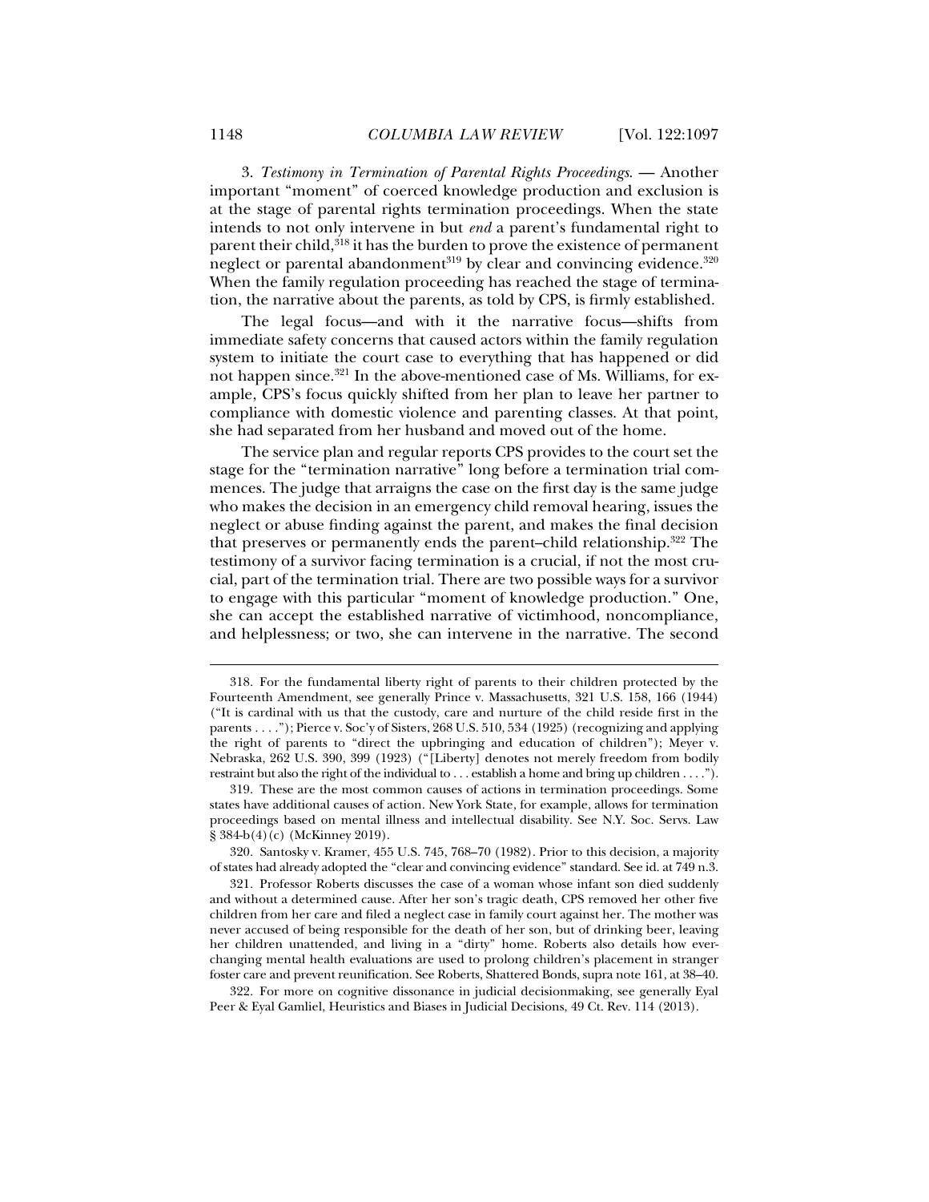3. *Testimony in Termination of Parental Rights Proceedings*. — Another important "moment" of coerced knowledge production and exclusion is at the stage of parental rights termination proceedings. When the state intends to not only intervene in but *end* a parent's fundamental right to parent their child,[318] it has the burden to prove the existence of permanent neglect or parental abandonment[319] by clear and convincing evidence.[320] When the family regulation proceeding has reached the stage of termination, the narrative about the parents, as told by CPS, is firmly established.

The legal focus—and with it the narrative focus—shifts from immediate safety concerns that caused actors within the family regulation system to initiate the court case to everything that has happened or did not happen since.[321] In the above-mentioned case of Ms. Williams, for example, CPS's focus quickly shifted from her plan to leave her partner to compliance with domestic violence and parenting classes. At that point, she had separated from her husband and moved out of the home.

The service plan and regular reports CPS provides to the court set the stage for the "termination narrative" long before a termination trial commences. The judge that arraigns the case on the first day is the same judge who makes the decision in an emergency child removal hearing, issues the neglect or abuse finding against the parent, and makes the final decision that preserves or permanently ends the parent–child relationship.[322] The testimony of a survivor facing termination is a crucial, if not the most crucial, part of the termination trial. There are two possible ways for a survivor to engage with this particular "moment of knowledge production." One, she can accept the established narrative of victimhood, noncompliance, and helplessness; or two, she can intervene in the narrative. The second

---

318. For the fundamental liberty right of parents to their children protected by the Fourteenth Amendment, see generally Prince v. Massachusetts, 321 U.S. 158, 166 (1944) ("It is cardinal with us that the custody, care and nurture of the child reside first in the parents . . . ."); Pierce v. Soc'y of Sisters, 268 U.S. 510, 534 (1925) (recognizing and applying the right of parents to "direct the upbringing and education of children"); Meyer v. Nebraska, 262 U.S. 390, 399 (1923) ("[Liberty] denotes not merely freedom from bodily restraint but also the right of the individual to . . . establish a home and bring up children . . . .").

319. These are the most common causes of actions in termination proceedings. Some states have additional causes of action. New York State, for example, allows for termination proceedings based on mental illness and intellectual disability. See N.Y. Soc. Servs. Law § 384-b(4)(c) (McKinney 2019).

320. Santosky v. Kramer, 455 U.S. 745, 768–70 (1982). Prior to this decision, a majority of states had already adopted the "clear and convincing evidence" standard. See id. at 749 n.3.

321. Professor Roberts discusses the case of a woman whose infant son died suddenly and without a determined cause. After her son's tragic death, CPS removed her other five children from her care and filed a neglect case in family court against her. The mother was never accused of being responsible for the death of her son, but of drinking beer, leaving her children unattended, and living in a "dirty" home. Roberts also details how ever-changing mental health evaluations are used to prolong children's placement in stranger foster care and prevent reunification. See Roberts, Shattered Bonds, supra note 161, at 38–40.

322. For more on cognitive dissonance in judicial decisionmaking, see generally Eyal Peer & Eyal Gamliel, Heuristics and Biases in Judicial Decisions, 49 Ct. Rev. 114 (2013).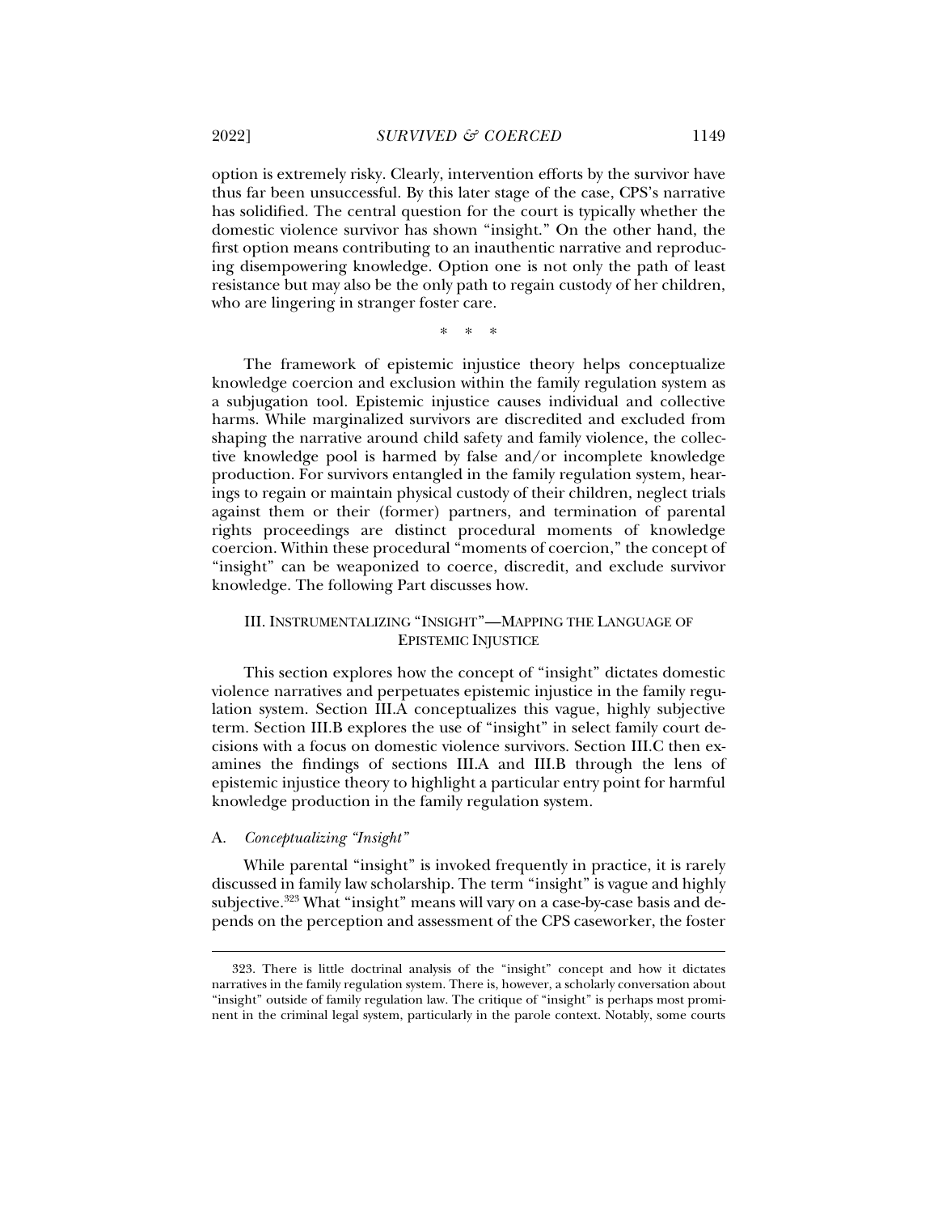option is extremely risky. Clearly, intervention efforts by the survivor have thus far been unsuccessful. By this later stage of the case, CPS's narrative has solidified. The central question for the court is typically whether the domestic violence survivor has shown "insight." On the other hand, the first option means contributing to an inauthentic narrative and reproducing disempowering knowledge. Option one is not only the path of least resistance but may also be the only path to regain custody of her children, who are lingering in stranger foster care.

\* \* \*

The framework of epistemic injustice theory helps conceptualize knowledge coercion and exclusion within the family regulation system as a subjugation tool. Epistemic injustice causes individual and collective harms. While marginalized survivors are discredited and excluded from shaping the narrative around child safety and family violence, the collective knowledge pool is harmed by false and/or incomplete knowledge production. For survivors entangled in the family regulation system, hearings to regain or maintain physical custody of their children, neglect trials against them or their (former) partners, and termination of parental rights proceedings are distinct procedural moments of knowledge coercion. Within these procedural "moments of coercion," the concept of "insight" can be weaponized to coerce, discredit, and exclude survivor knowledge. The following Part discusses how.

## III. INSTRUMENTALIZING "INSIGHT"—MAPPING THE LANGUAGE OF EPISTEMIC INJUSTICE

This section explores how the concept of "insight" dictates domestic violence narratives and perpetuates epistemic injustice in the family regulation system. Section III.A conceptualizes this vague, highly subjective term. Section III.B explores the use of "insight" in select family court decisions with a focus on domestic violence survivors. Section III.C then examines the findings of sections III.A and III.B through the lens of epistemic injustice theory to highlight a particular entry point for harmful knowledge production in the family regulation system.

### A. *Conceptualizing "Insight"*

While parental "insight" is invoked frequently in practice, it is rarely discussed in family law scholarship. The term "insight" is vague and highly subjective.[323] What "insight" means will vary on a case-by-case basis and depends on the perception and assessment of the CPS caseworker, the foster

323. There is little doctrinal analysis of the "insight" concept and how it dictates narratives in the family regulation system. There is, however, a scholarly conversation about "insight" outside of family regulation law. The critique of "insight" is perhaps most prominent in the criminal legal system, particularly in the parole context. Notably, some courts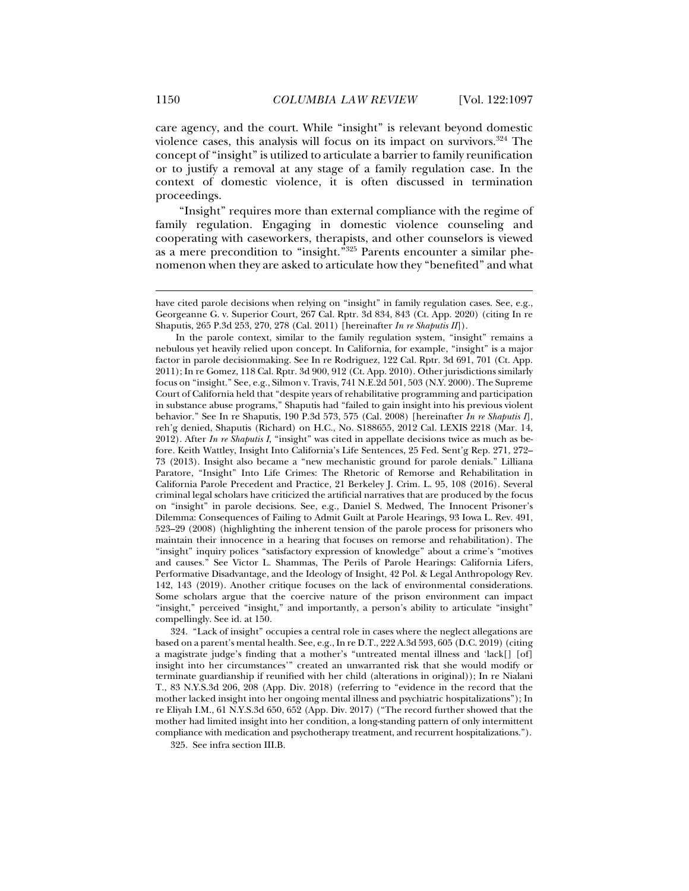care agency, and the court. While "insight" is relevant beyond domestic violence cases, this analysis will focus on its impact on survivors.[324] The concept of "insight" is utilized to articulate a barrier to family reunification or to justify a removal at any stage of a family regulation case. In the context of domestic violence, it is often discussed in termination proceedings.

"Insight" requires more than external compliance with the regime of family regulation. Engaging in domestic violence counseling and cooperating with caseworkers, therapists, and other counselors is viewed as a mere precondition to "insight."[325] Parents encounter a similar phenomenon when they are asked to articulate how they "benefited" and what

---

have cited parole decisions when relying on "insight" in family regulation cases. See, e.g., Georgeanne G. v. Superior Court, 267 Cal. Rptr. 3d 834, 843 (Ct. App. 2020) (citing In re Shaputis, 265 P.3d 253, 270, 278 (Cal. 2011) [hereinafter *In re Shaputis II*]).

In the parole context, similar to the family regulation system, "insight" remains a nebulous yet heavily relied upon concept. In California, for example, "insight" is a major factor in parole decisionmaking. See In re Rodriguez, 122 Cal. Rptr. 3d 691, 701 (Ct. App. 2011); In re Gomez, 118 Cal. Rptr. 3d 900, 912 (Ct. App. 2010). Other jurisdictions similarly focus on "insight." See, e.g., Silmon v. Travis, 741 N.E.2d 501, 503 (N.Y. 2000). The Supreme Court of California held that "despite years of rehabilitative programming and participation in substance abuse programs," Shaputis had "failed to gain insight into his previous violent behavior." See In re Shaputis, 190 P.3d 573, 575 (Cal. 2008) [hereinafter *In re Shaputis I*], reh'g denied, Shaputis (Richard) on H.C., No. S188655, 2012 Cal. LEXIS 2218 (Mar. 14, 2012). After *In re Shaputis I*, "insight" was cited in appellate decisions twice as much as before. Keith Wattley, Insight Into California's Life Sentences, 25 Fed. Sent'g Rep. 271, 272–73 (2013). Insight also became a "new mechanistic ground for parole denials." Lilliana Paratore, "Insight" Into Life Crimes: The Rhetoric of Remorse and Rehabilitation in California Parole Precedent and Practice, 21 Berkeley J. Crim. L. 95, 108 (2016). Several criminal legal scholars have criticized the artificial narratives that are produced by the focus on "insight" in parole decisions. See, e.g., Daniel S. Medwed, The Innocent Prisoner's Dilemma: Consequences of Failing to Admit Guilt at Parole Hearings, 93 Iowa L. Rev. 491, 523–29 (2008) (highlighting the inherent tension of the parole process for prisoners who maintain their innocence in a hearing that focuses on remorse and rehabilitation). The "insight" inquiry polices "satisfactory expression of knowledge" about a crime's "motives and causes." See Victor L. Shammas, The Perils of Parole Hearings: California Lifers, Performative Disadvantage, and the Ideology of Insight, 42 Pol. & Legal Anthropology Rev. 142, 143 (2019). Another critique focuses on the lack of environmental considerations. Some scholars argue that the coercive nature of the prison environment can impact "insight," perceived "insight," and importantly, a person's ability to articulate "insight" compellingly. See id. at 150.

324. "Lack of insight" occupies a central role in cases where the neglect allegations are based on a parent's mental health. See, e.g., In re D.T., 222 A.3d 593, 605 (D.C. 2019) (citing a magistrate judge's finding that a mother's "untreated mental illness and 'lack[] [of] insight into her circumstances'" created an unwarranted risk that she would modify or terminate guardianship if reunified with her child (alterations in original)); In re Nialani T., 83 N.Y.S.3d 206, 208 (App. Div. 2018) (referring to "evidence in the record that the mother lacked insight into her ongoing mental illness and psychiatric hospitalizations"); In re Eliyah I.M., 61 N.Y.S.3d 650, 652 (App. Div. 2017) ("The record further showed that the mother had limited insight into her condition, a long-standing pattern of only intermittent compliance with medication and psychotherapy treatment, and recurrent hospitalizations.").

325. See infra section III.B.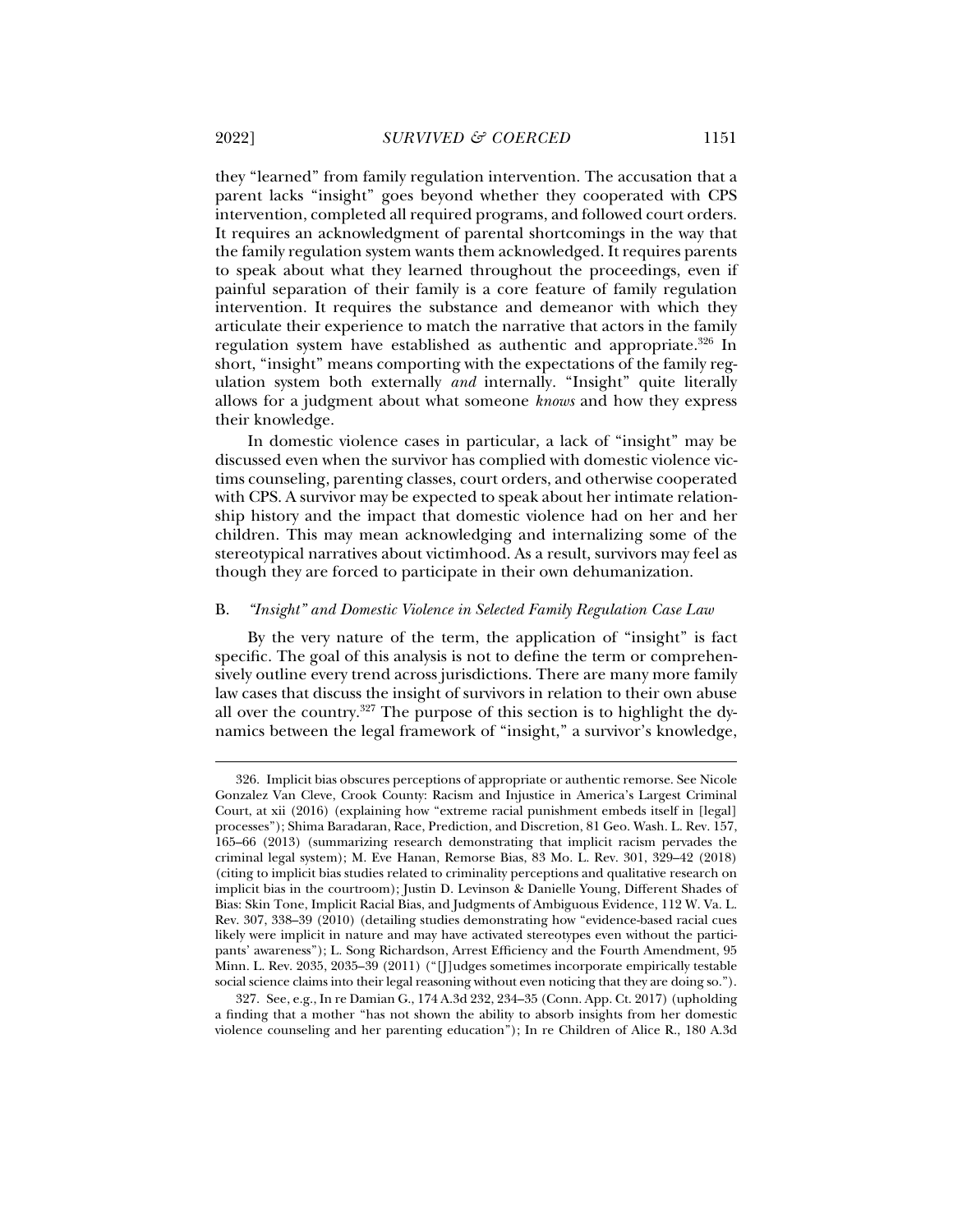they "learned" from family regulation intervention. The accusation that a parent lacks "insight" goes beyond whether they cooperated with CPS intervention, completed all required programs, and followed court orders. It requires an acknowledgment of parental shortcomings in the way that the family regulation system wants them acknowledged. It requires parents to speak about what they learned throughout the proceedings, even if painful separation of their family is a core feature of family regulation intervention. It requires the substance and demeanor with which they articulate their experience to match the narrative that actors in the family regulation system have established as authentic and appropriate.[326] In short, "insight" means comporting with the expectations of the family regulation system both externally *and* internally. "Insight" quite literally allows for a judgment about what someone *knows* and how they express their knowledge.

In domestic violence cases in particular, a lack of "insight" may be discussed even when the survivor has complied with domestic violence victims counseling, parenting classes, court orders, and otherwise cooperated with CPS. A survivor may be expected to speak about her intimate relationship history and the impact that domestic violence had on her and her children. This may mean acknowledging and internalizing some of the stereotypical narratives about victimhood. As a result, survivors may feel as though they are forced to participate in their own dehumanization.

### B. *"Insight" and Domestic Violence in Selected Family Regulation Case Law*

By the very nature of the term, the application of "insight" is fact specific. The goal of this analysis is not to define the term or comprehensively outline every trend across jurisdictions. There are many more family law cases that discuss the insight of survivors in relation to their own abuse all over the country.[327] The purpose of this section is to highlight the dynamics between the legal framework of "insight," a survivor's knowledge,

---

326. Implicit bias obscures perceptions of appropriate or authentic remorse. See Nicole Gonzalez Van Cleve, Crook County: Racism and Injustice in America's Largest Criminal Court, at xii (2016) (explaining how "extreme racial punishment embeds itself in [legal] processes"); Shima Baradaran, Race, Prediction, and Discretion, 81 Geo. Wash. L. Rev. 157, 165–66 (2013) (summarizing research demonstrating that implicit racism pervades the criminal legal system); M. Eve Hanan, Remorse Bias, 83 Mo. L. Rev. 301, 329–42 (2018) (citing to implicit bias studies related to criminality perceptions and qualitative research on implicit bias in the courtroom); Justin D. Levinson & Danielle Young, Different Shades of Bias: Skin Tone, Implicit Racial Bias, and Judgments of Ambiguous Evidence, 112 W. Va. L. Rev. 307, 338–39 (2010) (detailing studies demonstrating how "evidence-based racial cues likely were implicit in nature and may have activated stereotypes even without the participants' awareness"); L. Song Richardson, Arrest Efficiency and the Fourth Amendment, 95 Minn. L. Rev. 2035, 2035–39 (2011) ("[J]udges sometimes incorporate empirically testable social science claims into their legal reasoning without even noticing that they are doing so.").

327. See, e.g., In re Damian G., 174 A.3d 232, 234–35 (Conn. App. Ct. 2017) (upholding a finding that a mother "has not shown the ability to absorb insights from her domestic violence counseling and her parenting education"); In re Children of Alice R., 180 A.3d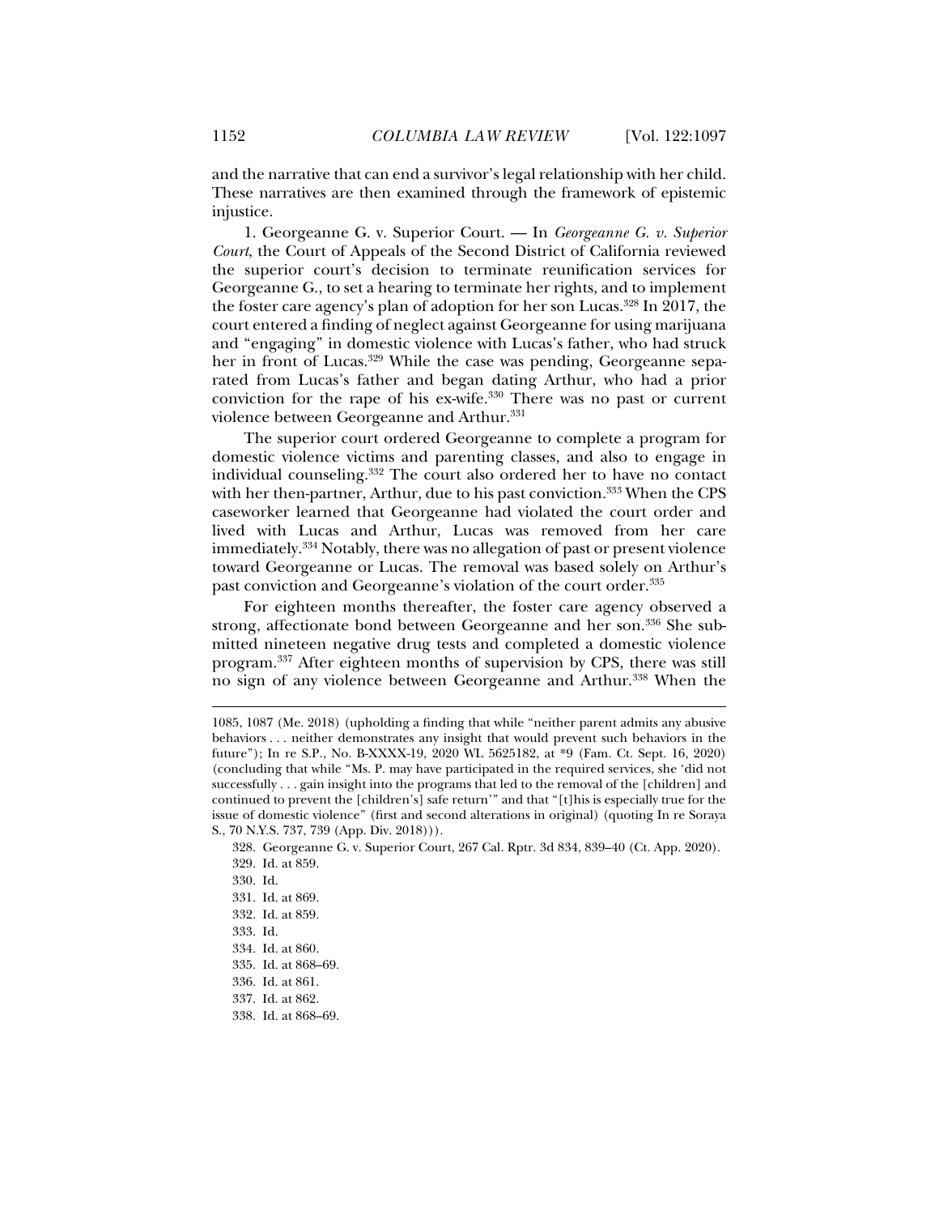and the narrative that can end a survivor's legal relationship with her child. These narratives are then examined through the framework of epistemic injustice.

1. Georgeanne G. v. Superior Court. — In *Georgeanne G. v. Superior Court*, the Court of Appeals of the Second District of California reviewed the superior court's decision to terminate reunification services for Georgeanne G., to set a hearing to terminate her rights, and to implement the foster care agency's plan of adoption for her son Lucas.[328] In 2017, the court entered a finding of neglect against Georgeanne for using marijuana and "engaging" in domestic violence with Lucas's father, who had struck her in front of Lucas.[329] While the case was pending, Georgeanne separated from Lucas's father and began dating Arthur, who had a prior conviction for the rape of his ex-wife.[330] There was no past or current violence between Georgeanne and Arthur.[331]

The superior court ordered Georgeanne to complete a program for domestic violence victims and parenting classes, and also to engage in individual counseling.[332] The court also ordered her to have no contact with her then-partner, Arthur, due to his past conviction.[333] When the CPS caseworker learned that Georgeanne had violated the court order and lived with Lucas and Arthur, Lucas was removed from her care immediately.[334] Notably, there was no allegation of past or present violence toward Georgeanne or Lucas. The removal was based solely on Arthur's past conviction and Georgeanne's violation of the court order.[335]

For eighteen months thereafter, the foster care agency observed a strong, affectionate bond between Georgeanne and her son.[336] She submitted nineteen negative drug tests and completed a domestic violence program.[337] After eighteen months of supervision by CPS, there was still no sign of any violence between Georgeanne and Arthur.[338] When the

---

1085, 1087 (Me. 2018) (upholding a finding that while "neither parent admits any abusive behaviors . . . neither demonstrates any insight that would prevent such behaviors in the future"); In re S.P., No. B-XXXX-19, 2020 WL 5625182, at *9 (Fam. Ct. Sept. 16, 2020) (concluding that while "Ms. P. may have participated in the required services, she 'did not successfully . . . gain insight into the programs that led to the removal of the [children] and continued to prevent the [children's] safe return'" and that "[t]his is especially true for the issue of domestic violence" (first and second alterations in original) (quoting In re Soraya S., 70 N.Y.S. 737, 739 (App. Div. 2018))).

328. Georgeanne G. v. Superior Court, 267 Cal. Rptr. 3d 834, 839–40 (Ct. App. 2020).

329. Id. at 859.

330. Id.

331. Id. at 869.

332. Id. at 859.

333. Id.

334. Id. at 860.

335. Id. at 868–69.

336. Id. at 861.

337. Id. at 862.

338. Id. at 868–69.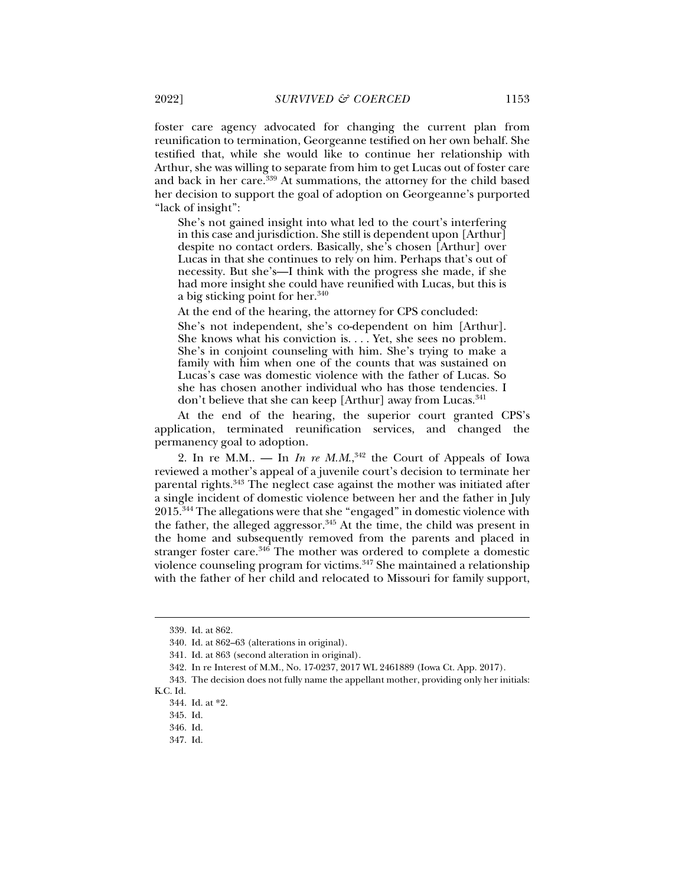foster care agency advocated for changing the current plan from reunification to termination, Georgeanne testified on her own behalf. She testified that, while she would like to continue her relationship with Arthur, she was willing to separate from him to get Lucas out of foster care and back in her care.[339] At summations, the attorney for the child based her decision to support the goal of adoption on Georgeanne's purported "lack of insight":

> She's not gained insight into what led to the court's interfering in this case and jurisdiction. She still is dependent upon [Arthur] despite no contact orders. Basically, she's chosen [Arthur] over Lucas in that she continues to rely on him. Perhaps that's out of necessity. But she's—I think with the progress she made, if she had more insight she could have reunified with Lucas, but this is a big sticking point for her.[340]

At the end of the hearing, the attorney for CPS concluded:

> She's not independent, she's co-dependent on him [Arthur]. She knows what his conviction is. . . . Yet, she sees no problem. She's in conjoint counseling with him. She's trying to make a family with him when one of the counts that was sustained on Lucas's case was domestic violence with the father of Lucas. So she has chosen another individual who has those tendencies. I don't believe that she can keep [Arthur] away from Lucas.[341]

At the end of the hearing, the superior court granted CPS's application, terminated reunification services, and changed the permanency goal to adoption.

2. *In re M.M.*. — In *In re M.M.*,[342] the Court of Appeals of Iowa reviewed a mother's appeal of a juvenile court's decision to terminate her parental rights.[343] The neglect case against the mother was initiated after a single incident of domestic violence between her and the father in July 2015.[344] The allegations were that she "engaged" in domestic violence with the father, the alleged aggressor.[345] At the time, the child was present in the home and subsequently removed from the parents and placed in stranger foster care.[346] The mother was ordered to complete a domestic violence counseling program for victims.[347] She maintained a relationship with the father of her child and relocated to Missouri for family support,

---

339. Id. at 862.

340. Id. at 862–63 (alterations in original).

341. Id. at 863 (second alteration in original).

342. In re Interest of M.M., No. 17-0237, 2017 WL 2461889 (Iowa Ct. App. 2017).

343. The decision does not fully name the appellant mother, providing only her initials: K.C. Id.

344. Id. at *2.

345. Id.

346. Id.

347. Id.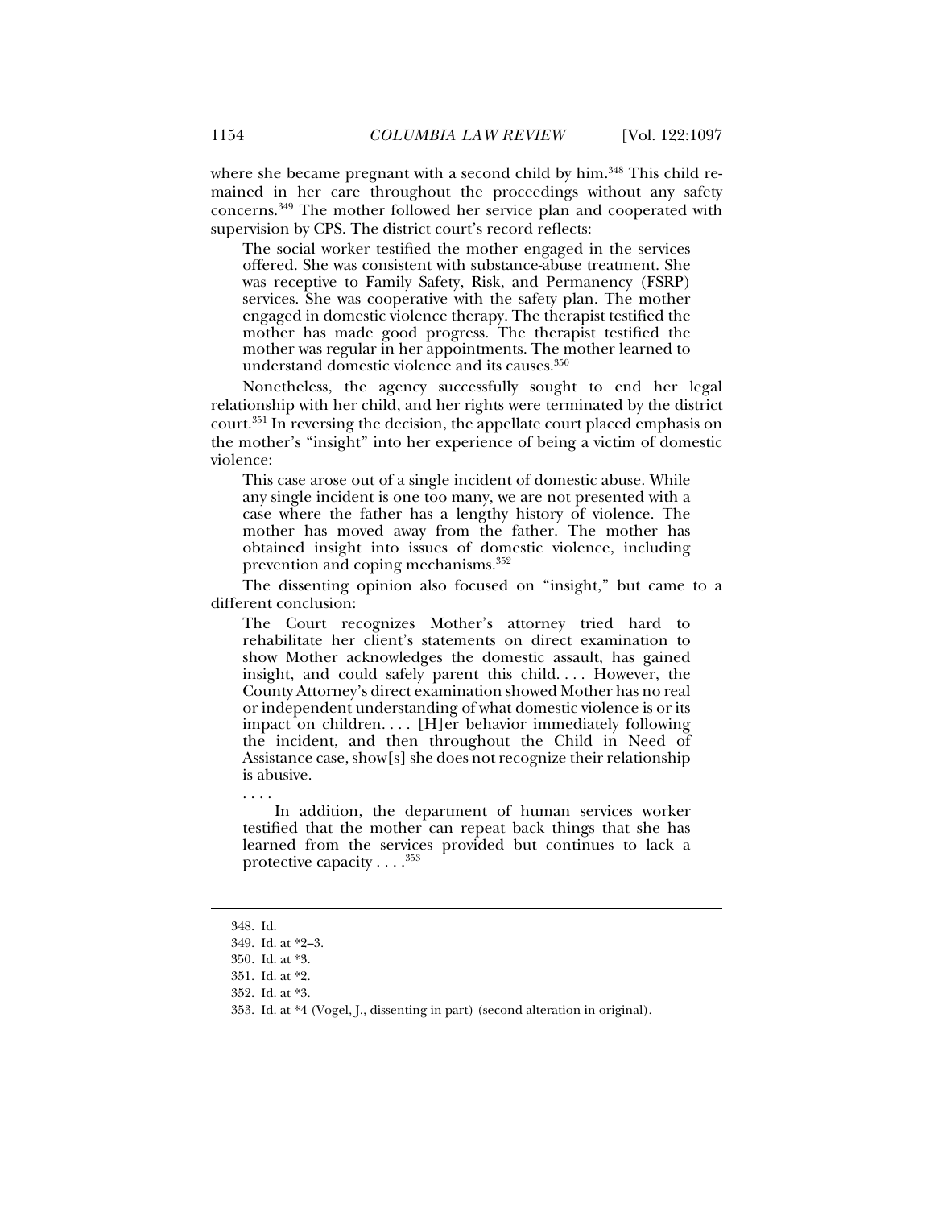where she became pregnant with a second child by him.[348] This child remained in her care throughout the proceedings without any safety concerns.[349] The mother followed her service plan and cooperated with supervision by CPS. The district court's record reflects:

> The social worker testified the mother engaged in the services offered. She was consistent with substance-abuse treatment. She was receptive to Family Safety, Risk, and Permanency (FSRP) services. She was cooperative with the safety plan. The mother engaged in domestic violence therapy. The therapist testified the mother has made good progress. The therapist testified the mother was regular in her appointments. The mother learned to understand domestic violence and its causes.[350]

Nonetheless, the agency successfully sought to end her legal relationship with her child, and her rights were terminated by the district court.[351] In reversing the decision, the appellate court placed emphasis on the mother's "insight" into her experience of being a victim of domestic violence:

> This case arose out of a single incident of domestic abuse. While any single incident is one too many, we are not presented with a case where the father has a lengthy history of violence. The mother has moved away from the father. The mother has obtained insight into issues of domestic violence, including prevention and coping mechanisms.[352]

The dissenting opinion also focused on "insight," but came to a different conclusion:

> The Court recognizes Mother's attorney tried hard to rehabilitate her client's statements on direct examination to show Mother acknowledges the domestic assault, has gained insight, and could safely parent this child. . . . However, the County Attorney's direct examination showed Mother has no real or independent understanding of what domestic violence is or its impact on children. . . . [H]er behavior immediately following the incident, and then throughout the Child in Need of Assistance case, show[s] she does not recognize their relationship is abusive.
>
> . . . .
>
> In addition, the department of human services worker testified that the mother can repeat back things that she has learned from the services provided but continues to lack a protective capacity . . . .[353]

---

348. Id.

349. Id. at *2–3.

350. Id. at *3.

351. Id. at *2.

352. Id. at *3.

353. Id. at *4 (Vogel, J., dissenting in part) (second alteration in original).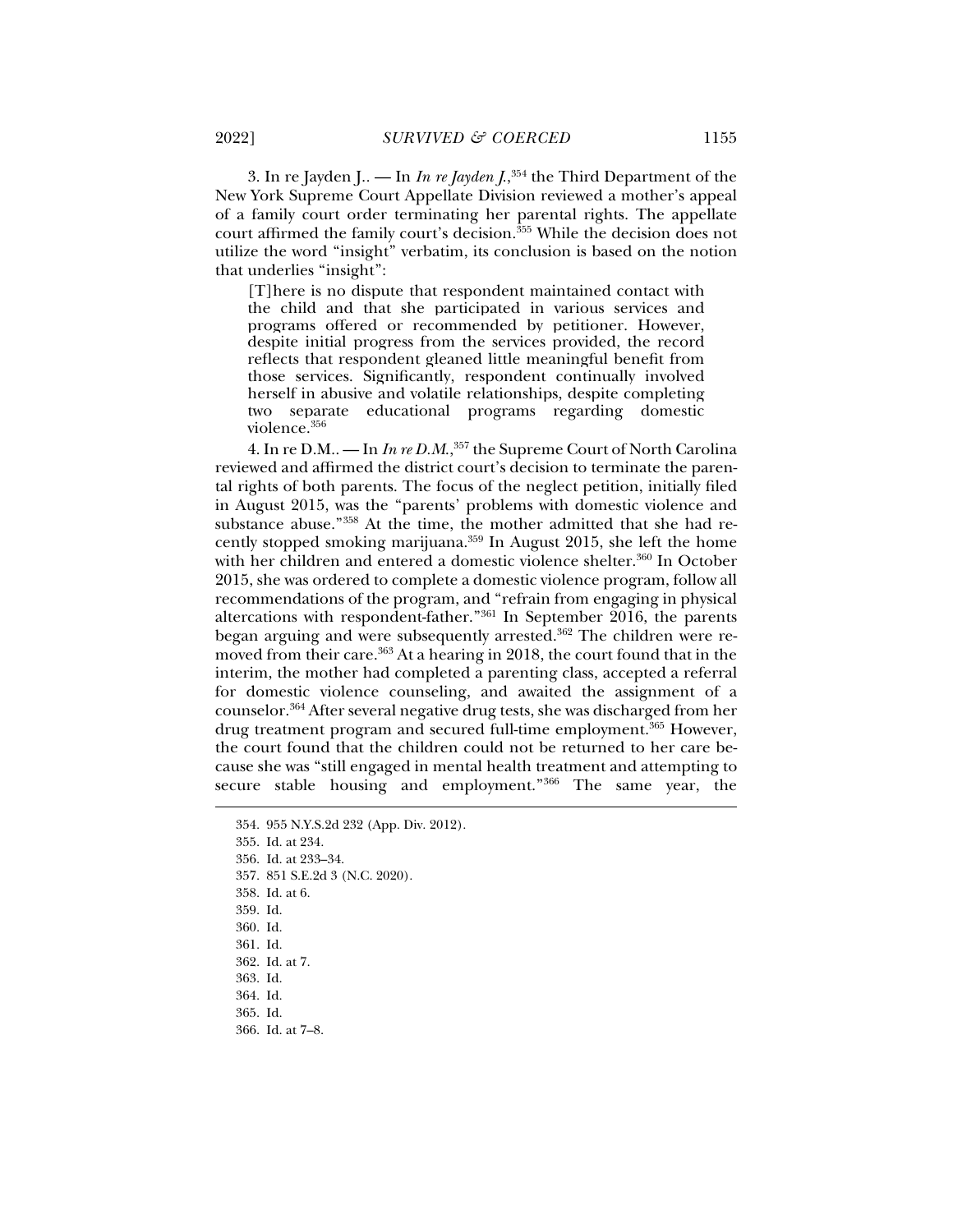3. In re Jayden J.. — In *In re Jayden J.*,[354] the Third Department of the New York Supreme Court Appellate Division reviewed a mother's appeal of a family court order terminating her parental rights. The appellate court affirmed the family court's decision.[355] While the decision does not utilize the word "insight" verbatim, its conclusion is based on the notion that underlies "insight":

> [T]here is no dispute that respondent maintained contact with the child and that she participated in various services and programs offered or recommended by petitioner. However, despite initial progress from the services provided, the record reflects that respondent gleaned little meaningful benefit from those services. Significantly, respondent continually involved herself in abusive and volatile relationships, despite completing two separate educational programs regarding domestic violence.[356]

4. In re D.M.. — In *In re D.M.*,[357] the Supreme Court of North Carolina reviewed and affirmed the district court's decision to terminate the parental rights of both parents. The focus of the neglect petition, initially filed in August 2015, was the "parents' problems with domestic violence and substance abuse."[358] At the time, the mother admitted that she had recently stopped smoking marijuana.[359] In August 2015, she left the home with her children and entered a domestic violence shelter.[360] In October 2015, she was ordered to complete a domestic violence program, follow all recommendations of the program, and "refrain from engaging in physical altercations with respondent-father."[361] In September 2016, the parents began arguing and were subsequently arrested.[362] The children were removed from their care.[363] At a hearing in 2018, the court found that in the interim, the mother had completed a parenting class, accepted a referral for domestic violence counseling, and awaited the assignment of a counselor.[364] After several negative drug tests, she was discharged from her drug treatment program and secured full-time employment.[365] However, the court found that the children could not be returned to her care because she was "still engaged in mental health treatment and attempting to secure stable housing and employment."[366] The same year, the

---

354. 955 N.Y.S.2d 232 (App. Div. 2012).
355. Id. at 234.
356. Id. at 233–34.
357. 851 S.E.2d 3 (N.C. 2020).
358. Id. at 6.
359. Id.
360. Id.
361. Id.
362. Id. at 7.
363. Id.
364. Id.
365. Id.
366. Id. at 7–8.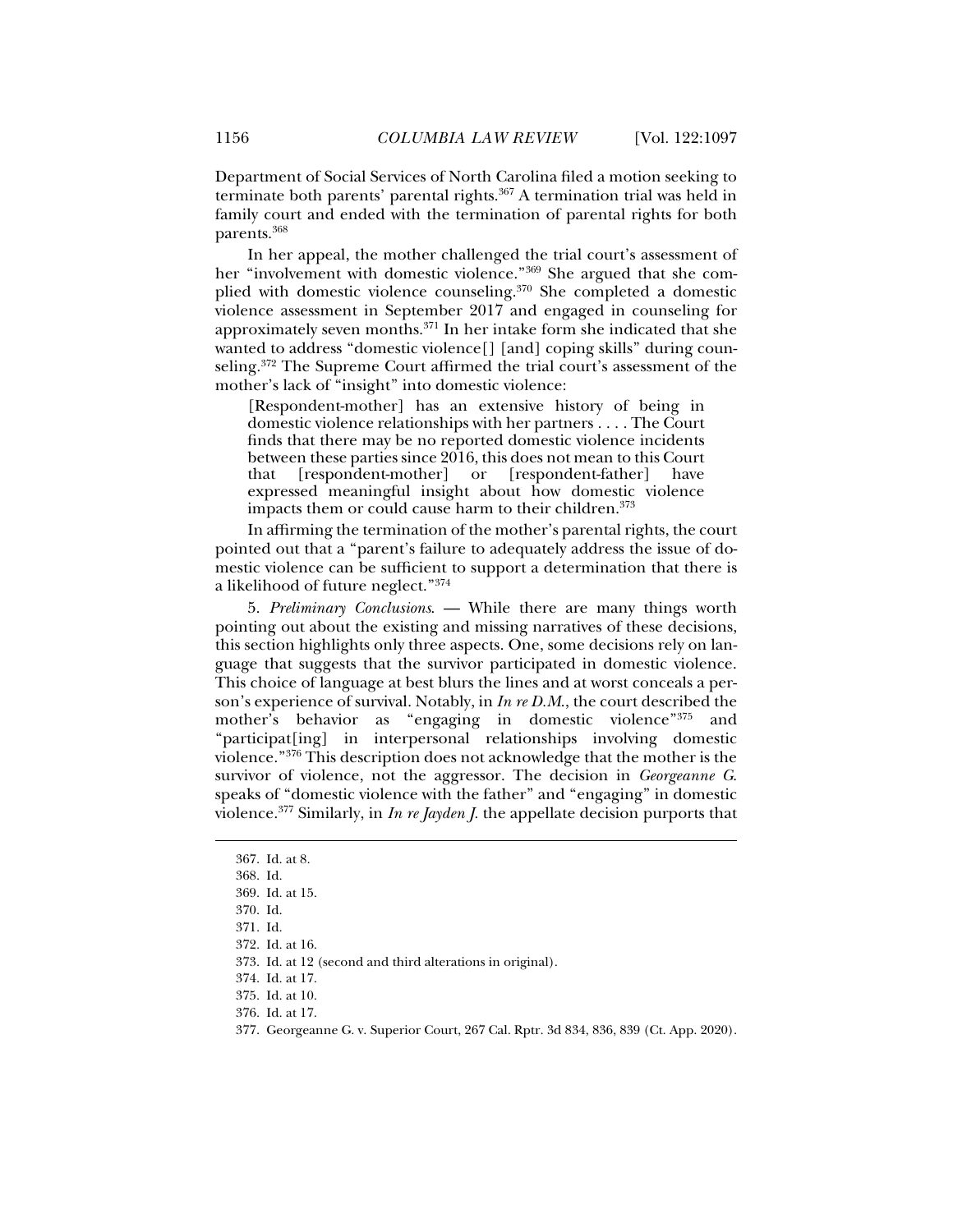Department of Social Services of North Carolina filed a motion seeking to terminate both parents' parental rights.[367] A termination trial was held in family court and ended with the termination of parental rights for both parents.[368]

In her appeal, the mother challenged the trial court's assessment of her "involvement with domestic violence."[369] She argued that she complied with domestic violence counseling.[370] She completed a domestic violence assessment in September 2017 and engaged in counseling for approximately seven months.[371] In her intake form she indicated that she wanted to address "domestic violence[] [and] coping skills" during counseling.[372] The Supreme Court affirmed the trial court's assessment of the mother's lack of "insight" into domestic violence:

> [Respondent-mother] has an extensive history of being in domestic violence relationships with her partners . . . . The Court finds that there may be no reported domestic violence incidents between these parties since 2016, this does not mean to this Court that [respondent-mother] or [respondent-father] have expressed meaningful insight about how domestic violence impacts them or could cause harm to their children.[373]

In affirming the termination of the mother's parental rights, the court pointed out that a "parent's failure to adequately address the issue of domestic violence can be sufficient to support a determination that there is a likelihood of future neglect."[374]

5. *Preliminary Conclusions*. — While there are many things worth pointing out about the existing and missing narratives of these decisions, this section highlights only three aspects. One, some decisions rely on language that suggests that the survivor participated in domestic violence. This choice of language at best blurs the lines and at worst conceals a person's experience of survival. Notably, in *In re D.M.*, the court described the mother's behavior as "engaging in domestic violence"[375] and "participat[ing] in interpersonal relationships involving domestic violence."[376] This description does not acknowledge that the mother is the survivor of violence, not the aggressor. The decision in *Georgeanne G.* speaks of "domestic violence with the father" and "engaging" in domestic violence.[377] Similarly, in *In re Jayden J.* the appellate decision purports that

---

367. Id. at 8.

368. Id.

369. Id. at 15.

370. Id.

371. Id.

372. Id. at 16.

373. Id. at 12 (second and third alterations in original).

374. Id. at 17.

375. Id. at 10.

376. Id. at 17.

377. Georgeanne G. v. Superior Court, 267 Cal. Rptr. 3d 834, 836, 839 (Ct. App. 2020).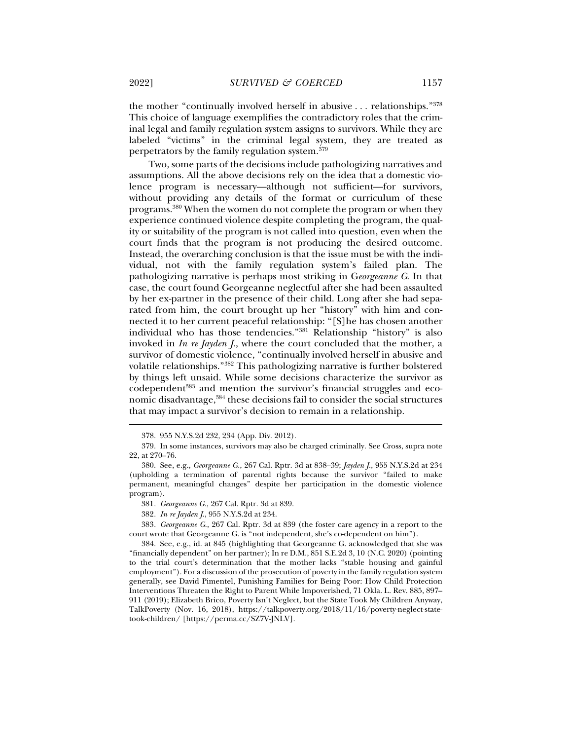the mother "continually involved herself in abusive . . . relationships."[378] This choice of language exemplifies the contradictory roles that the criminal legal and family regulation system assigns to survivors. While they are labeled "victims" in the criminal legal system, they are treated as perpetrators by the family regulation system.[379]

Two, some parts of the decisions include pathologizing narratives and assumptions. All the above decisions rely on the idea that a domestic violence program is necessary—although not sufficient—for survivors, without providing any details of the format or curriculum of these programs.[380] When the women do not complete the program or when they experience continued violence despite completing the program, the quality or suitability of the program is not called into question, even when the court finds that the program is not producing the desired outcome. Instead, the overarching conclusion is that the issue must be with the individual, not with the family regulation system's failed plan. The pathologizing narrative is perhaps most striking in G*eorgeanne G.* In that case, the court found Georgeanne neglectful after she had been assaulted by her ex-partner in the presence of their child. Long after she had separated from him, the court brought up her "history" with him and connected it to her current peaceful relationship: "[S]he has chosen another individual who has those tendencies."[381] Relationship "history" is also invoked in *In re Jayden J.*, where the court concluded that the mother, a survivor of domestic violence, "continually involved herself in abusive and volatile relationships."[382] This pathologizing narrative is further bolstered by things left unsaid. While some decisions characterize the survivor as codependent[383] and mention the survivor's financial struggles and economic disadvantage,[384] these decisions fail to consider the social structures that may impact a survivor's decision to remain in a relationship.

---

378. 955 N.Y.S.2d 232, 234 (App. Div. 2012).

379. In some instances, survivors may also be charged criminally. See Cross, supra note 22, at 270–76.

380. See, e.g., *Georgeanne G.*, 267 Cal. Rptr. 3d at 838–39; *Jayden J.*, 955 N.Y.S.2d at 234 (upholding a termination of parental rights because the survivor "failed to make permanent, meaningful changes" despite her participation in the domestic violence program).

381. *Georgeanne G.*, 267 Cal. Rptr. 3d at 839.

382. *In re Jayden J.*, 955 N.Y.S.2d at 234.

383. *Georgeanne G.*, 267 Cal. Rptr. 3d at 839 (the foster care agency in a report to the court wrote that Georgeanne G. is "not independent, she's co-dependent on him").

384. See, e.g., id. at 845 (highlighting that Georgeanne G. acknowledged that she was "financially dependent" on her partner); In re D.M., 851 S.E.2d 3, 10 (N.C. 2020) (pointing to the trial court's determination that the mother lacks "stable housing and gainful employment"). For a discussion of the prosecution of poverty in the family regulation system generally, see David Pimentel, Punishing Families for Being Poor: How Child Protection Interventions Threaten the Right to Parent While Impoverished, 71 Okla. L. Rev. 885, 897–911 (2019); Elizabeth Brico, Poverty Isn't Neglect, but the State Took My Children Anyway, TalkPoverty (Nov. 16, 2018), https://talkpoverty.org/2018/11/16/poverty-neglect-state-took-children/ [https://perma.cc/SZ7V-JNLV].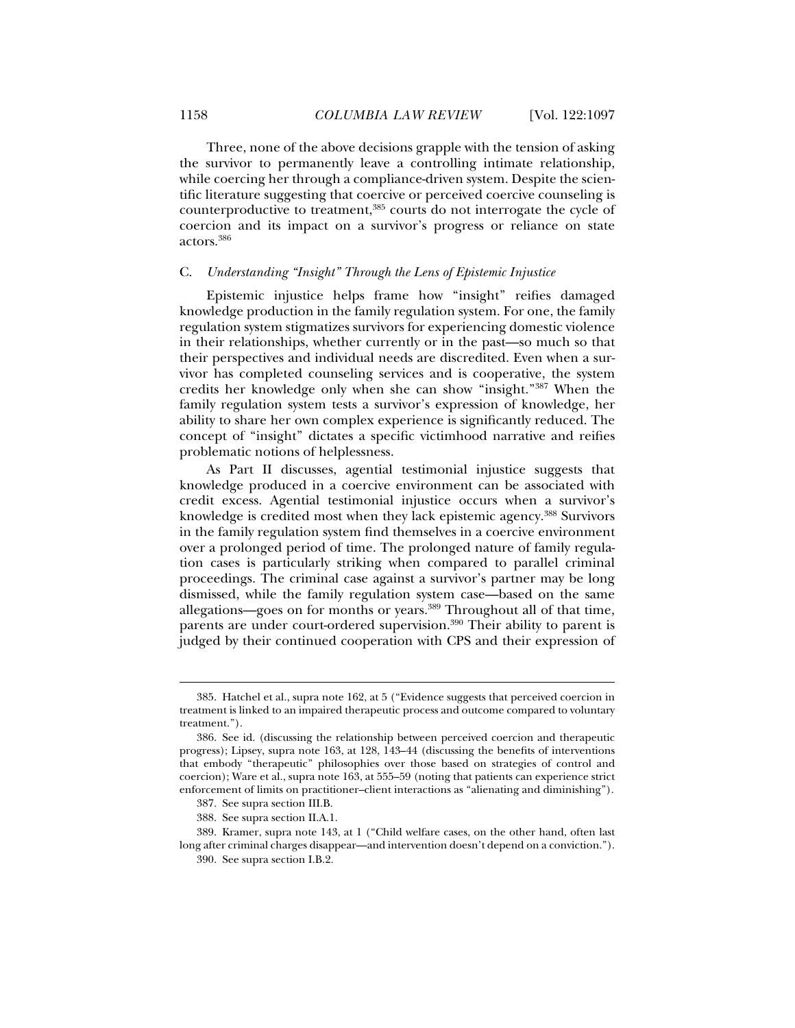Three, none of the above decisions grapple with the tension of asking the survivor to permanently leave a controlling intimate relationship, while coercing her through a compliance-driven system. Despite the scientific literature suggesting that coercive or perceived coercive counseling is counterproductive to treatment,[385] courts do not interrogate the cycle of coercion and its impact on a survivor's progress or reliance on state actors.[386]

### C. *Understanding "Insight" Through the Lens of Epistemic Injustice*

Epistemic injustice helps frame how "insight" reifies damaged knowledge production in the family regulation system. For one, the family regulation system stigmatizes survivors for experiencing domestic violence in their relationships, whether currently or in the past—so much so that their perspectives and individual needs are discredited. Even when a survivor has completed counseling services and is cooperative, the system credits her knowledge only when she can show "insight."[387] When the family regulation system tests a survivor's expression of knowledge, her ability to share her own complex experience is significantly reduced. The concept of "insight" dictates a specific victimhood narrative and reifies problematic notions of helplessness.

As Part II discusses, agential testimonial injustice suggests that knowledge produced in a coercive environment can be associated with credit excess. Agential testimonial injustice occurs when a survivor's knowledge is credited most when they lack epistemic agency.[388] Survivors in the family regulation system find themselves in a coercive environment over a prolonged period of time. The prolonged nature of family regulation cases is particularly striking when compared to parallel criminal proceedings. The criminal case against a survivor's partner may be long dismissed, while the family regulation system case—based on the same allegations—goes on for months or years.[389] Throughout all of that time, parents are under court-ordered supervision.[390] Their ability to parent is judged by their continued cooperation with CPS and their expression of

---

385. Hatchel et al., supra note 162, at 5 ("Evidence suggests that perceived coercion in treatment is linked to an impaired therapeutic process and outcome compared to voluntary treatment.").

386. See id. (discussing the relationship between perceived coercion and therapeutic progress); Lipsey, supra note 163, at 128, 143–44 (discussing the benefits of interventions that embody "therapeutic" philosophies over those based on strategies of control and coercion); Ware et al., supra note 163, at 555–59 (noting that patients can experience strict enforcement of limits on practitioner–client interactions as "alienating and diminishing").

387. See supra section III.B.

388. See supra section II.A.1.

389. Kramer, supra note 143, at 1 ("Child welfare cases, on the other hand, often last long after criminal charges disappear—and intervention doesn't depend on a conviction.").

390. See supra section I.B.2.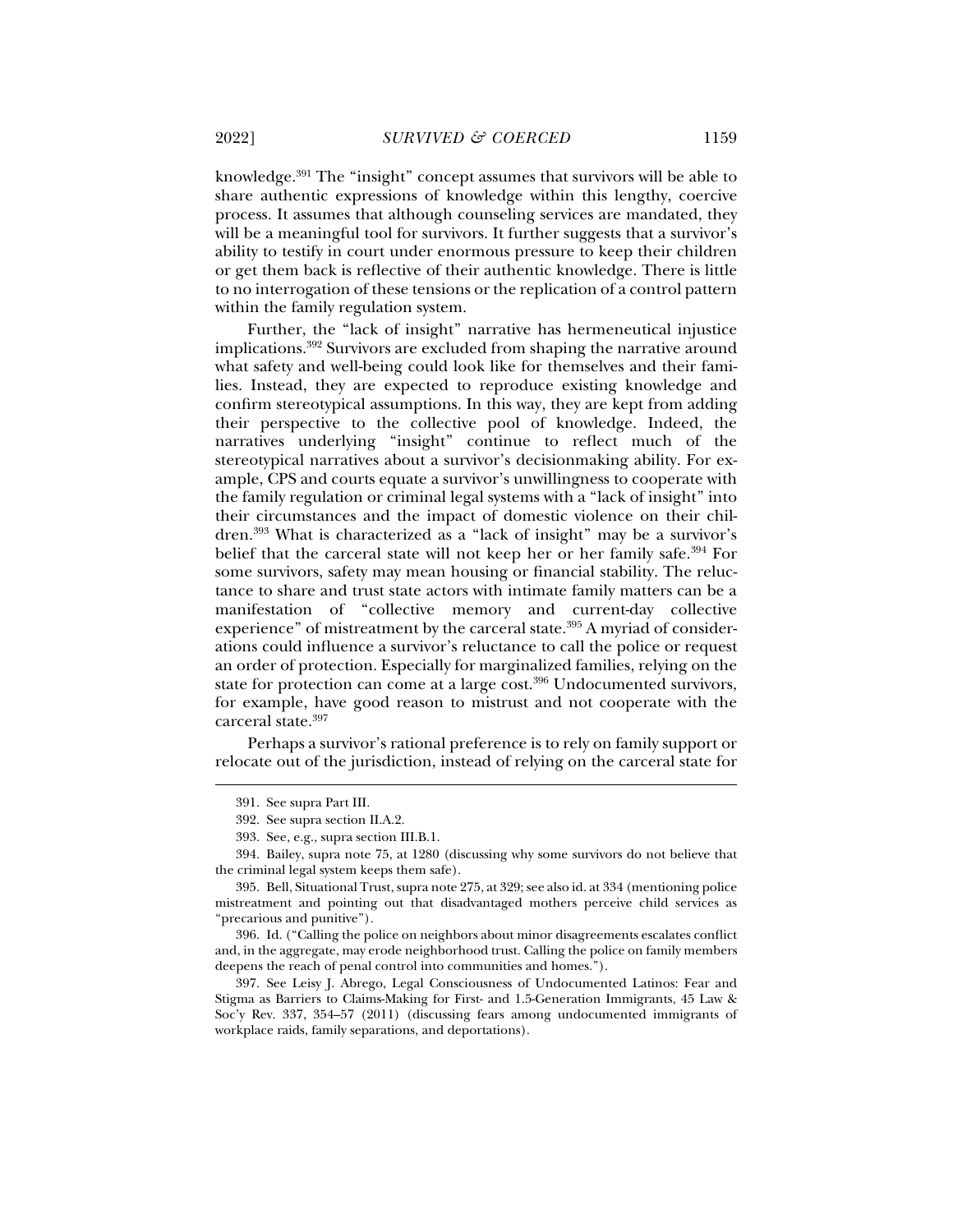knowledge.[391] The "insight" concept assumes that survivors will be able to share authentic expressions of knowledge within this lengthy, coercive process. It assumes that although counseling services are mandated, they will be a meaningful tool for survivors. It further suggests that a survivor's ability to testify in court under enormous pressure to keep their children or get them back is reflective of their authentic knowledge. There is little to no interrogation of these tensions or the replication of a control pattern within the family regulation system.

Further, the "lack of insight" narrative has hermeneutical injustice implications.[392] Survivors are excluded from shaping the narrative around what safety and well-being could look like for themselves and their families. Instead, they are expected to reproduce existing knowledge and confirm stereotypical assumptions. In this way, they are kept from adding their perspective to the collective pool of knowledge. Indeed, the narratives underlying "insight" continue to reflect much of the stereotypical narratives about a survivor's decisionmaking ability. For example, CPS and courts equate a survivor's unwillingness to cooperate with the family regulation or criminal legal systems with a "lack of insight" into their circumstances and the impact of domestic violence on their children.[393] What is characterized as a "lack of insight" may be a survivor's belief that the carceral state will not keep her or her family safe.[394] For some survivors, safety may mean housing or financial stability. The reluctance to share and trust state actors with intimate family matters can be a manifestation of "collective memory and current-day collective experience" of mistreatment by the carceral state.[395] A myriad of considerations could influence a survivor's reluctance to call the police or request an order of protection. Especially for marginalized families, relying on the state for protection can come at a large cost.[396] Undocumented survivors, for example, have good reason to mistrust and not cooperate with the carceral state.[397]

Perhaps a survivor's rational preference is to rely on family support or relocate out of the jurisdiction, instead of relying on the carceral state for

---

391. See supra Part III.

392. See supra section II.A.2.

393. See, e.g., supra section III.B.1.

394. Bailey, supra note 75, at 1280 (discussing why some survivors do not believe that the criminal legal system keeps them safe).

395. Bell, Situational Trust, supra note 275, at 329; see also id. at 334 (mentioning police mistreatment and pointing out that disadvantaged mothers perceive child services as "precarious and punitive").

396. Id. ("Calling the police on neighbors about minor disagreements escalates conflict and, in the aggregate, may erode neighborhood trust. Calling the police on family members deepens the reach of penal control into communities and homes.").

397. See Leisy J. Abrego, Legal Consciousness of Undocumented Latinos: Fear and Stigma as Barriers to Claims-Making for First- and 1.5-Generation Immigrants, 45 Law & Soc'y Rev. 337, 354–57 (2011) (discussing fears among undocumented immigrants of workplace raids, family separations, and deportations).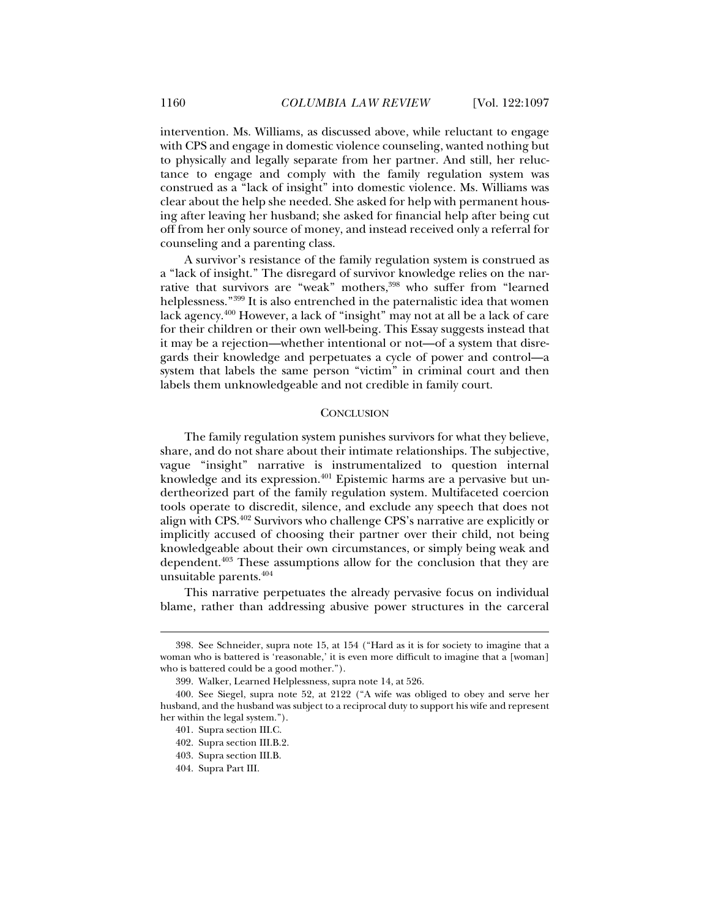intervention. Ms. Williams, as discussed above, while reluctant to engage with CPS and engage in domestic violence counseling, wanted nothing but to physically and legally separate from her partner. And still, her reluctance to engage and comply with the family regulation system was construed as a "lack of insight" into domestic violence. Ms. Williams was clear about the help she needed. She asked for help with permanent housing after leaving her husband; she asked for financial help after being cut off from her only source of money, and instead received only a referral for counseling and a parenting class.

A survivor's resistance of the family regulation system is construed as a "lack of insight." The disregard of survivor knowledge relies on the narrative that survivors are "weak" mothers,[398] who suffer from "learned helplessness."[399] It is also entrenched in the paternalistic idea that women lack agency.[400] However, a lack of "insight" may not at all be a lack of care for their children or their own well-being. This Essay suggests instead that it may be a rejection—whether intentional or not—of a system that disregards their knowledge and perpetuates a cycle of power and control—a system that labels the same person "victim" in criminal court and then labels them unknowledgeable and not credible in family court.

## CONCLUSION

The family regulation system punishes survivors for what they believe, share, and do not share about their intimate relationships. The subjective, vague "insight" narrative is instrumentalized to question internal knowledge and its expression.[401] Epistemic harms are a pervasive but undertheorized part of the family regulation system. Multifaceted coercion tools operate to discredit, silence, and exclude any speech that does not align with CPS.[402] Survivors who challenge CPS's narrative are explicitly or implicitly accused of choosing their partner over their child, not being knowledgeable about their own circumstances, or simply being weak and dependent.[403] These assumptions allow for the conclusion that they are unsuitable parents.[404]

This narrative perpetuates the already pervasive focus on individual blame, rather than addressing abusive power structures in the carceral

---

398. See Schneider, supra note 15, at 154 ("Hard as it is for society to imagine that a woman who is battered is 'reasonable,' it is even more difficult to imagine that a [woman] who is battered could be a good mother.").

399. Walker, Learned Helplessness, supra note 14, at 526.

400. See Siegel, supra note 52, at 2122 ("A wife was obliged to obey and serve her husband, and the husband was subject to a reciprocal duty to support his wife and represent her within the legal system.").

401. Supra section III.C.

402. Supra section III.B.2.

403. Supra section III.B.

404. Supra Part III.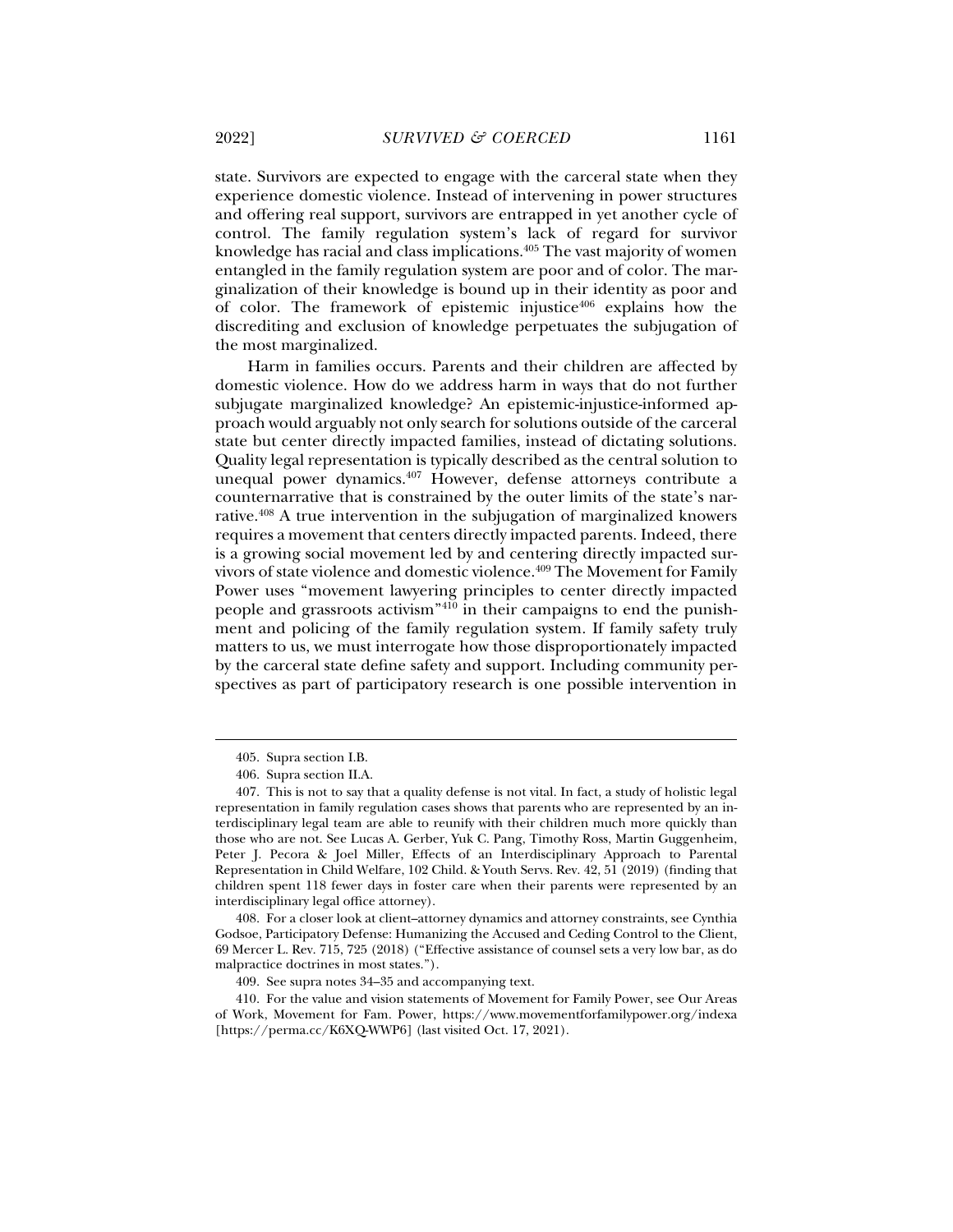state. Survivors are expected to engage with the carceral state when they experience domestic violence. Instead of intervening in power structures and offering real support, survivors are entrapped in yet another cycle of control. The family regulation system's lack of regard for survivor knowledge has racial and class implications.[405] The vast majority of women entangled in the family regulation system are poor and of color. The marginalization of their knowledge is bound up in their identity as poor and of color. The framework of epistemic injustice[406] explains how the discrediting and exclusion of knowledge perpetuates the subjugation of the most marginalized.

Harm in families occurs. Parents and their children are affected by domestic violence. How do we address harm in ways that do not further subjugate marginalized knowledge? An epistemic-injustice-informed approach would arguably not only search for solutions outside of the carceral state but center directly impacted families, instead of dictating solutions. Quality legal representation is typically described as the central solution to unequal power dynamics.[407] However, defense attorneys contribute a counternarrative that is constrained by the outer limits of the state's narrative.[408] A true intervention in the subjugation of marginalized knowers requires a movement that centers directly impacted parents. Indeed, there is a growing social movement led by and centering directly impacted survivors of state violence and domestic violence.[409] The Movement for Family Power uses "movement lawyering principles to center directly impacted people and grassroots activism"[410] in their campaigns to end the punishment and policing of the family regulation system. If family safety truly matters to us, we must interrogate how those disproportionately impacted by the carceral state define safety and support. Including community perspectives as part of participatory research is one possible intervention in

---

405. Supra section I.B.

406. Supra section II.A.

407. This is not to say that a quality defense is not vital. In fact, a study of holistic legal representation in family regulation cases shows that parents who are represented by an interdisciplinary legal team are able to reunify with their children much more quickly than those who are not. See Lucas A. Gerber, Yuk C. Pang, Timothy Ross, Martin Guggenheim, Peter J. Pecora & Joel Miller, Effects of an Interdisciplinary Approach to Parental Representation in Child Welfare, 102 Child. & Youth Servs. Rev. 42, 51 (2019) (finding that children spent 118 fewer days in foster care when their parents were represented by an interdisciplinary legal office attorney).

408. For a closer look at client–attorney dynamics and attorney constraints, see Cynthia Godsoe, Participatory Defense: Humanizing the Accused and Ceding Control to the Client, 69 Mercer L. Rev. 715, 725 (2018) ("Effective assistance of counsel sets a very low bar, as do malpractice doctrines in most states.").

409. See supra notes 34–35 and accompanying text.

410. For the value and vision statements of Movement for Family Power, see Our Areas of Work, Movement for Fam. Power, https://www.movementforfamilypower.org/indexa [https://perma.cc/K6XQ-WWP6] (last visited Oct. 17, 2021).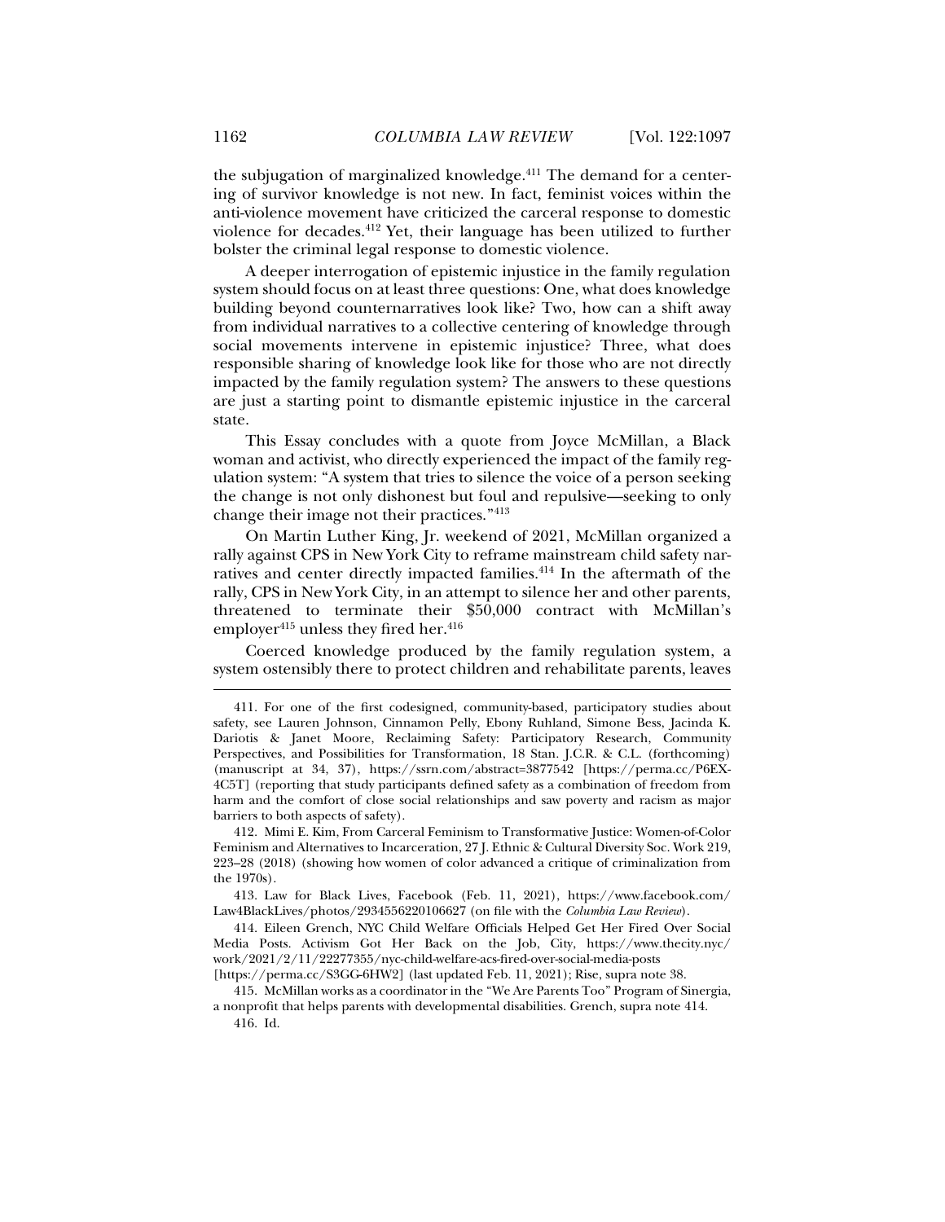the subjugation of marginalized knowledge.[411] The demand for a centering of survivor knowledge is not new. In fact, feminist voices within the anti-violence movement have criticized the carceral response to domestic violence for decades.[412] Yet, their language has been utilized to further bolster the criminal legal response to domestic violence.

A deeper interrogation of epistemic injustice in the family regulation system should focus on at least three questions: One, what does knowledge building beyond counternarratives look like? Two, how can a shift away from individual narratives to a collective centering of knowledge through social movements intervene in epistemic injustice? Three, what does responsible sharing of knowledge look like for those who are not directly impacted by the family regulation system? The answers to these questions are just a starting point to dismantle epistemic injustice in the carceral state.

This Essay concludes with a quote from Joyce McMillan, a Black woman and activist, who directly experienced the impact of the family regulation system: "A system that tries to silence the voice of a person seeking the change is not only dishonest but foul and repulsive—seeking to only change their image not their practices."[413]

On Martin Luther King, Jr. weekend of 2021, McMillan organized a rally against CPS in New York City to reframe mainstream child safety narratives and center directly impacted families.[414] In the aftermath of the rally, CPS in New York City, in an attempt to silence her and other parents, threatened to terminate their $50,000 contract with McMillan's employer[415] unless they fired her.[416]

Coerced knowledge produced by the family regulation system, a system ostensibly there to protect children and rehabilitate parents, leaves

---

411. For one of the first codesigned, community-based, participatory studies about safety, see Lauren Johnson, Cinnamon Pelly, Ebony Ruhland, Simone Bess, Jacinda K. Dariotis & Janet Moore, Reclaiming Safety: Participatory Research, Community Perspectives, and Possibilities for Transformation, 18 Stan. J.C.R. & C.L. (forthcoming) (manuscript at 34, 37), https://ssrn.com/abstract=3877542 [https://perma.cc/P6EX-4C5T] (reporting that study participants defined safety as a combination of freedom from harm and the comfort of close social relationships and saw poverty and racism as major barriers to both aspects of safety).

412. Mimi E. Kim, From Carceral Feminism to Transformative Justice: Women-of-Color Feminism and Alternatives to Incarceration, 27 J. Ethnic & Cultural Diversity Soc. Work 219, 223–28 (2018) (showing how women of color advanced a critique of criminalization from the 1970s).

413. Law for Black Lives, Facebook (Feb. 11, 2021), https://www.facebook.com/Law4BlackLives/photos/2934556220106627 (on file with the *Columbia Law Review*).

414. Eileen Grench, NYC Child Welfare Officials Helped Get Her Fired Over Social Media Posts. Activism Got Her Back on the Job, City, https://www.thecity.nyc/work/2021/2/11/22277355/nyc-child-welfare-acs-fired-over-social-media-posts [https://perma.cc/S3GG-6HW2] (last updated Feb. 11, 2021); Rise, supra note 38.

415. McMillan works as a coordinator in the "We Are Parents Too" Program of Sinergia, a nonprofit that helps parents with developmental disabilities. Grench, supra note 414.

416. Id.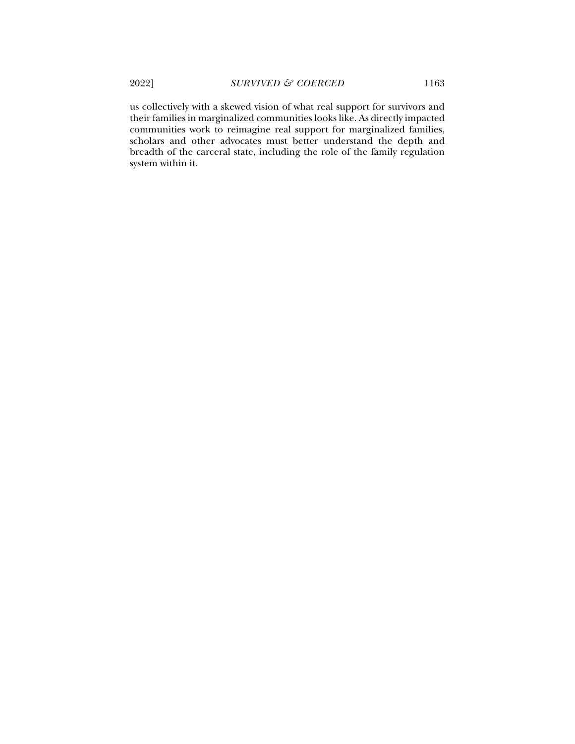us collectively with a skewed vision of what real support for survivors and their families in marginalized communities looks like. As directly impacted communities work to reimagine real support for marginalized families, scholars and other advocates must better understand the depth and breadth of the carceral state, including the role of the family regulation system within it.